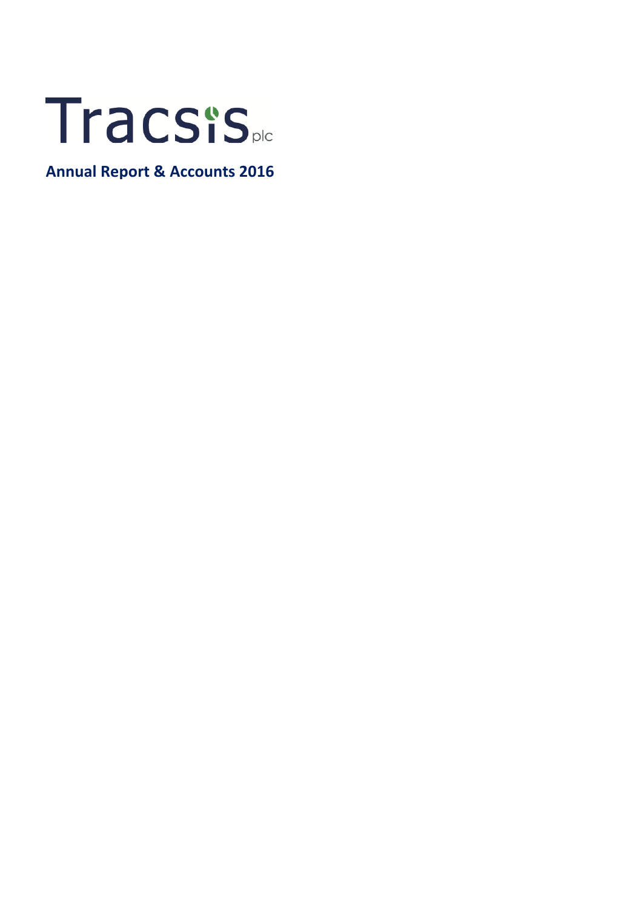# Tracsis plc

## Annual Report & Accounts 2016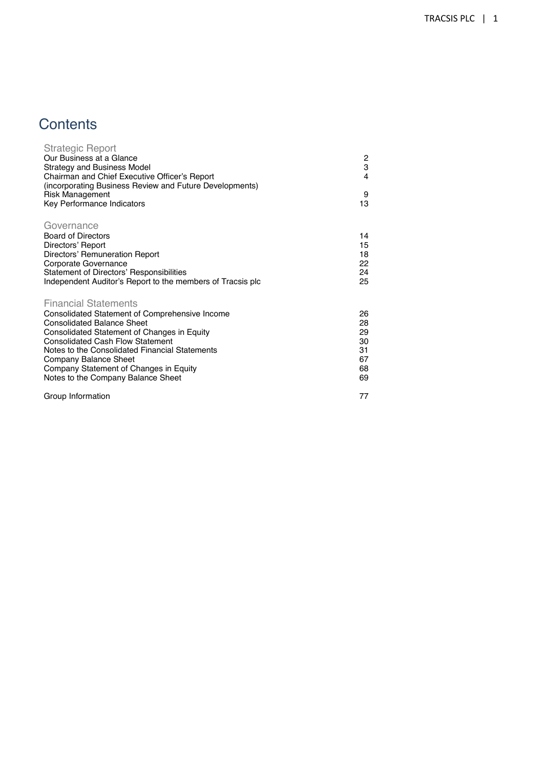# Contents

| | |
|---|---|
| **Strategic Report** | |
| Our Business at a Glance | 2 |
| Strategy and Business Model | 3 |
| Chairman and Chief Executive Officer's Report (incorporating Business Review and Future Developments) | 4 |
| Risk Management | 9 |
| Key Performance Indicators | 13 |
| **Governance** | |
| Board of Directors | 14 |
| Directors' Report | 15 |
| Directors' Remuneration Report | 18 |
| Corporate Governance | 22 |
| Statement of Directors' Responsibilities | 24 |
| Independent Auditor's Report to the members of Tracsis plc | 25 |
| **Financial Statements** | |
| Consolidated Statement of Comprehensive Income | 26 |
| Consolidated Balance Sheet | 28 |
| Consolidated Statement of Changes in Equity | 29 |
| Consolidated Cash Flow Statement | 30 |
| Notes to the Consolidated Financial Statements | 31 |
| Company Balance Sheet | 67 |
| Company Statement of Changes in Equity | 68 |
| Notes to the Company Balance Sheet | 69 |
| Group Information | 77 |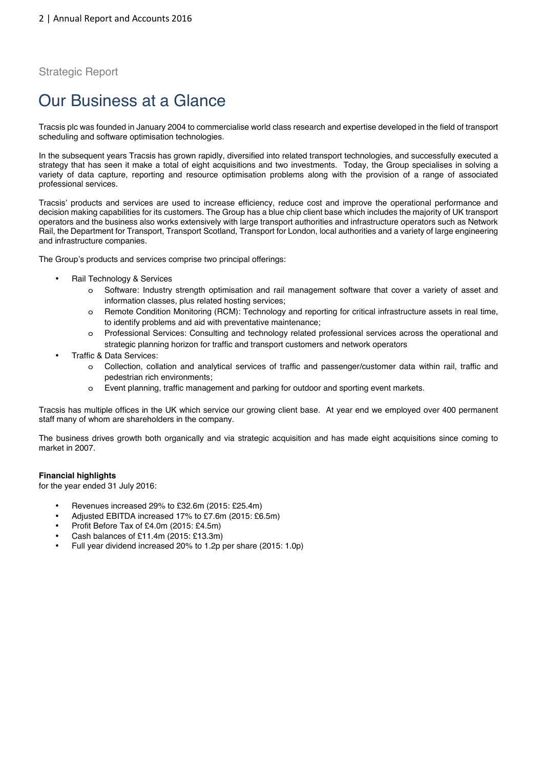Strategic Report

# Our Business at a Glance

Tracsis plc was founded in January 2004 to commercialise world class research and expertise developed in the field of transport scheduling and software optimisation technologies.

In the subsequent years Tracsis has grown rapidly, diversified into related transport technologies, and successfully executed a strategy that has seen it make a total of eight acquisitions and two investments. Today, the Group specialises in solving a variety of data capture, reporting and resource optimisation problems along with the provision of a range of associated professional services.

Tracsis' products and services are used to increase efficiency, reduce cost and improve the operational performance and decision making capabilities for its customers. The Group has a blue chip client base which includes the majority of UK transport operators and the business also works extensively with large transport authorities and infrastructure operators such as Network Rail, the Department for Transport, Transport Scotland, Transport for London, local authorities and a variety of large engineering and infrastructure companies.

The Group's products and services comprise two principal offerings:

- Rail Technology & Services
  - Software: Industry strength optimisation and rail management software that cover a variety of asset and information classes, plus related hosting services;
  - Remote Condition Monitoring (RCM): Technology and reporting for critical infrastructure assets in real time, to identify problems and aid with preventative maintenance;
  - Professional Services: Consulting and technology related professional services across the operational and strategic planning horizon for traffic and transport customers and network operators
- Traffic & Data Services:
  - Collection, collation and analytical services of traffic and passenger/customer data within rail, traffic and pedestrian rich environments;
  - Event planning, traffic management and parking for outdoor and sporting event markets.

Tracsis has multiple offices in the UK which service our growing client base. At year end we employed over 400 permanent staff many of whom are shareholders in the company.

The business drives growth both organically and via strategic acquisition and has made eight acquisitions since coming to market in 2007.

**Financial highlights**
for the year ended 31 July 2016:

- Revenues increased 29% to £32.6m (2015: £25.4m)
- Adjusted EBITDA increased 17% to £7.6m (2015: £6.5m)
- Profit Before Tax of £4.0m (2015: £4.5m)
- Cash balances of £11.4m (2015: £13.3m)
- Full year dividend increased 20% to 1.2p per share (2015: 1.0p)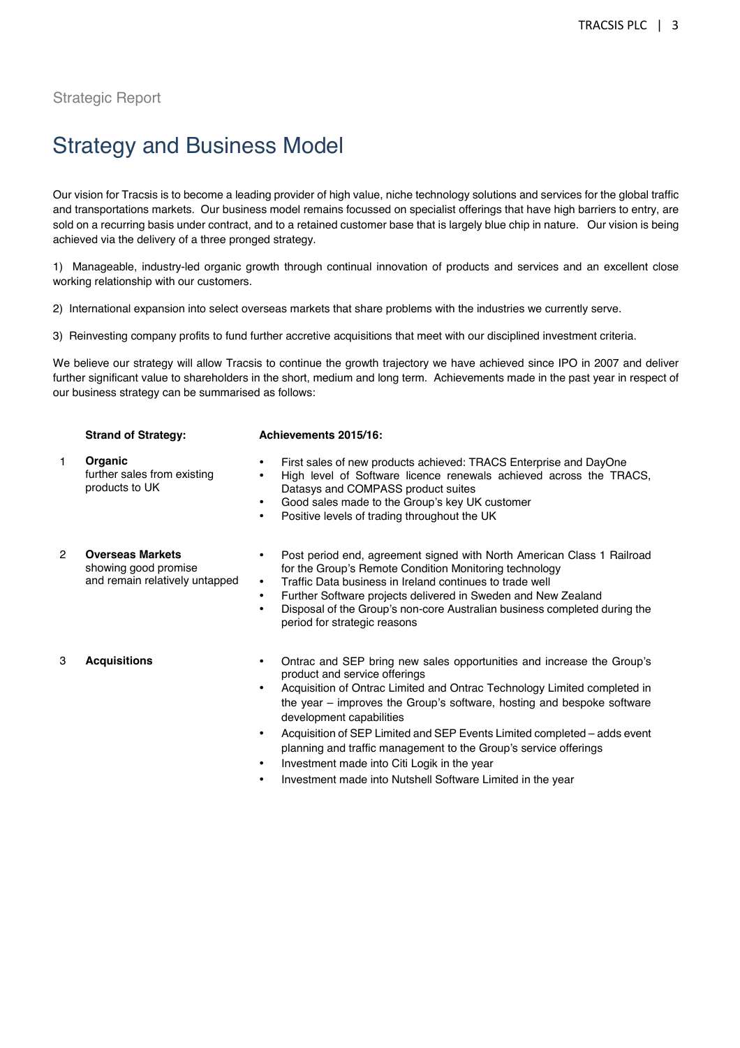Strategic Report

# Strategy and Business Model

Our vision for Tracsis is to become a leading provider of high value, niche technology solutions and services for the global traffic and transportations markets. Our business model remains focussed on specialist offerings that have high barriers to entry, are sold on a recurring basis under contract, and to a retained customer base that is largely blue chip in nature. Our vision is being achieved via the delivery of a three pronged strategy.

1) Manageable, industry-led organic growth through continual innovation of products and services and an excellent close working relationship with our customers.

2) International expansion into select overseas markets that share problems with the industries we currently serve.

3) Reinvesting company profits to fund further accretive acquisitions that meet with our disciplined investment criteria.

We believe our strategy will allow Tracsis to continue the growth trajectory we have achieved since IPO in 2007 and deliver further significant value to shareholders in the short, medium and long term. Achievements made in the past year in respect of our business strategy can be summarised as follows:

| | Strand of Strategy: | Achievements 2015/16: |
|---|---|---|
| 1 | **Organic** further sales from existing products to UK | • First sales of new products achieved: TRACS Enterprise and DayOne<br>• High level of Software licence renewals achieved across the TRACS, Datasys and COMPASS product suites<br>• Good sales made to the Group's key UK customer<br>• Positive levels of trading throughout the UK |
| 2 | **Overseas Markets** showing good promise and remain relatively untapped | • Post period end, agreement signed with North American Class 1 Railroad for the Group's Remote Condition Monitoring technology<br>• Traffic Data business in Ireland continues to trade well<br>• Further Software projects delivered in Sweden and New Zealand<br>• Disposal of the Group's non-core Australian business completed during the period for strategic reasons |
| 3 | **Acquisitions** | • Ontrac and SEP bring new sales opportunities and increase the Group's product and service offerings<br>• Acquisition of Ontrac Limited and Ontrac Technology Limited completed in the year – improves the Group's software, hosting and bespoke software development capabilities<br>• Acquisition of SEP Limited and SEP Events Limited completed – adds event planning and traffic management to the Group's service offerings<br>• Investment made into Citi Logik in the year<br>• Investment made into Nutshell Software Limited in the year |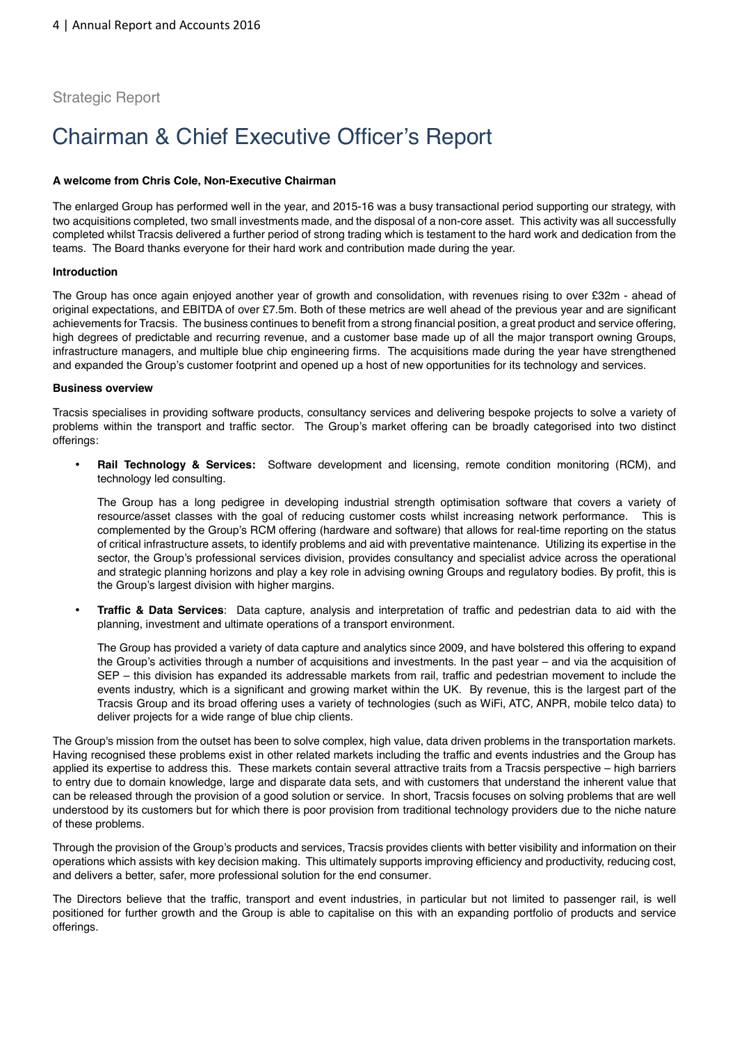Strategic Report

# Chairman & Chief Executive Officer's Report

**A welcome from Chris Cole, Non-Executive Chairman**

The enlarged Group has performed well in the year, and 2015-16 was a busy transactional period supporting our strategy, with two acquisitions completed, two small investments made, and the disposal of a non-core asset. This activity was all successfully completed whilst Tracsis delivered a further period of strong trading which is testament to the hard work and dedication from the teams. The Board thanks everyone for their hard work and contribution made during the year.

**Introduction**

The Group has once again enjoyed another year of growth and consolidation, with revenues rising to over £32m - ahead of original expectations, and EBITDA of over £7.5m. Both of these metrics are well ahead of the previous year and are significant achievements for Tracsis. The business continues to benefit from a strong financial position, a great product and service offering, high degrees of predictable and recurring revenue, and a customer base made up of all the major transport owning Groups, infrastructure managers, and multiple blue chip engineering firms. The acquisitions made during the year have strengthened and expanded the Group's customer footprint and opened up a host of new opportunities for its technology and services.

**Business overview**

Tracsis specialises in providing software products, consultancy services and delivering bespoke projects to solve a variety of problems within the transport and traffic sector. The Group's market offering can be broadly categorised into two distinct offerings:

- **Rail Technology & Services:** Software development and licensing, remote condition monitoring (RCM), and technology led consulting.

  The Group has a long pedigree in developing industrial strength optimisation software that covers a variety of resource/asset classes with the goal of reducing customer costs whilst increasing network performance. This is complemented by the Group's RCM offering (hardware and software) that allows for real-time reporting on the status of critical infrastructure assets, to identify problems and aid with preventative maintenance. Utilizing its expertise in the sector, the Group's professional services division, provides consultancy and specialist advice across the operational and strategic planning horizons and play a key role in advising owning Groups and regulatory bodies. By profit, this is the Group's largest division with higher margins.

- **Traffic & Data Services**: Data capture, analysis and interpretation of traffic and pedestrian data to aid with the planning, investment and ultimate operations of a transport environment.

  The Group has provided a variety of data capture and analytics since 2009, and have bolstered this offering to expand the Group's activities through a number of acquisitions and investments. In the past year – and via the acquisition of SEP – this division has expanded its addressable markets from rail, traffic and pedestrian movement to include the events industry, which is a significant and growing market within the UK. By revenue, this is the largest part of the Tracsis Group and its broad offering uses a variety of technologies (such as WiFi, ATC, ANPR, mobile telco data) to deliver projects for a wide range of blue chip clients.

The Group's mission from the outset has been to solve complex, high value, data driven problems in the transportation markets. Having recognised these problems exist in other related markets including the traffic and events industries and the Group has applied its expertise to address this. These markets contain several attractive traits from a Tracsis perspective – high barriers to entry due to domain knowledge, large and disparate data sets, and with customers that understand the inherent value that can be released through the provision of a good solution or service. In short, Tracsis focuses on solving problems that are well understood by its customers but for which there is poor provision from traditional technology providers due to the niche nature of these problems.

Through the provision of the Group's products and services, Tracsis provides clients with better visibility and information on their operations which assists with key decision making. This ultimately supports improving efficiency and productivity, reducing cost, and delivers a better, safer, more professional solution for the end consumer.

The Directors believe that the traffic, transport and event industries, in particular but not limited to passenger rail, is well positioned for further growth and the Group is able to capitalise on this with an expanding portfolio of products and service offerings.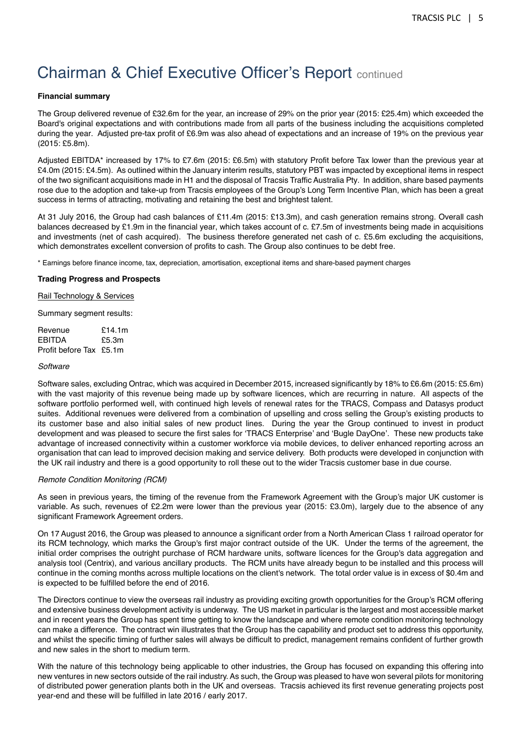# Chairman & Chief Executive Officer's Report continued

**Financial summary**

The Group delivered revenue of £32.6m for the year, an increase of 29% on the prior year (2015: £25.4m) which exceeded the Board's original expectations and with contributions made from all parts of the business including the acquisitions completed during the year. Adjusted pre-tax profit of £6.9m was also ahead of expectations and an increase of 19% on the previous year (2015: £5.8m).

Adjusted EBITDA* increased by 17% to £7.6m (2015: £6.5m) with statutory Profit before Tax lower than the previous year at £4.0m (2015: £4.5m). As outlined within the January interim results, statutory PBT was impacted by exceptional items in respect of the two significant acquisitions made in H1 and the disposal of Tracsis Traffic Australia Pty. In addition, share based payments rose due to the adoption and take-up from Tracsis employees of the Group's Long Term Incentive Plan, which has been a great success in terms of attracting, motivating and retaining the best and brightest talent.

At 31 July 2016, the Group had cash balances of £11.4m (2015: £13.3m), and cash generation remains strong. Overall cash balances decreased by £1.9m in the financial year, which takes account of c. £7.5m of investments being made in acquisitions and investments (net of cash acquired). The business therefore generated net cash of c. £5.6m excluding the acquisitions, which demonstrates excellent conversion of profits to cash. The Group also continues to be debt free.

* Earnings before finance income, tax, depreciation, amortisation, exceptional items and share-based payment charges

**Trading Progress and Prospects**

Rail Technology & Services

Summary segment results:

| | |
|---|---|
| Revenue | £14.1m |
| EBITDA | £5.3m |
| Profit before Tax | £5.1m |

*Software*

Software sales, excluding Ontrac, which was acquired in December 2015, increased significantly by 18% to £6.6m (2015: £5.6m) with the vast majority of this revenue being made up by software licences, which are recurring in nature. All aspects of the software portfolio performed well, with continued high levels of renewal rates for the TRACS, Compass and Datasys product suites. Additional revenues were delivered from a combination of upselling and cross selling the Group's existing products to its customer base and also initial sales of new product lines. During the year the Group continued to invest in product development and was pleased to secure the first sales for 'TRACS Enterprise' and 'Bugle DayOne'. These new products take advantage of increased connectivity within a customer workforce via mobile devices, to deliver enhanced reporting across an organisation that can lead to improved decision making and service delivery. Both products were developed in conjunction with the UK rail industry and there is a good opportunity to roll these out to the wider Tracsis customer base in due course.

*Remote Condition Monitoring (RCM)*

As seen in previous years, the timing of the revenue from the Framework Agreement with the Group's major UK customer is variable. As such, revenues of £2.2m were lower than the previous year (2015: £3.0m), largely due to the absence of any significant Framework Agreement orders.

On 17 August 2016, the Group was pleased to announce a significant order from a North American Class 1 railroad operator for its RCM technology, which marks the Group's first major contract outside of the UK. Under the terms of the agreement, the initial order comprises the outright purchase of RCM hardware units, software licences for the Group's data aggregation and analysis tool (Centrix), and various ancillary products. The RCM units have already begun to be installed and this process will continue in the coming months across multiple locations on the client's network. The total order value is in excess of $0.4m and is expected to be fulfilled before the end of 2016.

The Directors continue to view the overseas rail industry as providing exciting growth opportunities for the Group's RCM offering and extensive business development activity is underway. The US market in particular is the largest and most accessible market and in recent years the Group has spent time getting to know the landscape and where remote condition monitoring technology can make a difference. The contract win illustrates that the Group has the capability and product set to address this opportunity, and whilst the specific timing of further sales will always be difficult to predict, management remains confident of further growth and new sales in the short to medium term.

With the nature of this technology being applicable to other industries, the Group has focused on expanding this offering into new ventures in new sectors outside of the rail industry. As such, the Group was pleased to have won several pilots for monitoring of distributed power generation plants both in the UK and overseas. Tracsis achieved its first revenue generating projects post year-end and these will be fulfilled in late 2016 / early 2017.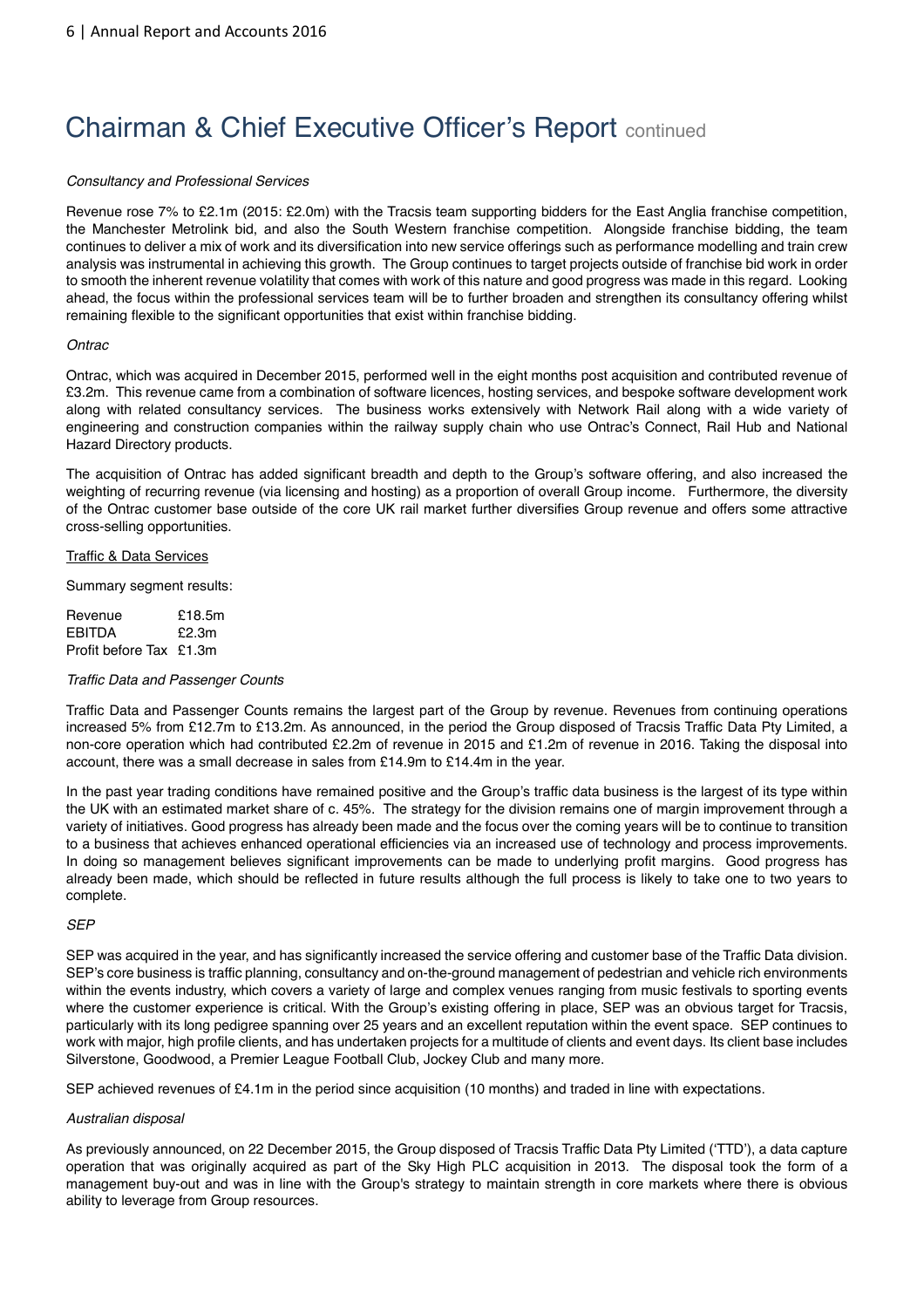# Chairman & Chief Executive Officer's Report continued

*Consultancy and Professional Services*

Revenue rose 7% to £2.1m (2015: £2.0m) with the Tracsis team supporting bidders for the East Anglia franchise competition, the Manchester Metrolink bid, and also the South Western franchise competition. Alongside franchise bidding, the team continues to deliver a mix of work and its diversification into new service offerings such as performance modelling and train crew analysis was instrumental in achieving this growth. The Group continues to target projects outside of franchise bid work in order to smooth the inherent revenue volatility that comes with work of this nature and good progress was made in this regard. Looking ahead, the focus within the professional services team will be to further broaden and strengthen its consultancy offering whilst remaining flexible to the significant opportunities that exist within franchise bidding.

*Ontrac*

Ontrac, which was acquired in December 2015, performed well in the eight months post acquisition and contributed revenue of £3.2m. This revenue came from a combination of software licences, hosting services, and bespoke software development work along with related consultancy services. The business works extensively with Network Rail along with a wide variety of engineering and construction companies within the railway supply chain who use Ontrac's Connect, Rail Hub and National Hazard Directory products.

The acquisition of Ontrac has added significant breadth and depth to the Group's software offering, and also increased the weighting of recurring revenue (via licensing and hosting) as a proportion of overall Group income. Furthermore, the diversity of the Ontrac customer base outside of the core UK rail market further diversifies Group revenue and offers some attractive cross-selling opportunities.

<u>Traffic & Data Services</u>

Summary segment results:

| | |
|---|---|
| Revenue | £18.5m |
| EBITDA | £2.3m |
| Profit before Tax | £1.3m |

*Traffic Data and Passenger Counts*

Traffic Data and Passenger Counts remains the largest part of the Group by revenue. Revenues from continuing operations increased 5% from £12.7m to £13.2m. As announced, in the period the Group disposed of Tracsis Traffic Data Pty Limited, a non-core operation which had contributed £2.2m of revenue in 2015 and £1.2m of revenue in 2016. Taking the disposal into account, there was a small decrease in sales from £14.9m to £14.4m in the year.

In the past year trading conditions have remained positive and the Group's traffic data business is the largest of its type within the UK with an estimated market share of c. 45%. The strategy for the division remains one of margin improvement through a variety of initiatives. Good progress has already been made and the focus over the coming years will be to continue to transition to a business that achieves enhanced operational efficiencies via an increased use of technology and process improvements. In doing so management believes significant improvements can be made to underlying profit margins. Good progress has already been made, which should be reflected in future results although the full process is likely to take one to two years to complete.

*SEP*

SEP was acquired in the year, and has significantly increased the service offering and customer base of the Traffic Data division. SEP's core business is traffic planning, consultancy and on-the-ground management of pedestrian and vehicle rich environments within the events industry, which covers a variety of large and complex venues ranging from music festivals to sporting events where the customer experience is critical. With the Group's existing offering in place, SEP was an obvious target for Tracsis, particularly with its long pedigree spanning over 25 years and an excellent reputation within the event space. SEP continues to work with major, high profile clients, and has undertaken projects for a multitude of clients and event days. Its client base includes Silverstone, Goodwood, a Premier League Football Club, Jockey Club and many more.

SEP achieved revenues of £4.1m in the period since acquisition (10 months) and traded in line with expectations.

*Australian disposal*

As previously announced, on 22 December 2015, the Group disposed of Tracsis Traffic Data Pty Limited ('TTD'), a data capture operation that was originally acquired as part of the Sky High PLC acquisition in 2013. The disposal took the form of a management buy-out and was in line with the Group's strategy to maintain strength in core markets where there is obvious ability to leverage from Group resources.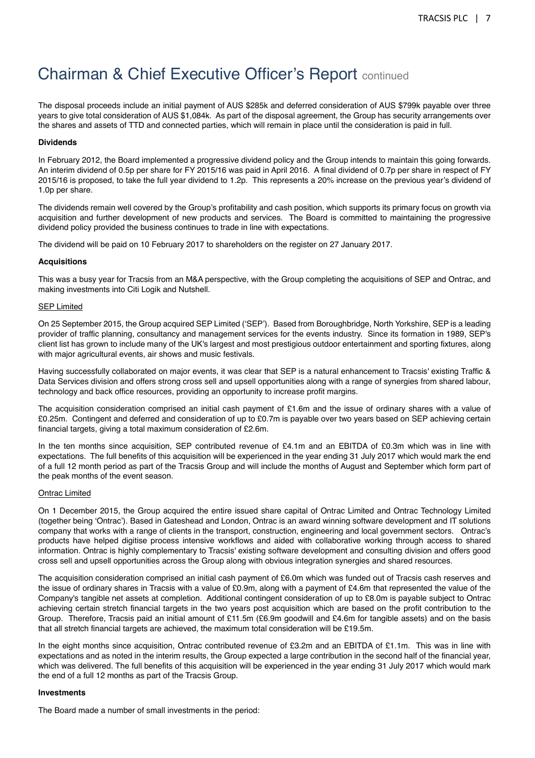# Chairman & Chief Executive Officer's Report continued

The disposal proceeds include an initial payment of AUS $285k and deferred consideration of AUS $799k payable over three years to give total consideration of AUS $1,084k. As part of the disposal agreement, the Group has security arrangements over the shares and assets of TTD and connected parties, which will remain in place until the consideration is paid in full.

**Dividends**

In February 2012, the Board implemented a progressive dividend policy and the Group intends to maintain this going forwards. An interim dividend of 0.5p per share for FY 2015/16 was paid in April 2016. A final dividend of 0.7p per share in respect of FY 2015/16 is proposed, to take the full year dividend to 1.2p. This represents a 20% increase on the previous year's dividend of 1.0p per share.

The dividends remain well covered by the Group's profitability and cash position, which supports its primary focus on growth via acquisition and further development of new products and services. The Board is committed to maintaining the progressive dividend policy provided the business continues to trade in line with expectations.

The dividend will be paid on 10 February 2017 to shareholders on the register on 27 January 2017.

**Acquisitions**

This was a busy year for Tracsis from an M&A perspective, with the Group completing the acquisitions of SEP and Ontrac, and making investments into Citi Logik and Nutshell.

SEP Limited

On 25 September 2015, the Group acquired SEP Limited ('SEP'). Based from Boroughbridge, North Yorkshire, SEP is a leading provider of traffic planning, consultancy and management services for the events industry. Since its formation in 1989, SEP's client list has grown to include many of the UK's largest and most prestigious outdoor entertainment and sporting fixtures, along with major agricultural events, air shows and music festivals.

Having successfully collaborated on major events, it was clear that SEP is a natural enhancement to Tracsis' existing Traffic & Data Services division and offers strong cross sell and upsell opportunities along with a range of synergies from shared labour, technology and back office resources, providing an opportunity to increase profit margins.

The acquisition consideration comprised an initial cash payment of £1.6m and the issue of ordinary shares with a value of £0.25m. Contingent and deferred and consideration of up to £0.7m is payable over two years based on SEP achieving certain financial targets, giving a total maximum consideration of £2.6m.

In the ten months since acquisition, SEP contributed revenue of £4.1m and an EBITDA of £0.3m which was in line with expectations. The full benefits of this acquisition will be experienced in the year ending 31 July 2017 which would mark the end of a full 12 month period as part of the Tracsis Group and will include the months of August and September which form part of the peak months of the event season.

Ontrac Limited

On 1 December 2015, the Group acquired the entire issued share capital of Ontrac Limited and Ontrac Technology Limited (together being 'Ontrac'). Based in Gateshead and London, Ontrac is an award winning software development and IT solutions company that works with a range of clients in the transport, construction, engineering and local government sectors. Ontrac's products have helped digitise process intensive workflows and aided with collaborative working through access to shared information. Ontrac is highly complementary to Tracsis' existing software development and consulting division and offers good cross sell and upsell opportunities across the Group along with obvious integration synergies and shared resources.

The acquisition consideration comprised an initial cash payment of £6.0m which was funded out of Tracsis cash reserves and the issue of ordinary shares in Tracsis with a value of £0.9m, along with a payment of £4.6m that represented the value of the Company's tangible net assets at completion. Additional contingent consideration of up to £8.0m is payable subject to Ontrac achieving certain stretch financial targets in the two years post acquisition which are based on the profit contribution to the Group. Therefore, Tracsis paid an initial amount of £11.5m (£6.9m goodwill and £4.6m for tangible assets) and on the basis that all stretch financial targets are achieved, the maximum total consideration will be £19.5m.

In the eight months since acquisition, Ontrac contributed revenue of £3.2m and an EBITDA of £1.1m. This was in line with expectations and as noted in the interim results, the Group expected a large contribution in the second half of the financial year, which was delivered. The full benefits of this acquisition will be experienced in the year ending 31 July 2017 which would mark the end of a full 12 months as part of the Tracsis Group.

**Investments**

The Board made a number of small investments in the period: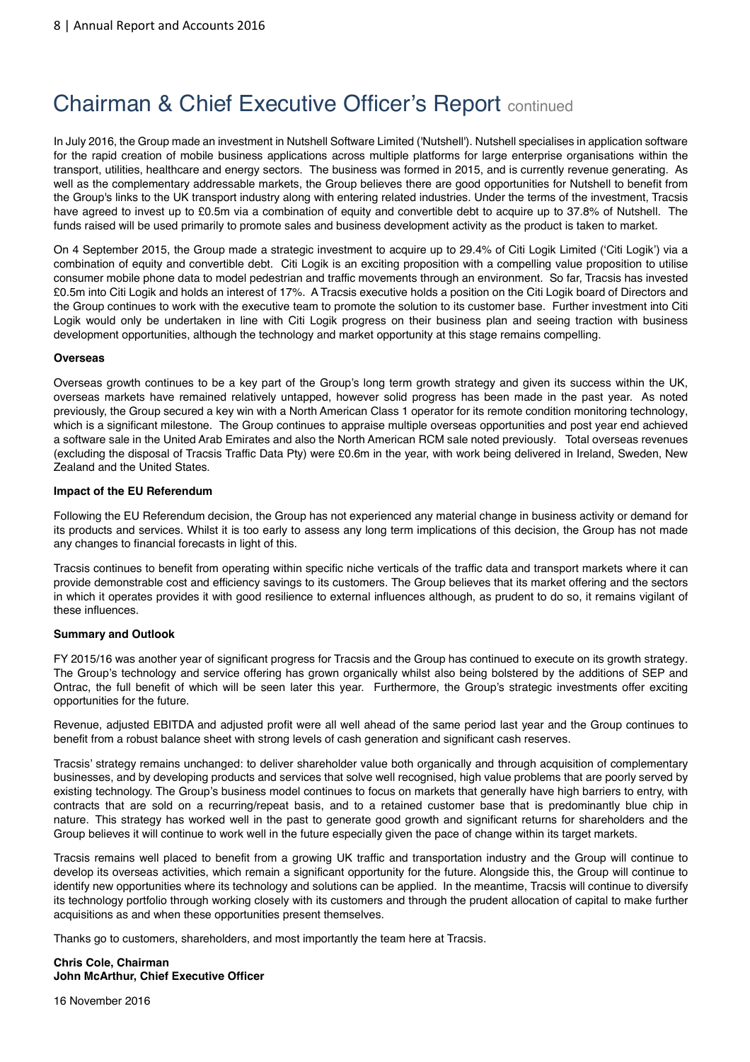# Chairman & Chief Executive Officer's Report continued

In July 2016, the Group made an investment in Nutshell Software Limited ('Nutshell'). Nutshell specialises in application software for the rapid creation of mobile business applications across multiple platforms for large enterprise organisations within the transport, utilities, healthcare and energy sectors. The business was formed in 2015, and is currently revenue generating. As well as the complementary addressable markets, the Group believes there are good opportunities for Nutshell to benefit from the Group's links to the UK transport industry along with entering related industries. Under the terms of the investment, Tracsis have agreed to invest up to £0.5m via a combination of equity and convertible debt to acquire up to 37.8% of Nutshell. The funds raised will be used primarily to promote sales and business development activity as the product is taken to market.

On 4 September 2015, the Group made a strategic investment to acquire up to 29.4% of Citi Logik Limited ('Citi Logik') via a combination of equity and convertible debt. Citi Logik is an exciting proposition with a compelling value proposition to utilise consumer mobile phone data to model pedestrian and traffic movements through an environment. So far, Tracsis has invested £0.5m into Citi Logik and holds an interest of 17%. A Tracsis executive holds a position on the Citi Logik board of Directors and the Group continues to work with the executive team to promote the solution to its customer base. Further investment into Citi Logik would only be undertaken in line with Citi Logik progress on their business plan and seeing traction with business development opportunities, although the technology and market opportunity at this stage remains compelling.

**Overseas**

Overseas growth continues to be a key part of the Group's long term growth strategy and given its success within the UK, overseas markets have remained relatively untapped, however solid progress has been made in the past year. As noted previously, the Group secured a key win with a North American Class 1 operator for its remote condition monitoring technology, which is a significant milestone. The Group continues to appraise multiple overseas opportunities and post year end achieved a software sale in the United Arab Emirates and also the North American RCM sale noted previously. Total overseas revenues (excluding the disposal of Tracsis Traffic Data Pty) were £0.6m in the year, with work being delivered in Ireland, Sweden, New Zealand and the United States.

**Impact of the EU Referendum**

Following the EU Referendum decision, the Group has not experienced any material change in business activity or demand for its products and services. Whilst it is too early to assess any long term implications of this decision, the Group has not made any changes to financial forecasts in light of this.

Tracsis continues to benefit from operating within specific niche verticals of the traffic data and transport markets where it can provide demonstrable cost and efficiency savings to its customers. The Group believes that its market offering and the sectors in which it operates provides it with good resilience to external influences although, as prudent to do so, it remains vigilant of these influences.

**Summary and Outlook**

FY 2015/16 was another year of significant progress for Tracsis and the Group has continued to execute on its growth strategy. The Group's technology and service offering has grown organically whilst also being bolstered by the additions of SEP and Ontrac, the full benefit of which will be seen later this year. Furthermore, the Group's strategic investments offer exciting opportunities for the future.

Revenue, adjusted EBITDA and adjusted profit were all well ahead of the same period last year and the Group continues to benefit from a robust balance sheet with strong levels of cash generation and significant cash reserves.

Tracsis' strategy remains unchanged: to deliver shareholder value both organically and through acquisition of complementary businesses, and by developing products and services that solve well recognised, high value problems that are poorly served by existing technology. The Group's business model continues to focus on markets that generally have high barriers to entry, with contracts that are sold on a recurring/repeat basis, and to a retained customer base that is predominantly blue chip in nature. This strategy has worked well in the past to generate good growth and significant returns for shareholders and the Group believes it will continue to work well in the future especially given the pace of change within its target markets.

Tracsis remains well placed to benefit from a growing UK traffic and transportation industry and the Group will continue to develop its overseas activities, which remain a significant opportunity for the future. Alongside this, the Group will continue to identify new opportunities where its technology and solutions can be applied. In the meantime, Tracsis will continue to diversify its technology portfolio through working closely with its customers and through the prudent allocation of capital to make further acquisitions as and when these opportunities present themselves.

Thanks go to customers, shareholders, and most importantly the team here at Tracsis.

**Chris Cole, Chairman**
**John McArthur, Chief Executive Officer**

16 November 2016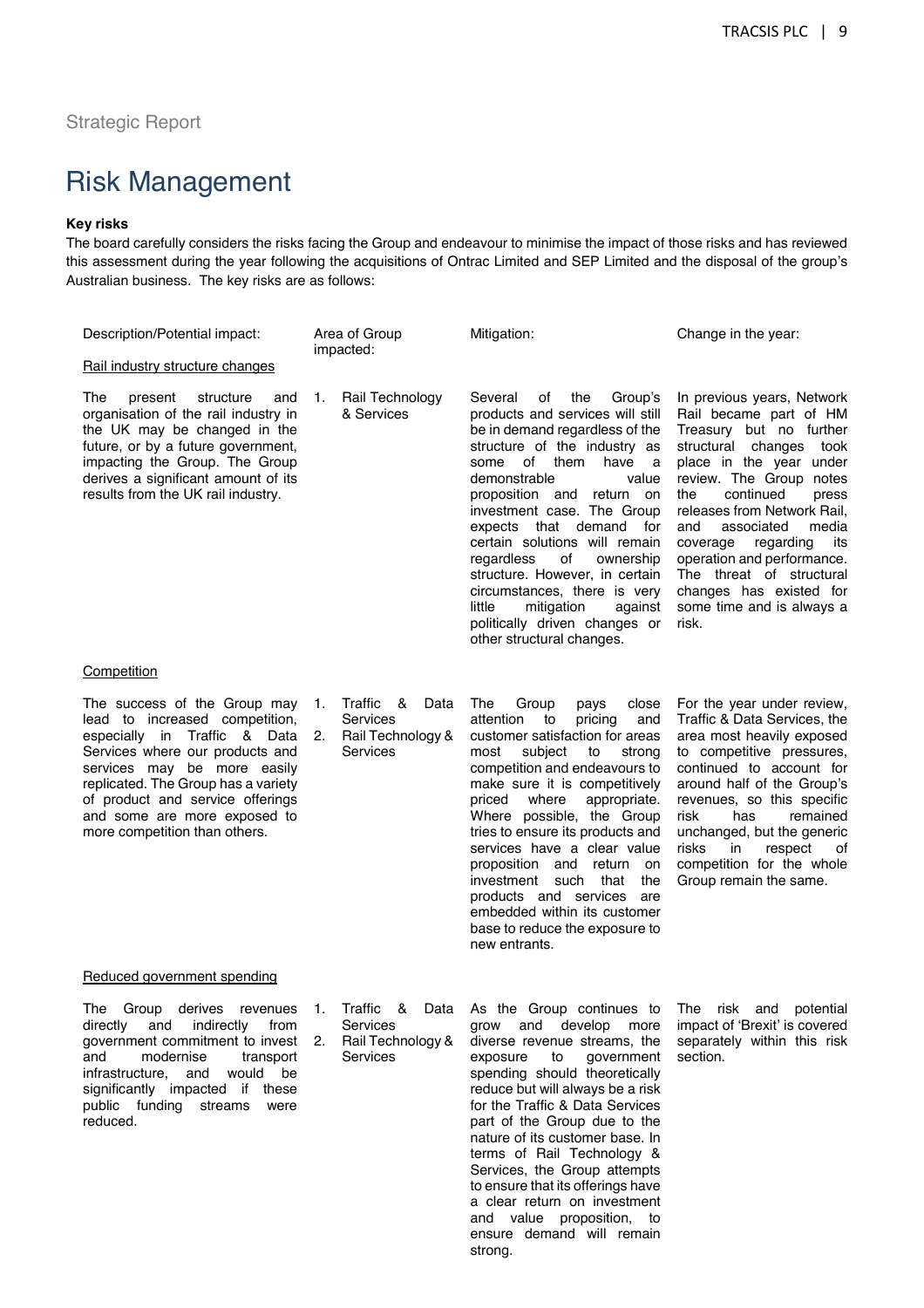Strategic Report

# Risk Management

**Key risks**

The board carefully considers the risks facing the Group and endeavour to minimise the impact of those risks and has reviewed this assessment during the year following the acquisitions of Ontrac Limited and SEP Limited and the disposal of the group's Australian business. The key risks are as follows:

| Description/Potential impact: | Area of Group impacted: | Mitigation: | Change in the year: |
|---|---|---|---|
| <u>Rail industry structure changes</u> | | | |
| The present structure and organisation of the rail industry in the UK may be changed in the future, or by a future government, impacting the Group. The Group derives a significant amount of its results from the UK rail industry. | 1. Rail Technology & Services | Several of the Group's products and services will still be in demand regardless of the structure of the industry as some of them have a demonstrable value proposition and return on investment case. The Group expects that demand for certain solutions will remain regardless of ownership structure. However, in certain circumstances, there is very little mitigation against politically driven changes or other structural changes. | In previous years, Network Rail became part of HM Treasury but no further structural changes took place in the year under review. The Group notes the continued press releases from Network Rail, and associated media coverage regarding its operation and performance. The threat of structural changes has existed for some time and is always a risk. |
| <u>Competition</u> | | | |
| The success of the Group may lead to increased competition, especially in Traffic & Data Services where our products and services may be more easily replicated. The Group has a variety of product and service offerings and some are more exposed to more competition than others. | 1. Traffic & Data Services<br>2. Rail Technology & Services | The Group pays close attention to pricing and customer satisfaction for areas most subject to strong competition and endeavours to make sure it is competitively priced where appropriate. Where possible, the Group tries to ensure its products and services have a clear value proposition and return on investment such that the products and services are embedded within its customer base to reduce the exposure to new entrants. | For the year under review, Traffic & Data Services, the area most heavily exposed to competitive pressures, continued to account for around half of the Group's revenues, so this specific risk has remained unchanged, but the generic risks in respect of competition for the whole Group remain the same. |
| <u>Reduced government spending</u> | | | |
| The Group derives revenues directly and indirectly from government commitment to invest and modernise transport infrastructure, and would be significantly impacted if these public funding streams were reduced. | 1. Traffic & Data Services<br>2. Rail Technology & Services | As the Group continues to grow and develop more diverse revenue streams, the exposure to government spending should theoretically reduce but will always be a risk for the Traffic & Data Services part of the Group due to the nature of its customer base. In terms of Rail Technology & Services, the Group attempts to ensure that its offerings have a clear return on investment and value proposition, to ensure demand will remain strong. | The risk and potential impact of 'Brexit' is covered separately within this risk section. |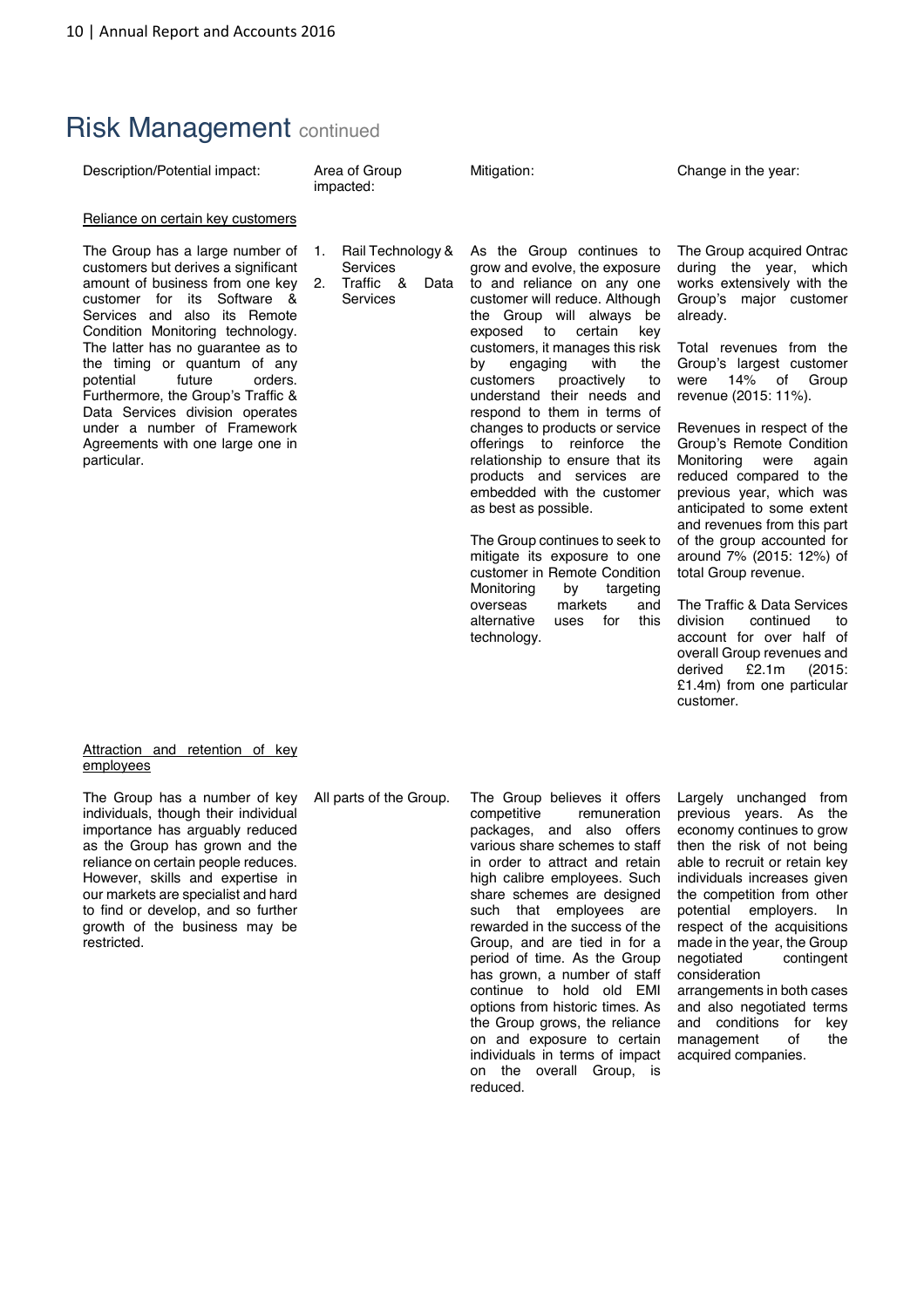# Risk Management continued

| Description/Potential impact: | Area of Group impacted: | Mitigation: | Change in the year: |
|---|---|---|---|
| Reliance on certain key customers | | | |
| The Group has a large number of customers but derives a significant amount of business from one key customer for its Software & Services and also its Remote Condition Monitoring technology. The latter has no guarantee as to the timing or quantum of any potential future orders. Furthermore, the Group's Traffic & Data Services division operates under a number of Framework Agreements with one large one in particular. | 1. Rail Technology & Services<br>2. Traffic & Data Services | As the Group continues to grow and evolve, the exposure to and reliance on any one customer will reduce. Although the Group will always be exposed to certain key customers, it manages this risk by engaging with the customers proactively to understand their needs and respond to them in terms of changes to products or service offerings to reinforce the relationship to ensure that its products and services are embedded with the customer as best as possible.<br><br>The Group continues to seek to mitigate its exposure to one customer in Remote Condition Monitoring by targeting overseas markets and alternative uses for this technology. | The Group acquired Ontrac during the year, which works extensively with the Group's major customer already.<br><br>Total revenues from the Group's largest customer were 14% of Group revenue (2015: 11%).<br><br>Revenues in respect of the Group's Remote Condition Monitoring were again reduced compared to the previous year, which was anticipated to some extent and revenues from this part of the group accounted for around 7% (2015: 12%) of total Group revenue.<br><br>The Traffic & Data Services division continued to account for over half of overall Group revenues and derived £2.1m (2015: £1.4m) from one particular customer. |
| Attraction and retention of key employees | | | |
| The Group has a number of key individuals, though their individual importance has arguably reduced as the Group has grown and the reliance on certain people reduces. However, skills and expertise in our markets are specialist and hard to find or develop, and so further growth of the business may be restricted. | All parts of the Group. | The Group believes it offers competitive remuneration packages, and also offers various share schemes to staff in order to attract and retain high calibre employees. Such share schemes are designed such that employees are rewarded in the success of the Group, and are tied in for a period of time. As the Group has grown, a number of staff continue to hold old EMI options from historic times. As the Group grows, the reliance on and exposure to certain individuals in terms of impact on the overall Group, is reduced. | Largely unchanged from previous years. As the economy continues to grow then the risk of not being able to recruit or retain key individuals increases given the competition from other potential employers. In respect of the acquisitions made in the year, the Group negotiated contingent consideration arrangements in both cases and also negotiated terms and conditions for key management of the acquired companies. |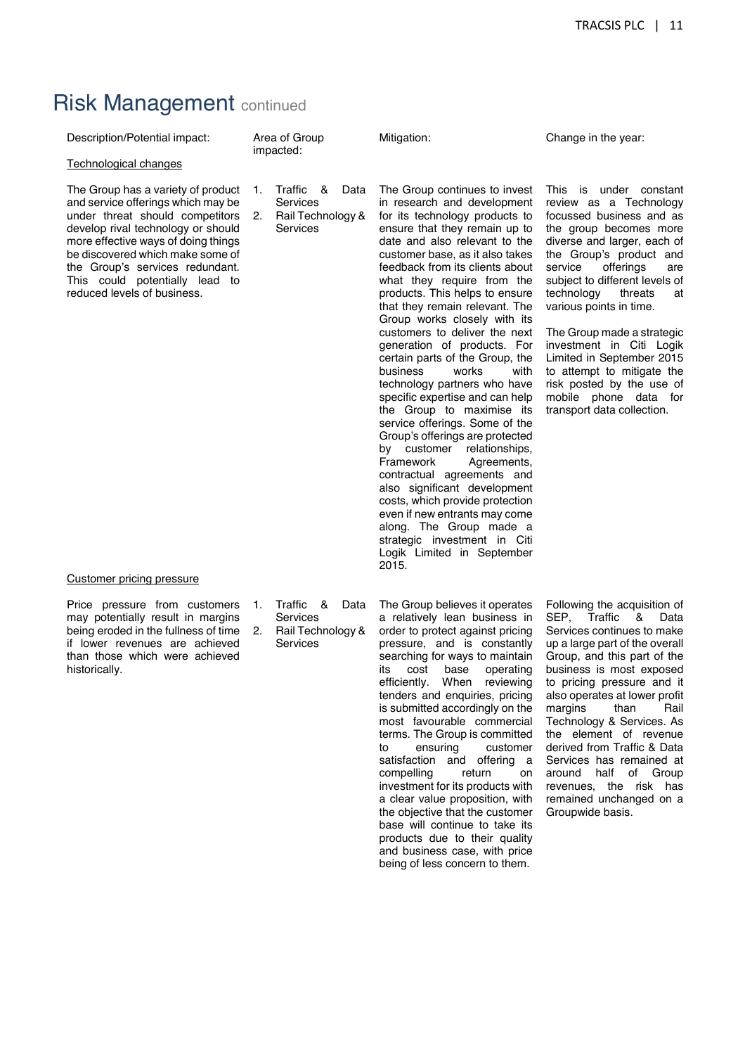# Risk Management continued

| Description/Potential impact: | Area of Group impacted: | Mitigation: | Change in the year: |
|---|---|---|---|
| Technological changes | | | |
| The Group has a variety of product and service offerings which may be under threat should competitors develop rival technology or should more effective ways of doing things be discovered which make some of the Group's services redundant. This could potentially lead to reduced levels of business. | 1. Traffic & Data Services<br>2. Rail Technology & Services | The Group continues to invest in research and development for its technology products to ensure that they remain up to date and also relevant to the customer base, as it also takes feedback from its clients about what they require from the products. This helps to ensure that they remain relevant. The Group works closely with its customers to deliver the next generation of products. For certain parts of the Group, the business works with technology partners who have specific expertise and can help the Group to maximise its service offerings. Some of the Group's offerings are protected by customer relationships, Framework Agreements, contractual agreements and also significant development costs, which provide protection even if new entrants may come along. The Group made a strategic investment in Citi Logik Limited in September 2015. | This is under constant review as a Technology focussed business and as the group becomes more diverse and larger, each of the Group's product and service offerings are subject to different levels of technology threats at various points in time.<br><br>The Group made a strategic investment in Citi Logik Limited in September 2015 to attempt to mitigate the risk posted by the use of mobile phone data for transport data collection. |
| Customer pricing pressure | | | |
| Price pressure from customers may potentially result in margins being eroded in the fullness of time if lower revenues are achieved than those which were achieved historically. | 1. Traffic & Data Services<br>2. Rail Technology & Services | The Group believes it operates a relatively lean business in order to protect against pricing pressure, and is constantly searching for ways to maintain its cost base operating efficiently. When reviewing tenders and enquiries, pricing is submitted accordingly on the most favourable commercial terms. The Group is committed to ensuring customer satisfaction and offering a compelling return on investment for its products with a clear value proposition, with the objective that the customer base will continue to take its products due to their quality and business case, with price being of less concern to them. | Following the acquisition of SEP, Traffic & Data Services continues to make up a large part of the overall Group, and this part of the business is most exposed to pricing pressure and it also operates at lower profit margins than Rail Technology & Services. As the element of revenue derived from Traffic & Data Services has remained at around half of Group revenues, the risk has remained unchanged on a Groupwide basis. |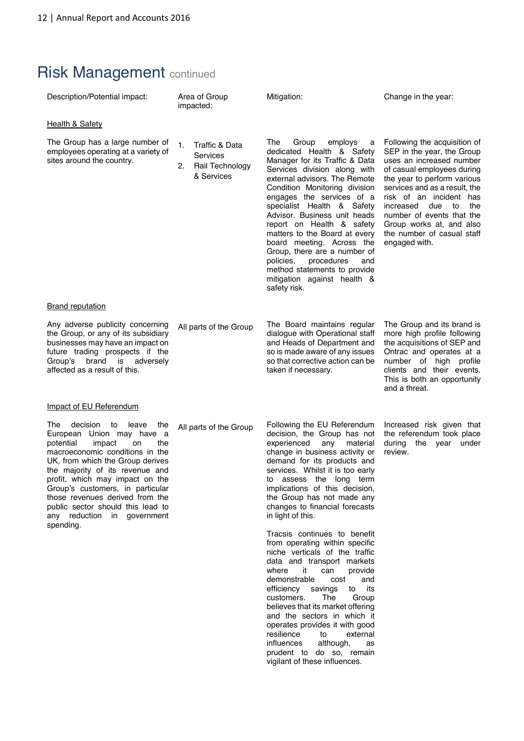# Risk Management continued

| Description/Potential impact: | Area of Group impacted: | Mitigation: | Change in the year: |
|---|---|---|---|
| **Health & Safety** | | | |
| The Group has a large number of employees operating at a variety of sites around the country. | 1. Traffic & Data Services<br>2. Rail Technology & Services | The Group employs a dedicated Health & Safety Manager for its Traffic & Data Services division along with external advisors. The Remote Condition Monitoring division engages the services of a specialist Health & Safety Advisor. Business unit heads report on Health & safety matters to the Board at every board meeting. Across the Group, there are a number of policies, procedures and method statements to provide mitigation against health & safety risk. | Following the acquisition of SEP in the year, the Group uses an increased number of casual employees during the year to perform various services and as a result, the risk of an incident has increased due to the number of events that the Group works at, and also the number of casual staff engaged with. |
| **Brand reputation** | | | |
| Any adverse publicity concerning the Group, or any of its subsidiary businesses may have an impact on future trading prospects if the Group's brand is adversely affected as a result of this. | All parts of the Group | The Board maintains regular dialogue with Operational staff and Heads of Department and so is made aware of any issues so that corrective action can be taken if necessary. | The Group and its brand is more high profile following the acquisitions of SEP and Ontrac and operates at a number of high profile clients and their events. This is both an opportunity and a threat. |
| **Impact of EU Referendum** | | | |
| The decision to leave the European Union may have a potential impact on the macroeconomic conditions in the UK, from which the Group derives the majority of its revenue and profit, which may impact on the Group's customers, in particular those revenues derived from the public sector should this lead to any reduction in government spending. | All parts of the Group | Following the EU Referendum decision, the Group has not experienced any material change in business activity or demand for its products and services. Whilst it is too early to assess the long term implications of this decision, the Group has not made any changes to financial forecasts in light of this.<br><br>Tracsis continues to benefit from operating within specific niche verticals of the traffic data and transport markets where it can provide demonstrable cost and efficiency savings to its customers. The Group believes that its market offering and the sectors in which it operates provides it with good resilience to external influences although, as prudent to do so, remain vigilant of these influences. | Increased risk given that the referendum took place during the year under review. |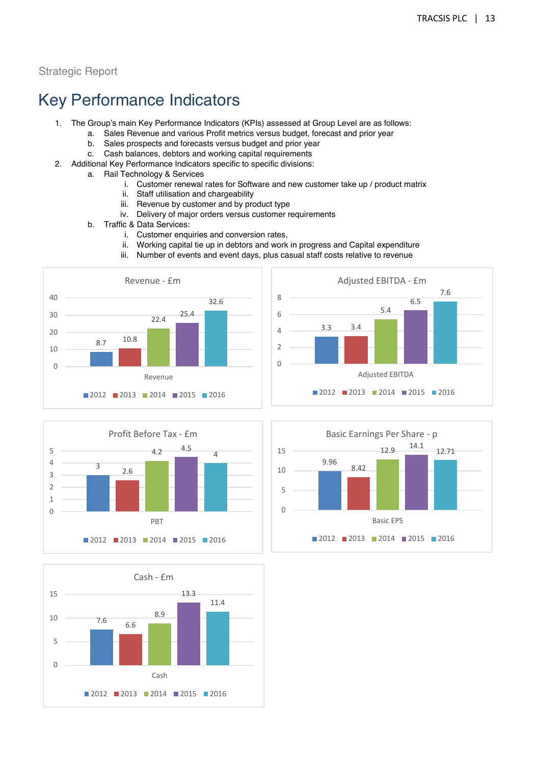Strategic Report

# Key Performance Indicators

1. The Group's main Key Performance Indicators (KPIs) assessed at Group Level are as follows:
   a. Sales Revenue and various Profit metrics versus budget, forecast and prior year
   b. Sales prospects and forecasts versus budget and prior year
   c. Cash balances, debtors and working capital requirements
2. Additional Key Performance Indicators specific to specific divisions:
   a. Rail Technology & Services
      i. Customer renewal rates for Software and new customer take up / product matrix
      ii. Staff utilisation and chargeability
      iii. Revenue by customer and by product type
      iv. Delivery of major orders versus customer requirements
   b. Traffic & Data Services:
      i. Customer enquiries and conversion rates,
      ii. Working capital tie up in debtors and work in progress and Capital expenditure
      iii. Number of events and event days, plus casual staff costs relative to revenue

**Revenue - £m**

| | 2012 | 2013 | 2014 | 2015 | 2016 |
|---|---|---|---|---|---|
| Revenue | 8.7 | 10.8 | 22.4 | 25.4 | 32.6 |

**Adjusted EBITDA - £m**

| | 2012 | 2013 | 2014 | 2015 | 2016 |
|---|---|---|---|---|---|
| Adjusted EBITDA | 3.3 | 3.4 | 5.4 | 6.5 | 7.6 |

**Profit Before Tax - £m**

| | 2012 | 2013 | 2014 | 2015 | 2016 |
|---|---|---|---|---|---|
| PBT | 3 | 2.6 | 4.2 | 4.5 | 4 |

**Basic Earnings Per Share - p**

| | 2012 | 2013 | 2014 | 2015 | 2016 |
|---|---|---|---|---|---|
| Basic EPS | 9.96 | 8.42 | 12.9 | 14.1 | 12.71 |

**Cash - £m**

| | 2012 | 2013 | 2014 | 2015 | 2016 |
|---|---|---|---|---|---|
| Cash | 7.6 | 6.6 | 8.9 | 13.3 | 11.4 |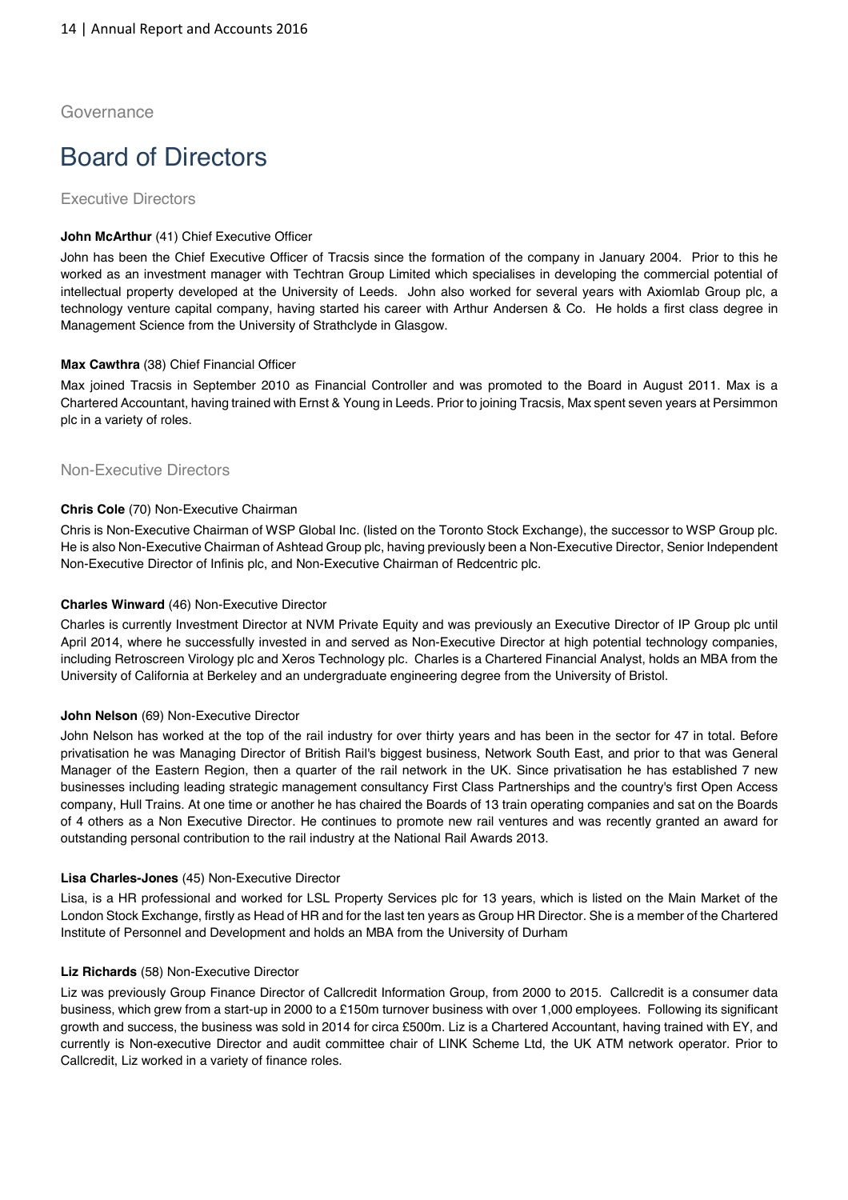Governance

# Board of Directors

## Executive Directors

**John McArthur** (41) Chief Executive Officer

John has been the Chief Executive Officer of Tracsis since the formation of the company in January 2004. Prior to this he worked as an investment manager with Techtran Group Limited which specialises in developing the commercial potential of intellectual property developed at the University of Leeds. John also worked for several years with Axiomlab Group plc, a technology venture capital company, having started his career with Arthur Andersen & Co. He holds a first class degree in Management Science from the University of Strathclyde in Glasgow.

**Max Cawthra** (38) Chief Financial Officer

Max joined Tracsis in September 2010 as Financial Controller and was promoted to the Board in August 2011. Max is a Chartered Accountant, having trained with Ernst & Young in Leeds. Prior to joining Tracsis, Max spent seven years at Persimmon plc in a variety of roles.

## Non-Executive Directors

**Chris Cole** (70) Non-Executive Chairman

Chris is Non-Executive Chairman of WSP Global Inc. (listed on the Toronto Stock Exchange), the successor to WSP Group plc. He is also Non-Executive Chairman of Ashtead Group plc, having previously been a Non-Executive Director, Senior Independent Non-Executive Director of Infinis plc, and Non-Executive Chairman of Redcentric plc.

**Charles Winward** (46) Non-Executive Director

Charles is currently Investment Director at NVM Private Equity and was previously an Executive Director of IP Group plc until April 2014, where he successfully invested in and served as Non-Executive Director at high potential technology companies, including Retroscreen Virology plc and Xeros Technology plc. Charles is a Chartered Financial Analyst, holds an MBA from the University of California at Berkeley and an undergraduate engineering degree from the University of Bristol.

**John Nelson** (69) Non-Executive Director

John Nelson has worked at the top of the rail industry for over thirty years and has been in the sector for 47 in total. Before privatisation he was Managing Director of British Rail's biggest business, Network South East, and prior to that was General Manager of the Eastern Region, then a quarter of the rail network in the UK. Since privatisation he has established 7 new businesses including leading strategic management consultancy First Class Partnerships and the country's first Open Access company, Hull Trains. At one time or another he has chaired the Boards of 13 train operating companies and sat on the Boards of 4 others as a Non Executive Director. He continues to promote new rail ventures and was recently granted an award for outstanding personal contribution to the rail industry at the National Rail Awards 2013.

**Lisa Charles-Jones** (45) Non-Executive Director

Lisa, is a HR professional and worked for LSL Property Services plc for 13 years, which is listed on the Main Market of the London Stock Exchange, firstly as Head of HR and for the last ten years as Group HR Director. She is a member of the Chartered Institute of Personnel and Development and holds an MBA from the University of Durham

**Liz Richards** (58) Non-Executive Director

Liz was previously Group Finance Director of Callcredit Information Group, from 2000 to 2015. Callcredit is a consumer data business, which grew from a start-up in 2000 to a £150m turnover business with over 1,000 employees. Following its significant growth and success, the business was sold in 2014 for circa £500m. Liz is a Chartered Accountant, having trained with EY, and currently is Non-executive Director and audit committee chair of LINK Scheme Ltd, the UK ATM network operator. Prior to Callcredit, Liz worked in a variety of finance roles.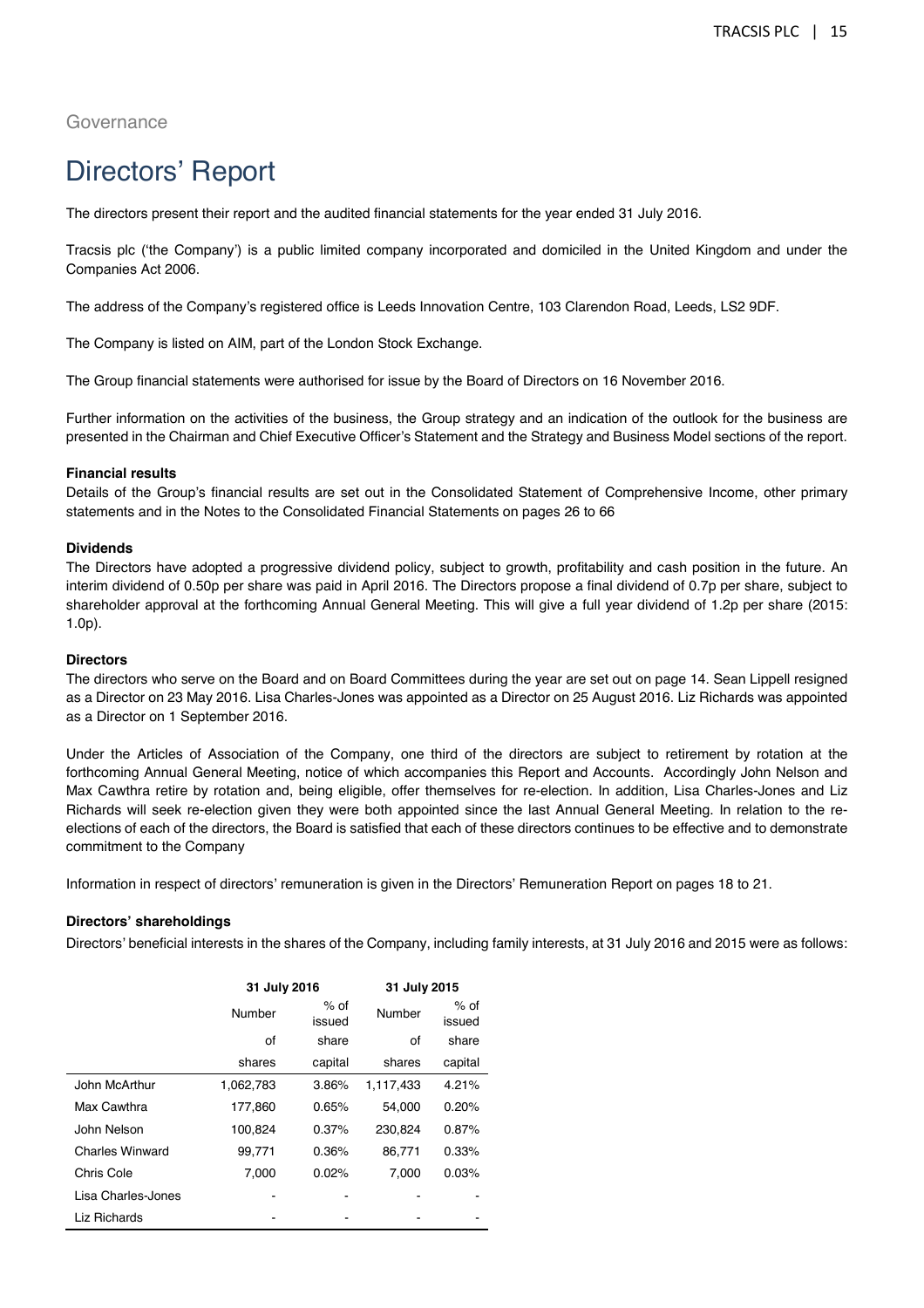Governance

# Directors' Report

The directors present their report and the audited financial statements for the year ended 31 July 2016.

Tracsis plc ('the Company') is a public limited company incorporated and domiciled in the United Kingdom and under the Companies Act 2006.

The address of the Company's registered office is Leeds Innovation Centre, 103 Clarendon Road, Leeds, LS2 9DF.

The Company is listed on AIM, part of the London Stock Exchange.

The Group financial statements were authorised for issue by the Board of Directors on 16 November 2016.

Further information on the activities of the business, the Group strategy and an indication of the outlook for the business are presented in the Chairman and Chief Executive Officer's Statement and the Strategy and Business Model sections of the report.

**Financial results**

Details of the Group's financial results are set out in the Consolidated Statement of Comprehensive Income, other primary statements and in the Notes to the Consolidated Financial Statements on pages 26 to 66

**Dividends**

The Directors have adopted a progressive dividend policy, subject to growth, profitability and cash position in the future. An interim dividend of 0.50p per share was paid in April 2016. The Directors propose a final dividend of 0.7p per share, subject to shareholder approval at the forthcoming Annual General Meeting. This will give a full year dividend of 1.2p per share (2015: 1.0p).

**Directors**

The directors who serve on the Board and on Board Committees during the year are set out on page 14. Sean Lippell resigned as a Director on 23 May 2016. Lisa Charles-Jones was appointed as a Director on 25 August 2016. Liz Richards was appointed as a Director on 1 September 2016.

Under the Articles of Association of the Company, one third of the directors are subject to retirement by rotation at the forthcoming Annual General Meeting, notice of which accompanies this Report and Accounts. Accordingly John Nelson and Max Cawthra retire by rotation and, being eligible, offer themselves for re-election. In addition, Lisa Charles-Jones and Liz Richards will seek re-election given they were both appointed since the last Annual General Meeting. In relation to the re-elections of each of the directors, the Board is satisfied that each of these directors continues to be effective and to demonstrate commitment to the Company

Information in respect of directors' remuneration is given in the Directors' Remuneration Report on pages 18 to 21.

**Directors' shareholdings**

Directors' beneficial interests in the shares of the Company, including family interests, at 31 July 2016 and 2015 were as follows:

| | 31 July 2016 | | 31 July 2015 | |
|---|---|---|---|---|
| | Number of shares | % of issued share capital | Number of shares | % of issued share capital |
| John McArthur | 1,062,783 | 3.86% | 1,117,433 | 4.21% |
| Max Cawthra | 177,860 | 0.65% | 54,000 | 0.20% |
| John Nelson | 100,824 | 0.37% | 230,824 | 0.87% |
| Charles Winward | 99,771 | 0.36% | 86,771 | 0.33% |
| Chris Cole | 7,000 | 0.02% | 7,000 | 0.03% |
| Lisa Charles-Jones | - | - | - | - |
| Liz Richards | - | - | - | - |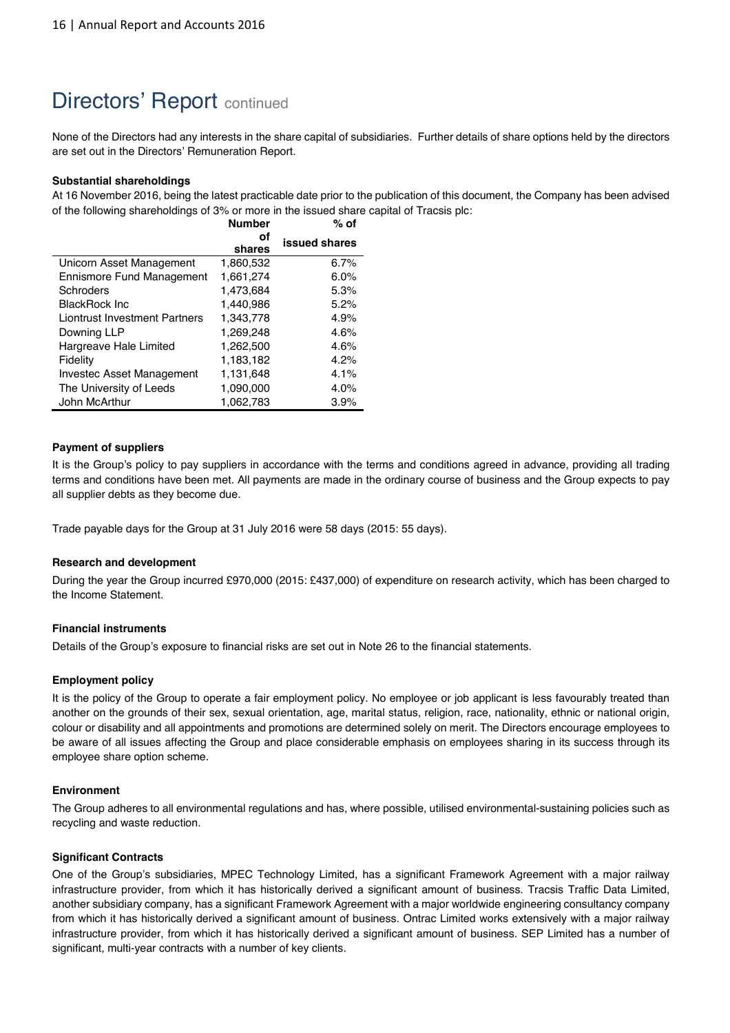# Directors' Report continued

None of the Directors had any interests in the share capital of subsidiaries. Further details of share options held by the directors are set out in the Directors' Remuneration Report.

**Substantial shareholdings**

At 16 November 2016, being the latest practicable date prior to the publication of this document, the Company has been advised of the following shareholdings of 3% or more in the issued share capital of Tracsis plc:

| | Number of shares | % of issued shares |
|---|---|---|
| Unicorn Asset Management | 1,860,532 | 6.7% |
| Ennismore Fund Management | 1,661,274 | 6.0% |
| Schroders | 1,473,684 | 5.3% |
| BlackRock Inc | 1,440,986 | 5.2% |
| Liontrust Investment Partners | 1,343,778 | 4.9% |
| Downing LLP | 1,269,248 | 4.6% |
| Hargreave Hale Limited | 1,262,500 | 4.6% |
| Fidelity | 1,183,182 | 4.2% |
| Investec Asset Management | 1,131,648 | 4.1% |
| The University of Leeds | 1,090,000 | 4.0% |
| John McArthur | 1,062,783 | 3.9% |

**Payment of suppliers**

It is the Group's policy to pay suppliers in accordance with the terms and conditions agreed in advance, providing all trading terms and conditions have been met. All payments are made in the ordinary course of business and the Group expects to pay all supplier debts as they become due.

Trade payable days for the Group at 31 July 2016 were 58 days (2015: 55 days).

**Research and development**

During the year the Group incurred £970,000 (2015: £437,000) of expenditure on research activity, which has been charged to the Income Statement.

**Financial instruments**

Details of the Group's exposure to financial risks are set out in Note 26 to the financial statements.

**Employment policy**

It is the policy of the Group to operate a fair employment policy. No employee or job applicant is less favourably treated than another on the grounds of their sex, sexual orientation, age, marital status, religion, race, nationality, ethnic or national origin, colour or disability and all appointments and promotions are determined solely on merit. The Directors encourage employees to be aware of all issues affecting the Group and place considerable emphasis on employees sharing in its success through its employee share option scheme.

**Environment**

The Group adheres to all environmental regulations and has, where possible, utilised environmental-sustaining policies such as recycling and waste reduction.

**Significant Contracts**

One of the Group's subsidiaries, MPEC Technology Limited, has a significant Framework Agreement with a major railway infrastructure provider, from which it has historically derived a significant amount of business. Tracsis Traffic Data Limited, another subsidiary company, has a significant Framework Agreement with a major worldwide engineering consultancy company from which it has historically derived a significant amount of business. Ontrac Limited works extensively with a major railway infrastructure provider, from which it has historically derived a significant amount of business. SEP Limited has a number of significant, multi-year contracts with a number of key clients.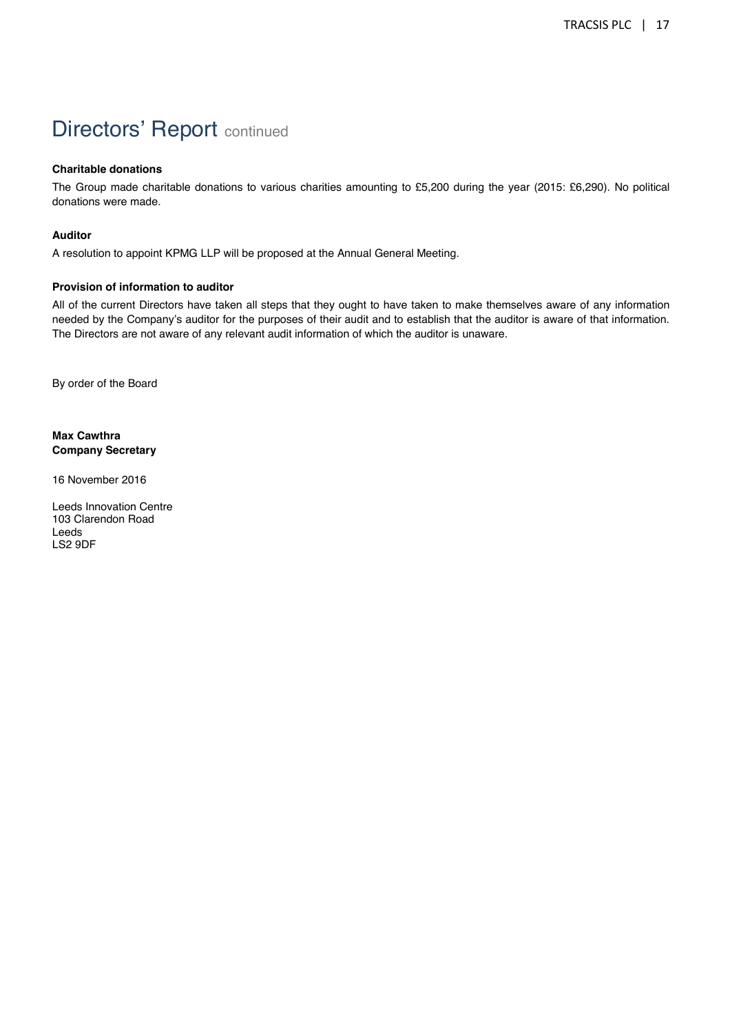# Directors' Report continued

**Charitable donations**

The Group made charitable donations to various charities amounting to £5,200 during the year (2015: £6,290). No political donations were made.

**Auditor**

A resolution to appoint KPMG LLP will be proposed at the Annual General Meeting.

**Provision of information to auditor**

All of the current Directors have taken all steps that they ought to have taken to make themselves aware of any information needed by the Company's auditor for the purposes of their audit and to establish that the auditor is aware of that information. The Directors are not aware of any relevant audit information of which the auditor is unaware.

By order of the Board

**Max Cawthra**
**Company Secretary**

16 November 2016

Leeds Innovation Centre
103 Clarendon Road
Leeds
LS2 9DF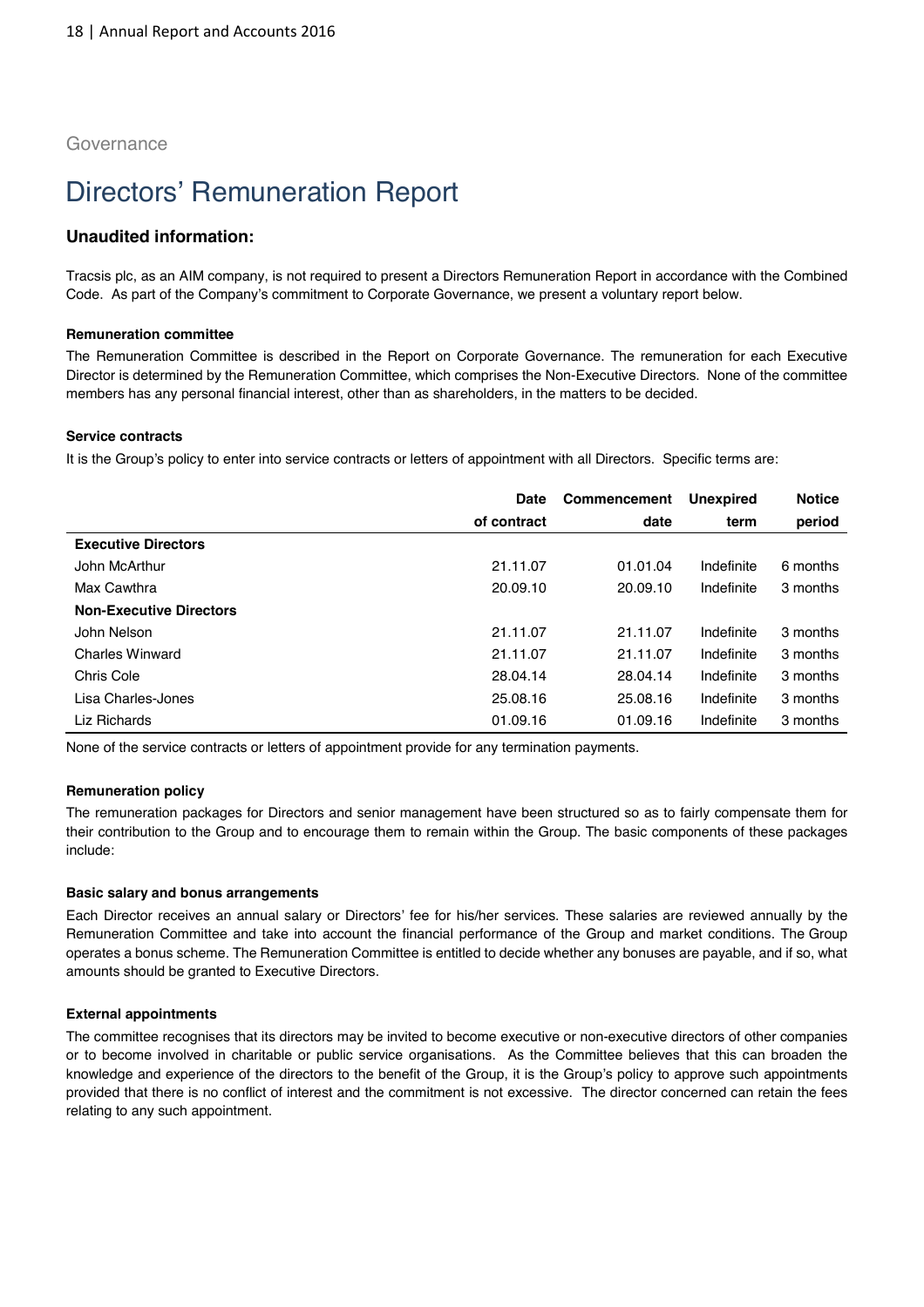Governance

# Directors' Remuneration Report

### Unaudited information:

Tracsis plc, as an AIM company, is not required to present a Directors Remuneration Report in accordance with the Combined Code. As part of the Company's commitment to Corporate Governance, we present a voluntary report below.

#### Remuneration committee

The Remuneration Committee is described in the Report on Corporate Governance. The remuneration for each Executive Director is determined by the Remuneration Committee, which comprises the Non-Executive Directors. None of the committee members has any personal financial interest, other than as shareholders, in the matters to be decided.

#### Service contracts

It is the Group's policy to enter into service contracts or letters of appointment with all Directors. Specific terms are:

| | Date of contract | Commencement date | Unexpired term | Notice period |
|---|---|---|---|---|
| **Executive Directors** | | | | |
| John McArthur | 21.11.07 | 01.01.04 | Indefinite | 6 months |
| Max Cawthra | 20.09.10 | 20.09.10 | Indefinite | 3 months |
| **Non-Executive Directors** | | | | |
| John Nelson | 21.11.07 | 21.11.07 | Indefinite | 3 months |
| Charles Winward | 21.11.07 | 21.11.07 | Indefinite | 3 months |
| Chris Cole | 28.04.14 | 28.04.14 | Indefinite | 3 months |
| Lisa Charles-Jones | 25.08.16 | 25.08.16 | Indefinite | 3 months |
| Liz Richards | 01.09.16 | 01.09.16 | Indefinite | 3 months |

None of the service contracts or letters of appointment provide for any termination payments.

#### Remuneration policy

The remuneration packages for Directors and senior management have been structured so as to fairly compensate them for their contribution to the Group and to encourage them to remain within the Group. The basic components of these packages include:

#### Basic salary and bonus arrangements

Each Director receives an annual salary or Directors' fee for his/her services. These salaries are reviewed annually by the Remuneration Committee and take into account the financial performance of the Group and market conditions. The Group operates a bonus scheme. The Remuneration Committee is entitled to decide whether any bonuses are payable, and if so, what amounts should be granted to Executive Directors.

#### External appointments

The committee recognises that its directors may be invited to become executive or non-executive directors of other companies or to become involved in charitable or public service organisations. As the Committee believes that this can broaden the knowledge and experience of the directors to the benefit of the Group, it is the Group's policy to approve such appointments provided that there is no conflict of interest and the commitment is not excessive. The director concerned can retain the fees relating to any such appointment.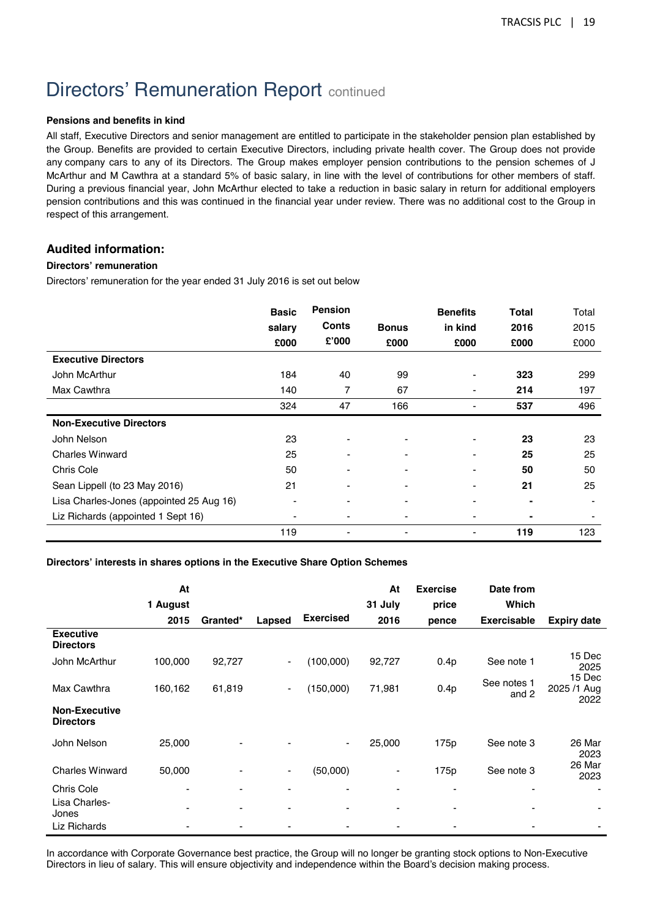# Directors' Remuneration Report continued

**Pensions and benefits in kind**

All staff, Executive Directors and senior management are entitled to participate in the stakeholder pension plan established by the Group. Benefits are provided to certain Executive Directors, including private health cover. The Group does not provide any company cars to any of its Directors. The Group makes employer pension contributions to the pension schemes of J McArthur and M Cawthra at a standard 5% of basic salary, in line with the level of contributions for other members of staff. During a previous financial year, John McArthur elected to take a reduction in basic salary in return for additional employers pension contributions and this was continued in the financial year under review. There was no additional cost to the Group in respect of this arrangement.

## Audited information:

**Directors' remuneration**

Directors' remuneration for the year ended 31 July 2016 is set out below

| | Basic salary £000 | Pension Conts £'000 | Bonus £000 | Benefits in kind £000 | Total 2016 £000 | Total 2015 £000 |
|---|---|---|---|---|---|---|
| **Executive Directors** | | | | | | |
| John McArthur | 184 | 40 | 99 | - | **323** | 299 |
| Max Cawthra | 140 | 7 | 67 | - | **214** | 197 |
| | 324 | 47 | 166 | - | **537** | 496 |
| **Non-Executive Directors** | | | | | | |
| John Nelson | 23 | - | - | - | **23** | 23 |
| Charles Winward | 25 | - | - | - | **25** | 25 |
| Chris Cole | 50 | - | - | - | **50** | 50 |
| Sean Lippell (to 23 May 2016) | 21 | - | - | - | **21** | 25 |
| Lisa Charles-Jones (appointed 25 Aug 16) | - | - | - | - | **-** | - |
| Liz Richards (appointed 1 Sept 16) | - | - | - | - | **-** | - |
| | 119 | - | - | - | **119** | 123 |

**Directors' interests in shares options in the Executive Share Option Schemes**

| | At 1 August 2015 | Granted* | Lapsed | Exercised | At 31 July 2016 | Exercise price pence | Date from Which Exercisable | Expiry date |
|---|---|---|---|---|---|---|---|---|
| **Executive Directors** | | | | | | | | |
| John McArthur | 100,000 | 92,727 | - | (100,000) | 92,727 | 0.4p | See note 1 | 15 Dec 2025 |
| Max Cawthra | 160,162 | 61,819 | - | (150,000) | 71,981 | 0.4p | See notes 1 and 2 | 15 Dec 2025 /1 Aug 2022 |
| **Non-Executive Directors** | | | | | | | | |
| John Nelson | 25,000 | - | - | - | 25,000 | 175p | See note 3 | 26 Mar 2023 |
| Charles Winward | 50,000 | - | - | (50,000) | - | 175p | See note 3 | 26 Mar 2023 |
| Chris Cole | - | - | - | - | - | - | - | - |
| Lisa Charles-Jones | - | - | - | - | - | - | - | - |
| Liz Richards | - | - | - | - | - | - | - | - |

In accordance with Corporate Governance best practice, the Group will no longer be granting stock options to Non-Executive Directors in lieu of salary. This will ensure objectivity and independence within the Board's decision making process.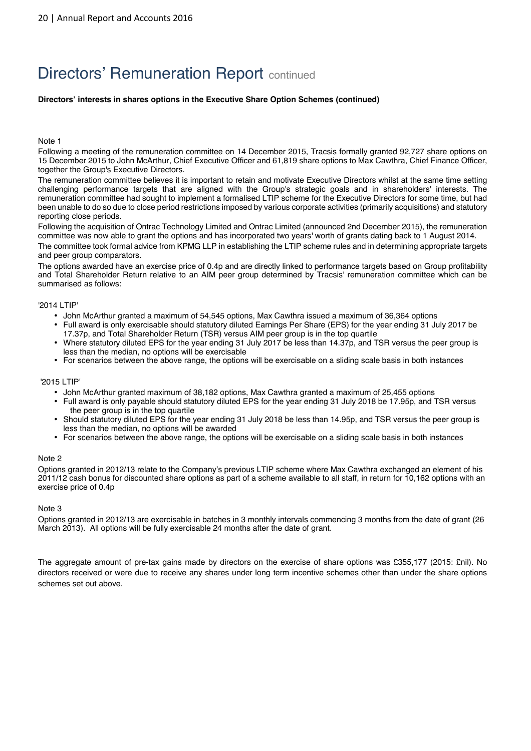# Directors' Remuneration Report continued

**Directors' interests in shares options in the Executive Share Option Schemes (continued)**

Note 1

Following a meeting of the remuneration committee on 14 December 2015, Tracsis formally granted 92,727 share options on 15 December 2015 to John McArthur, Chief Executive Officer and 61,819 share options to Max Cawthra, Chief Finance Officer, together the Group's Executive Directors.

The remuneration committee believes it is important to retain and motivate Executive Directors whilst at the same time setting challenging performance targets that are aligned with the Group's strategic goals and in shareholders' interests. The remuneration committee had sought to implement a formalised LTIP scheme for the Executive Directors for some time, but had been unable to do so due to close period restrictions imposed by various corporate activities (primarily acquisitions) and statutory reporting close periods.

Following the acquisition of Ontrac Technology Limited and Ontrac Limited (announced 2nd December 2015), the remuneration committee was now able to grant the options and has incorporated two years' worth of grants dating back to 1 August 2014.

The committee took formal advice from KPMG LLP in establishing the LTIP scheme rules and in determining appropriate targets and peer group comparators.

The options awarded have an exercise price of 0.4p and are directly linked to performance targets based on Group profitability and Total Shareholder Return relative to an AIM peer group determined by Tracsis' remuneration committee which can be summarised as follows:

'2014 LTIP'

- John McArthur granted a maximum of 54,545 options, Max Cawthra issued a maximum of 36,364 options
- Full award is only exercisable should statutory diluted Earnings Per Share (EPS) for the year ending 31 July 2017 be 17.37p, and Total Shareholder Return (TSR) versus AIM peer group is in the top quartile
- Where statutory diluted EPS for the year ending 31 July 2017 be less than 14.37p, and TSR versus the peer group is less than the median, no options will be exercisable
- For scenarios between the above range, the options will be exercisable on a sliding scale basis in both instances

'2015 LTIP'

- John McArthur granted maximum of 38,182 options, Max Cawthra granted a maximum of 25,455 options
- Full award is only payable should statutory diluted EPS for the year ending 31 July 2018 be 17.95p, and TSR versus the peer group is in the top quartile
- Should statutory diluted EPS for the year ending 31 July 2018 be less than 14.95p, and TSR versus the peer group is less than the median, no options will be awarded
- For scenarios between the above range, the options will be exercisable on a sliding scale basis in both instances

Note 2

Options granted in 2012/13 relate to the Company's previous LTIP scheme where Max Cawthra exchanged an element of his 2011/12 cash bonus for discounted share options as part of a scheme available to all staff, in return for 10,162 options with an exercise price of 0.4p

Note 3

Options granted in 2012/13 are exercisable in batches in 3 monthly intervals commencing 3 months from the date of grant (26 March 2013). All options will be fully exercisable 24 months after the date of grant.

The aggregate amount of pre-tax gains made by directors on the exercise of share options was £355,177 (2015: £nil). No directors received or were due to receive any shares under long term incentive schemes other than under the share options schemes set out above.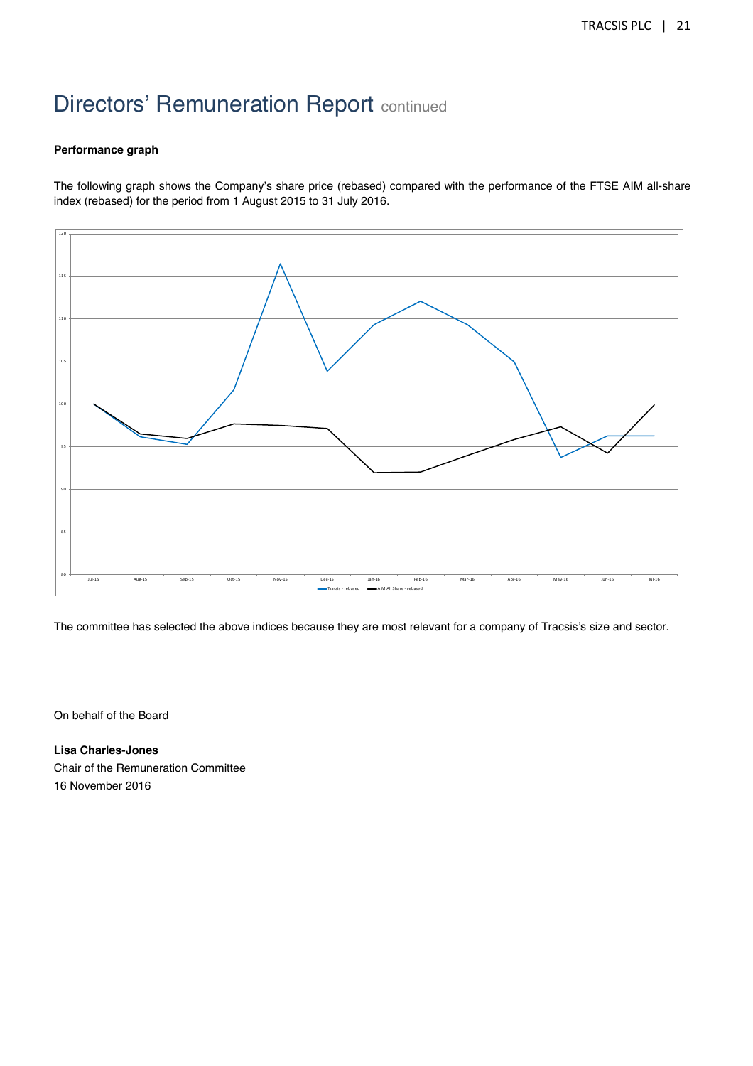# Directors' Remuneration Report continued

**Performance graph**

The following graph shows the Company's share price (rebased) compared with the performance of the FTSE AIM all-share index (rebased) for the period from 1 August 2015 to 31 July 2016.

The committee has selected the above indices because they are most relevant for a company of Tracsis's size and sector.

On behalf of the Board

**Lisa Charles-Jones**
Chair of the Remuneration Committee
16 November 2016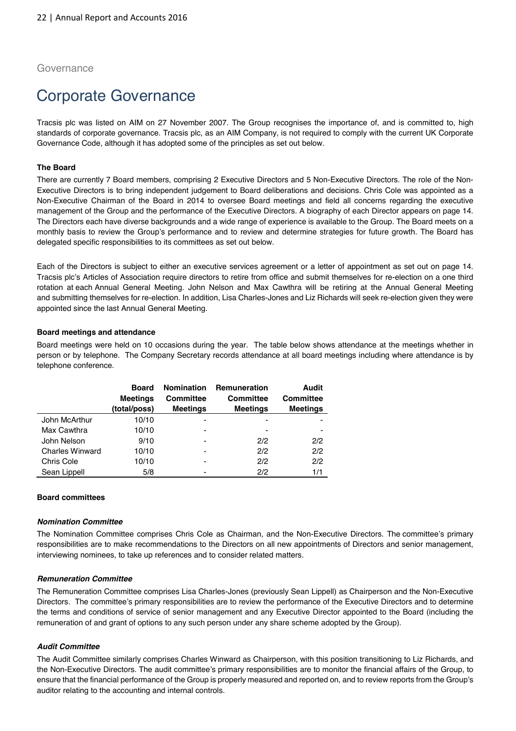Governance

# Corporate Governance

Tracsis plc was listed on AIM on 27 November 2007. The Group recognises the importance of, and is committed to, high standards of corporate governance. Tracsis plc, as an AIM Company, is not required to comply with the current UK Corporate Governance Code, although it has adopted some of the principles as set out below.

**The Board**

There are currently 7 Board members, comprising 2 Executive Directors and 5 Non-Executive Directors. The role of the Non-Executive Directors is to bring independent judgement to Board deliberations and decisions. Chris Cole was appointed as a Non-Executive Chairman of the Board in 2014 to oversee Board meetings and field all concerns regarding the executive management of the Group and the performance of the Executive Directors. A biography of each Director appears on page 14. The Directors each have diverse backgrounds and a wide range of experience is available to the Group. The Board meets on a monthly basis to review the Group's performance and to review and determine strategies for future growth. The Board has delegated specific responsibilities to its committees as set out below.

Each of the Directors is subject to either an executive services agreement or a letter of appointment as set out on page 14. Tracsis plc's Articles of Association require directors to retire from office and submit themselves for re-election on a one third rotation at each Annual General Meeting. John Nelson and Max Cawthra will be retiring at the Annual General Meeting and submitting themselves for re-election. In addition, Lisa Charles-Jones and Liz Richards will seek re-election given they were appointed since the last Annual General Meeting.

**Board meetings and attendance**

Board meetings were held on 10 occasions during the year. The table below shows attendance at the meetings whether in person or by telephone. The Company Secretary records attendance at all board meetings including where attendance is by telephone conference.

| | Board Meetings (total/poss) | Nomination Committee Meetings | Remuneration Committee Meetings | Audit Committee Meetings |
|---|---|---|---|---|
| John McArthur | 10/10 | - | - | - |
| Max Cawthra | 10/10 | - | - | - |
| John Nelson | 9/10 | - | 2/2 | 2/2 |
| Charles Winward | 10/10 | - | 2/2 | 2/2 |
| Chris Cole | 10/10 | - | 2/2 | 2/2 |
| Sean Lippell | 5/8 | - | 2/2 | 1/1 |

**Board committees**

***Nomination Committee***

The Nomination Committee comprises Chris Cole as Chairman, and the Non-Executive Directors. The committee's primary responsibilities are to make recommendations to the Directors on all new appointments of Directors and senior management, interviewing nominees, to take up references and to consider related matters.

***Remuneration Committee***

The Remuneration Committee comprises Lisa Charles-Jones (previously Sean Lippell) as Chairperson and the Non-Executive Directors. The committee's primary responsibilities are to review the performance of the Executive Directors and to determine the terms and conditions of service of senior management and any Executive Director appointed to the Board (including the remuneration of and grant of options to any such person under any share scheme adopted by the Group).

***Audit Committee***

The Audit Committee similarly comprises Charles Winward as Chairperson, with this position transitioning to Liz Richards, and the Non-Executive Directors. The audit committee's primary responsibilities are to monitor the financial affairs of the Group, to ensure that the financial performance of the Group is properly measured and reported on, and to review reports from the Group's auditor relating to the accounting and internal controls.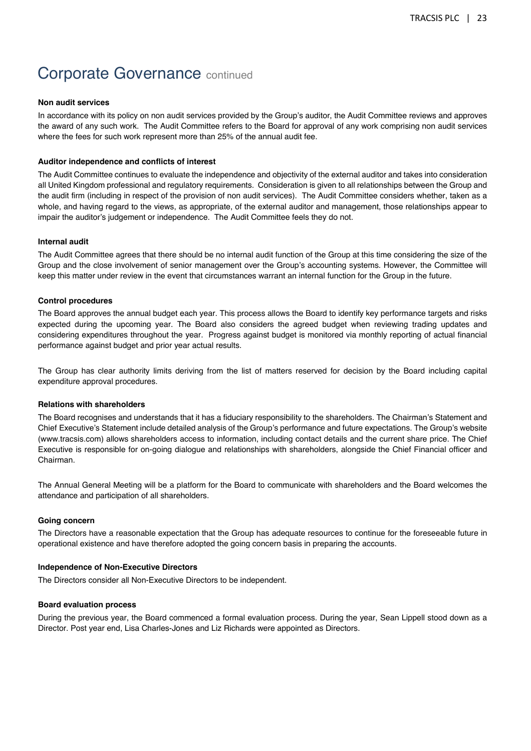# Corporate Governance continued

**Non audit services**

In accordance with its policy on non audit services provided by the Group's auditor, the Audit Committee reviews and approves the award of any such work. The Audit Committee refers to the Board for approval of any work comprising non audit services where the fees for such work represent more than 25% of the annual audit fee.

**Auditor independence and conflicts of interest**

The Audit Committee continues to evaluate the independence and objectivity of the external auditor and takes into consideration all United Kingdom professional and regulatory requirements. Consideration is given to all relationships between the Group and the audit firm (including in respect of the provision of non audit services). The Audit Committee considers whether, taken as a whole, and having regard to the views, as appropriate, of the external auditor and management, those relationships appear to impair the auditor's judgement or independence. The Audit Committee feels they do not.

**Internal audit**

The Audit Committee agrees that there should be no internal audit function of the Group at this time considering the size of the Group and the close involvement of senior management over the Group's accounting systems. However, the Committee will keep this matter under review in the event that circumstances warrant an internal function for the Group in the future.

**Control procedures**

The Board approves the annual budget each year. This process allows the Board to identify key performance targets and risks expected during the upcoming year. The Board also considers the agreed budget when reviewing trading updates and considering expenditures throughout the year. Progress against budget is monitored via monthly reporting of actual financial performance against budget and prior year actual results.

The Group has clear authority limits deriving from the list of matters reserved for decision by the Board including capital expenditure approval procedures.

**Relations with shareholders**

The Board recognises and understands that it has a fiduciary responsibility to the shareholders. The Chairman's Statement and Chief Executive's Statement include detailed analysis of the Group's performance and future expectations. The Group's website (www.tracsis.com) allows shareholders access to information, including contact details and the current share price. The Chief Executive is responsible for on-going dialogue and relationships with shareholders, alongside the Chief Financial officer and Chairman.

The Annual General Meeting will be a platform for the Board to communicate with shareholders and the Board welcomes the attendance and participation of all shareholders.

**Going concern**

The Directors have a reasonable expectation that the Group has adequate resources to continue for the foreseeable future in operational existence and have therefore adopted the going concern basis in preparing the accounts.

**Independence of Non-Executive Directors**

The Directors consider all Non-Executive Directors to be independent.

**Board evaluation process**

During the previous year, the Board commenced a formal evaluation process. During the year, Sean Lippell stood down as a Director. Post year end, Lisa Charles-Jones and Liz Richards were appointed as Directors.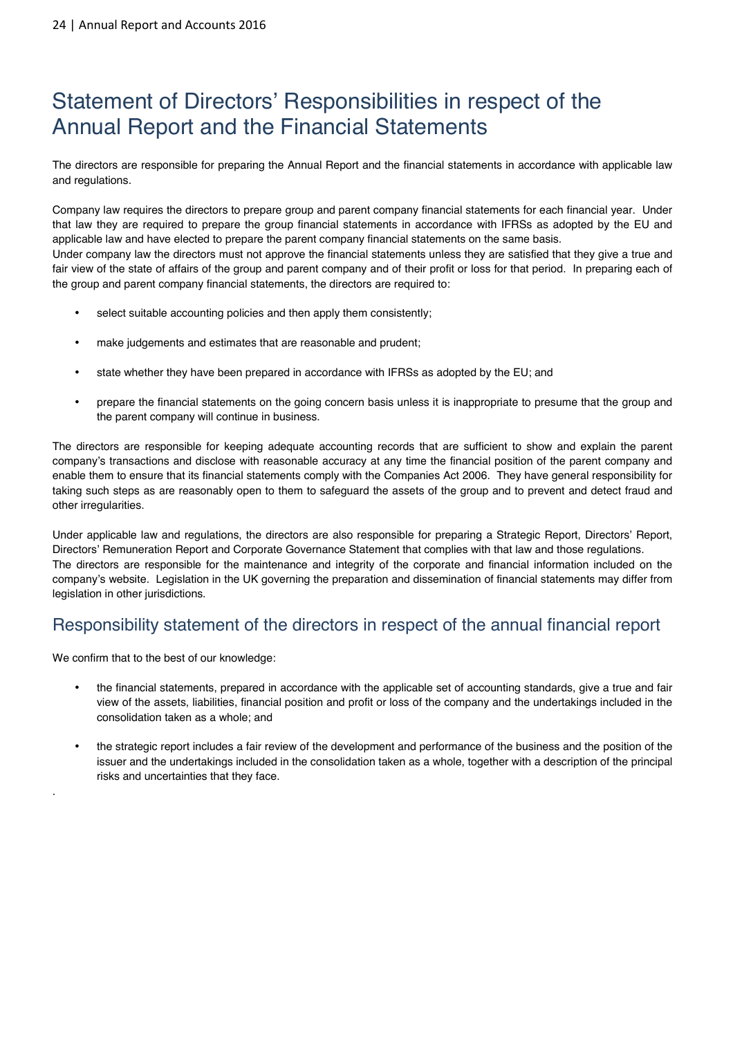# Statement of Directors' Responsibilities in respect of the Annual Report and the Financial Statements

The directors are responsible for preparing the Annual Report and the financial statements in accordance with applicable law and regulations.

Company law requires the directors to prepare group and parent company financial statements for each financial year. Under that law they are required to prepare the group financial statements in accordance with IFRSs as adopted by the EU and applicable law and have elected to prepare the parent company financial statements on the same basis.
Under company law the directors must not approve the financial statements unless they are satisfied that they give a true and fair view of the state of affairs of the group and parent company and of their profit or loss for that period. In preparing each of the group and parent company financial statements, the directors are required to:

- select suitable accounting policies and then apply them consistently;
- make judgements and estimates that are reasonable and prudent;
- state whether they have been prepared in accordance with IFRSs as adopted by the EU; and
- prepare the financial statements on the going concern basis unless it is inappropriate to presume that the group and the parent company will continue in business.

The directors are responsible for keeping adequate accounting records that are sufficient to show and explain the parent company's transactions and disclose with reasonable accuracy at any time the financial position of the parent company and enable them to ensure that its financial statements comply with the Companies Act 2006. They have general responsibility for taking such steps as are reasonably open to them to safeguard the assets of the group and to prevent and detect fraud and other irregularities.

Under applicable law and regulations, the directors are also responsible for preparing a Strategic Report, Directors' Report, Directors' Remuneration Report and Corporate Governance Statement that complies with that law and those regulations.
The directors are responsible for the maintenance and integrity of the corporate and financial information included on the company's website. Legislation in the UK governing the preparation and dissemination of financial statements may differ from legislation in other jurisdictions.

## Responsibility statement of the directors in respect of the annual financial report

We confirm that to the best of our knowledge:

- the financial statements, prepared in accordance with the applicable set of accounting standards, give a true and fair view of the assets, liabilities, financial position and profit or loss of the company and the undertakings included in the consolidation taken as a whole; and
- the strategic report includes a fair review of the development and performance of the business and the position of the issuer and the undertakings included in the consolidation taken as a whole, together with a description of the principal risks and uncertainties that they face.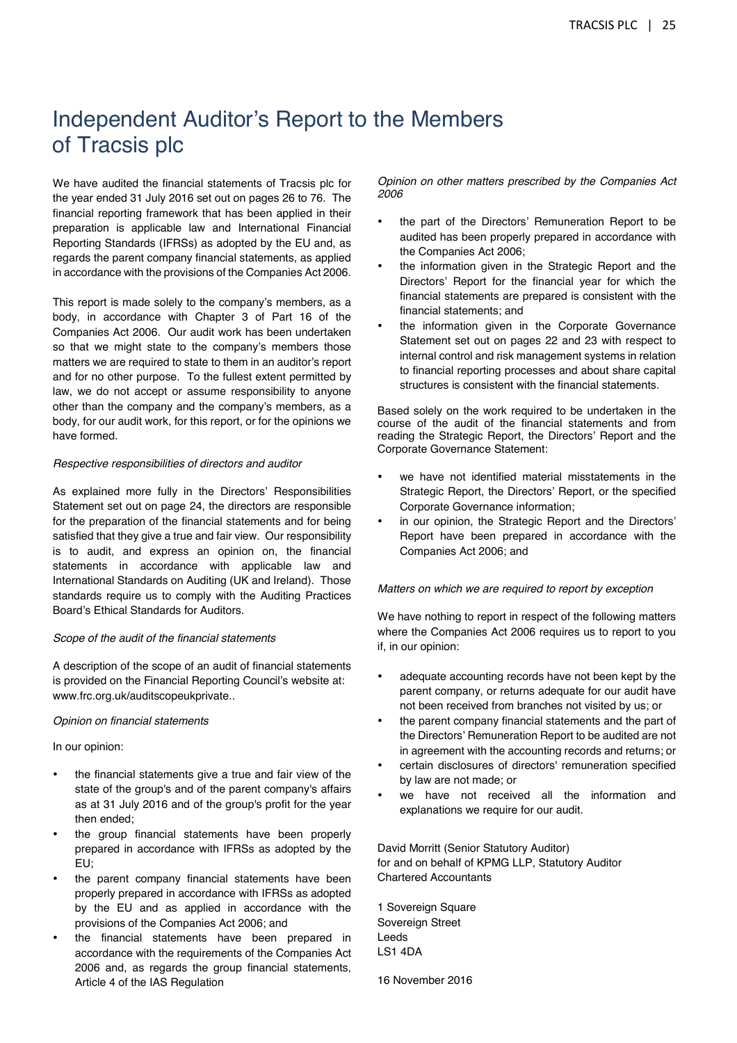# Independent Auditor's Report to the Members of Tracsis plc

We have audited the financial statements of Tracsis plc for the year ended 31 July 2016 set out on pages 26 to 76. The financial reporting framework that has been applied in their preparation is applicable law and International Financial Reporting Standards (IFRSs) as adopted by the EU and, as regards the parent company financial statements, as applied in accordance with the provisions of the Companies Act 2006.

This report is made solely to the company's members, as a body, in accordance with Chapter 3 of Part 16 of the Companies Act 2006. Our audit work has been undertaken so that we might state to the company's members those matters we are required to state to them in an auditor's report and for no other purpose. To the fullest extent permitted by law, we do not accept or assume responsibility to anyone other than the company and the company's members, as a body, for our audit work, for this report, or for the opinions we have formed.

*Respective responsibilities of directors and auditor*

As explained more fully in the Directors' Responsibilities Statement set out on page 24, the directors are responsible for the preparation of the financial statements and for being satisfied that they give a true and fair view. Our responsibility is to audit, and express an opinion on, the financial statements in accordance with applicable law and International Standards on Auditing (UK and Ireland). Those standards require us to comply with the Auditing Practices Board's Ethical Standards for Auditors.

*Scope of the audit of the financial statements*

A description of the scope of an audit of financial statements is provided on the Financial Reporting Council's website at: www.frc.org.uk/auditscopeukprivate..

*Opinion on financial statements*

In our opinion:

- the financial statements give a true and fair view of the state of the group's and of the parent company's affairs as at 31 July 2016 and of the group's profit for the year then ended;
- the group financial statements have been properly prepared in accordance with IFRSs as adopted by the EU;
- the parent company financial statements have been properly prepared in accordance with IFRSs as adopted by the EU and as applied in accordance with the provisions of the Companies Act 2006; and
- the financial statements have been prepared in accordance with the requirements of the Companies Act 2006 and, as regards the group financial statements, Article 4 of the IAS Regulation

*Opinion on other matters prescribed by the Companies Act 2006*

- the part of the Directors' Remuneration Report to be audited has been properly prepared in accordance with the Companies Act 2006;
- the information given in the Strategic Report and the Directors' Report for the financial year for which the financial statements are prepared is consistent with the financial statements; and
- the information given in the Corporate Governance Statement set out on pages 22 and 23 with respect to internal control and risk management systems in relation to financial reporting processes and about share capital structures is consistent with the financial statements.

Based solely on the work required to be undertaken in the course of the audit of the financial statements and from reading the Strategic Report, the Directors' Report and the Corporate Governance Statement:

- we have not identified material misstatements in the Strategic Report, the Directors' Report, or the specified Corporate Governance information;
- in our opinion, the Strategic Report and the Directors' Report have been prepared in accordance with the Companies Act 2006; and

*Matters on which we are required to report by exception*

We have nothing to report in respect of the following matters where the Companies Act 2006 requires us to report to you if, in our opinion:

- adequate accounting records have not been kept by the parent company, or returns adequate for our audit have not been received from branches not visited by us; or
- the parent company financial statements and the part of the Directors' Remuneration Report to be audited are not in agreement with the accounting records and returns; or
- certain disclosures of directors' remuneration specified by law are not made; or
- we have not received all the information and explanations we require for our audit.

David Morritt (Senior Statutory Auditor)
for and on behalf of KPMG LLP, Statutory Auditor
Chartered Accountants

1 Sovereign Square
Sovereign Street
Leeds
LS1 4DA

16 November 2016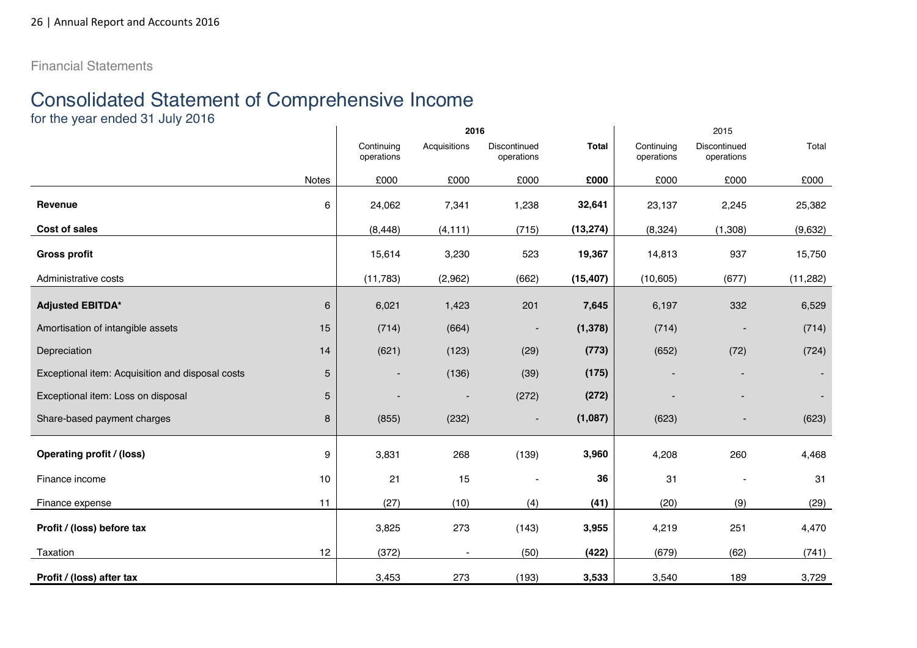Financial Statements

# Consolidated Statement of Comprehensive Income

for the year ended 31 July 2016

| | | 2016 | | | | 2015 | | |
|---|---|---|---|---|---|---|---|---|
| | | Continuing operations | Acquisitions | Discontinued operations | **Total** | Continuing operations | Discontinued operations | Total |
| | Notes | £000 | £000 | £000 | **£000** | £000 | £000 | £000 |
| **Revenue** | 6 | 24,062 | 7,341 | 1,238 | **32,641** | 23,137 | 2,245 | 25,382 |
| **Cost of sales** | | (8,448) | (4,111) | (715) | **(13,274)** | (8,324) | (1,308) | (9,632) |
| **Gross profit** | | 15,614 | 3,230 | 523 | **19,367** | 14,813 | 937 | 15,750 |
| Administrative costs | | (11,783) | (2,962) | (662) | **(15,407)** | (10,605) | (677) | (11,282) |
| **Adjusted EBITDA*** | 6 | 6,021 | 1,423 | 201 | **7,645** | 6,197 | 332 | 6,529 |
| Amortisation of intangible assets | 15 | (714) | (664) | - | **(1,378)** | (714) | - | (714) |
| Depreciation | 14 | (621) | (123) | (29) | **(773)** | (652) | (72) | (724) |
| Exceptional item: Acquisition and disposal costs | 5 | - | (136) | (39) | **(175)** | - | - | - |
| Exceptional item: Loss on disposal | 5 | - | - | (272) | **(272)** | - | - | - |
| Share-based payment charges | 8 | (855) | (232) | - | **(1,087)** | (623) | - | (623) |
| **Operating profit / (loss)** | 9 | 3,831 | 268 | (139) | **3,960** | 4,208 | 260 | 4,468 |
| Finance income | 10 | 21 | 15 | - | **36** | 31 | - | 31 |
| Finance expense | 11 | (27) | (10) | (4) | **(41)** | (20) | (9) | (29) |
| **Profit / (loss) before tax** | | 3,825 | 273 | (143) | **3,955** | 4,219 | 251 | 4,470 |
| Taxation | 12 | (372) | - | (50) | **(422)** | (679) | (62) | (741) |
| **Profit / (loss) after tax** | | 3,453 | 273 | (193) | **3,533** | 3,540 | 189 | 3,729 |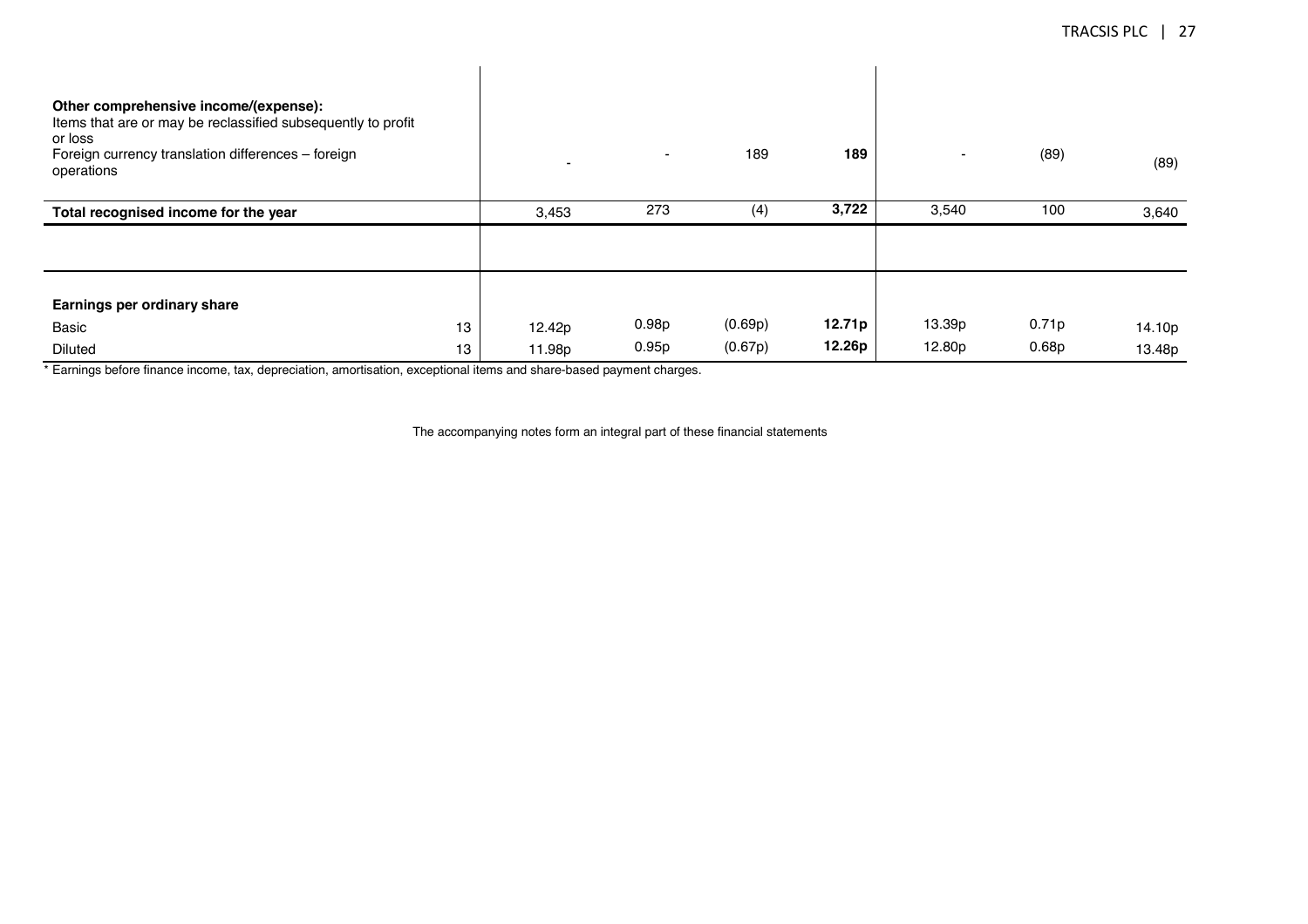| | Note | | | | | | | |
|---|---|---|---|---|---|---|---|---|
| **Other comprehensive income/(expense):** | | | | | | | | |
| Items that are or may be reclassified subsequently to profit or loss | | | | | | | | |
| Foreign currency translation differences – foreign operations | | - | - | 189 | **189** | - | (89) | (89) |
| **Total recognised income for the year** | | 3,453 | 273 | (4) | **3,722** | 3,540 | 100 | 3,640 |
| | | | | | | | | |
| **Earnings per ordinary share** | | | | | | | | |
| Basic | 13 | 12.42p | 0.98p | (0.69p) | **12.71p** | 13.39p | 0.71p | 14.10p |
| Diluted | 13 | 11.98p | 0.95p | (0.67p) | **12.26p** | 12.80p | 0.68p | 13.48p |

* Earnings before finance income, tax, depreciation, amortisation, exceptional items and share-based payment charges.

The accompanying notes form an integral part of these financial statements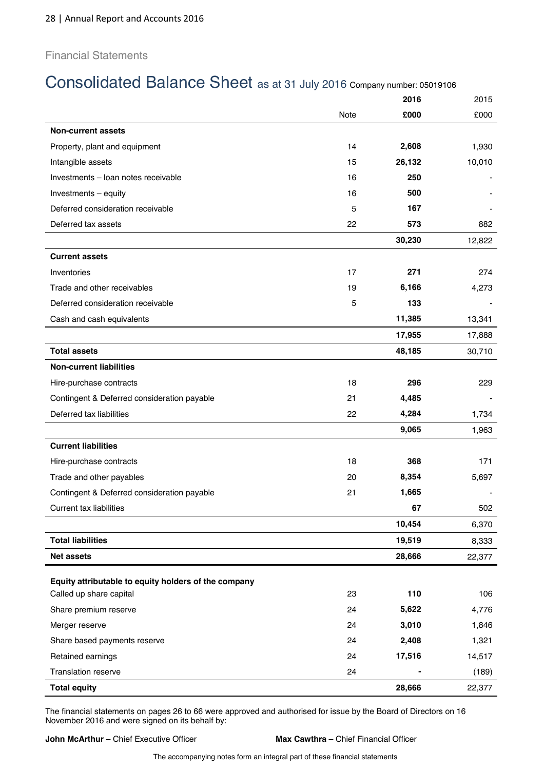Financial Statements

# Consolidated Balance Sheet as at 31 July 2016 Company number: 05019106

| | Note | 2016 £000 | 2015 £000 |
|---|---|---|---|
| **Non-current assets** | | | |
| Property, plant and equipment | 14 | **2,608** | 1,930 |
| Intangible assets | 15 | **26,132** | 10,010 |
| Investments – loan notes receivable | 16 | **250** | - |
| Investments – equity | 16 | **500** | - |
| Deferred consideration receivable | 5 | **167** | - |
| Deferred tax assets | 22 | **573** | 882 |
| | | **30,230** | 12,822 |
| **Current assets** | | | |
| Inventories | 17 | **271** | 274 |
| Trade and other receivables | 19 | **6,166** | 4,273 |
| Deferred consideration receivable | 5 | **133** | - |
| Cash and cash equivalents | | **11,385** | 13,341 |
| | | **17,955** | 17,888 |
| **Total assets** | | **48,185** | 30,710 |
| **Non-current liabilities** | | | |
| Hire-purchase contracts | 18 | **296** | 229 |
| Contingent & Deferred consideration payable | 21 | **4,485** | - |
| Deferred tax liabilities | 22 | **4,284** | 1,734 |
| | | **9,065** | 1,963 |
| **Current liabilities** | | | |
| Hire-purchase contracts | 18 | **368** | 171 |
| Trade and other payables | 20 | **8,354** | 5,697 |
| Contingent & Deferred consideration payable | 21 | **1,665** | - |
| Current tax liabilities | | **67** | 502 |
| | | **10,454** | 6,370 |
| **Total liabilities** | | **19,519** | 8,333 |
| **Net assets** | | **28,666** | 22,377 |
| **Equity attributable to equity holders of the company** | | | |
| Called up share capital | 23 | **110** | 106 |
| Share premium reserve | 24 | **5,622** | 4,776 |
| Merger reserve | 24 | **3,010** | 1,846 |
| Share based payments reserve | 24 | **2,408** | 1,321 |
| Retained earnings | 24 | **17,516** | 14,517 |
| Translation reserve | 24 | **-** | (189) |
| **Total equity** | | **28,666** | 22,377 |

The financial statements on pages 26 to 66 were approved and authorised for issue by the Board of Directors on 16 November 2016 and were signed on its behalf by:

**John McArthur** – Chief Executive Officer

**Max Cawthra** – Chief Financial Officer

The accompanying notes form an integral part of these financial statements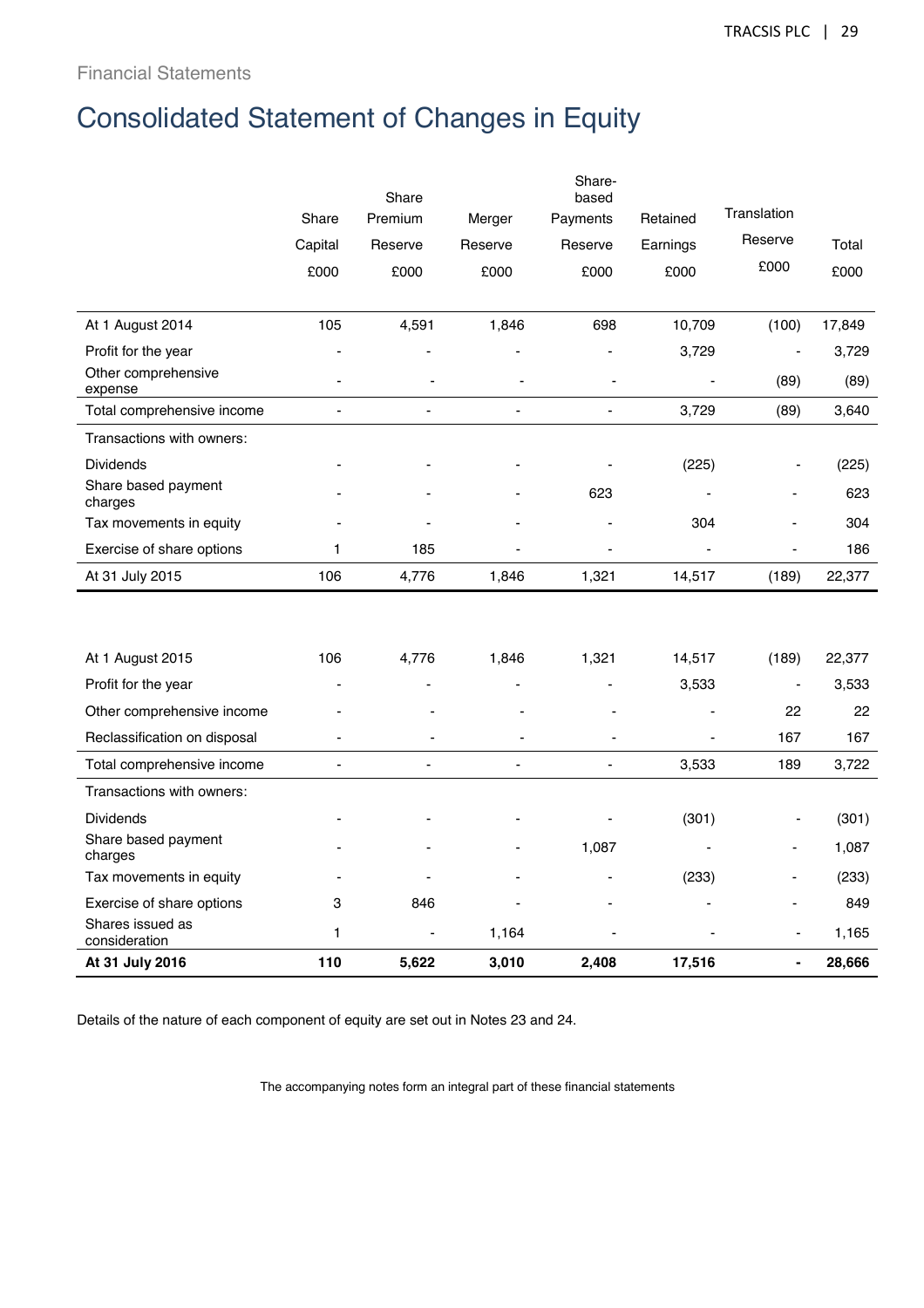Financial Statements

# Consolidated Statement of Changes in Equity

| | Share Capital £000 | Share Premium Reserve £000 | Merger Reserve £000 | Share-based Payments Reserve £000 | Retained Earnings £000 | Translation Reserve £000 | Total £000 |
|---|---|---|---|---|---|---|---|
| At 1 August 2014 | 105 | 4,591 | 1,846 | 698 | 10,709 | (100) | 17,849 |
| Profit for the year | - | - | - | - | 3,729 | - | 3,729 |
| Other comprehensive expense | - | - | - | - | - | (89) | (89) |
| Total comprehensive income | - | - | - | - | 3,729 | (89) | 3,640 |
| Transactions with owners: | | | | | | | |
| Dividends | - | - | - | - | (225) | - | (225) |
| Share based payment charges | - | - | - | 623 | - | - | 623 |
| Tax movements in equity | - | - | - | - | 304 | - | 304 |
| Exercise of share options | 1 | 185 | - | - | - | - | 186 |
| At 31 July 2015 | 106 | 4,776 | 1,846 | 1,321 | 14,517 | (189) | 22,377 |
| | | | | | | | |
| At 1 August 2015 | 106 | 4,776 | 1,846 | 1,321 | 14,517 | (189) | 22,377 |
| Profit for the year | - | - | - | - | 3,533 | - | 3,533 |
| Other comprehensive income | - | - | - | - | - | 22 | 22 |
| Reclassification on disposal | - | - | - | - | - | 167 | 167 |
| Total comprehensive income | - | - | - | - | 3,533 | 189 | 3,722 |
| Transactions with owners: | | | | | | | |
| Dividends | - | - | - | - | (301) | - | (301) |
| Share based payment charges | - | - | - | 1,087 | - | - | 1,087 |
| Tax movements in equity | - | - | - | - | (233) | - | (233) |
| Exercise of share options | 3 | 846 | - | - | - | - | 849 |
| Shares issued as consideration | 1 | - | 1,164 | - | - | - | 1,165 |
| **At 31 July 2016** | **110** | **5,622** | **3,010** | **2,408** | **17,516** | **-** | **28,666** |

Details of the nature of each component of equity are set out in Notes 23 and 24.

The accompanying notes form an integral part of these financial statements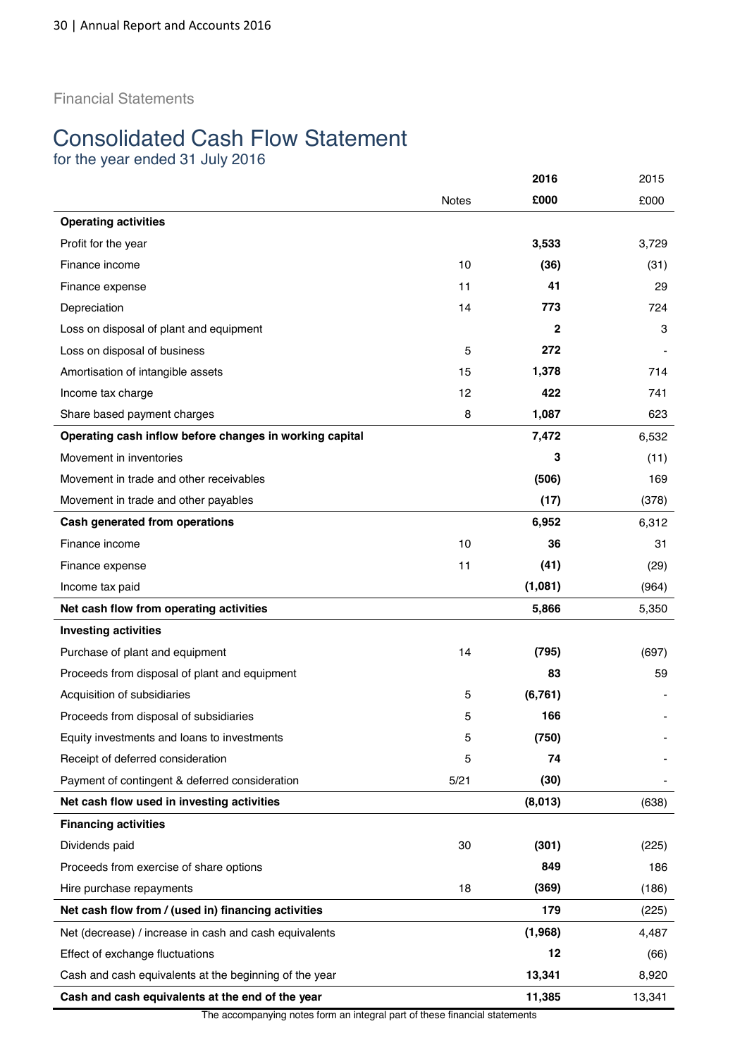Financial Statements

# Consolidated Cash Flow Statement

for the year ended 31 July 2016

| | Notes | 2016 £000 | 2015 £000 |
|---|---|---|---|
| **Operating activities** | | | |
| Profit for the year | | **3,533** | 3,729 |
| Finance income | 10 | **(36)** | (31) |
| Finance expense | 11 | **41** | 29 |
| Depreciation | 14 | **773** | 724 |
| Loss on disposal of plant and equipment | | **2** | 3 |
| Loss on disposal of business | 5 | **272** | - |
| Amortisation of intangible assets | 15 | **1,378** | 714 |
| Income tax charge | 12 | **422** | 741 |
| Share based payment charges | 8 | **1,087** | 623 |
| **Operating cash inflow before changes in working capital** | | **7,472** | 6,532 |
| Movement in inventories | | **3** | (11) |
| Movement in trade and other receivables | | **(506)** | 169 |
| Movement in trade and other payables | | **(17)** | (378) |
| **Cash generated from operations** | | **6,952** | 6,312 |
| Finance income | 10 | **36** | 31 |
| Finance expense | 11 | **(41)** | (29) |
| Income tax paid | | **(1,081)** | (964) |
| **Net cash flow from operating activities** | | **5,866** | 5,350 |
| **Investing activities** | | | |
| Purchase of plant and equipment | 14 | **(795)** | (697) |
| Proceeds from disposal of plant and equipment | | **83** | 59 |
| Acquisition of subsidiaries | 5 | **(6,761)** | - |
| Proceeds from disposal of subsidiaries | 5 | **166** | - |
| Equity investments and loans to investments | 5 | **(750)** | - |
| Receipt of deferred consideration | 5 | **74** | - |
| Payment of contingent & deferred consideration | 5/21 | **(30)** | - |
| **Net cash flow used in investing activities** | | **(8,013)** | (638) |
| **Financing activities** | | | |
| Dividends paid | 30 | **(301)** | (225) |
| Proceeds from exercise of share options | | **849** | 186 |
| Hire purchase repayments | 18 | **(369)** | (186) |
| **Net cash flow from / (used in) financing activities** | | **179** | (225) |
| Net (decrease) / increase in cash and cash equivalents | | **(1,968)** | 4,487 |
| Effect of exchange fluctuations | | **12** | (66) |
| Cash and cash equivalents at the beginning of the year | | **13,341** | 8,920 |
| **Cash and cash equivalents at the end of the year** | | **11,385** | 13,341 |

The accompanying notes form an integral part of these financial statements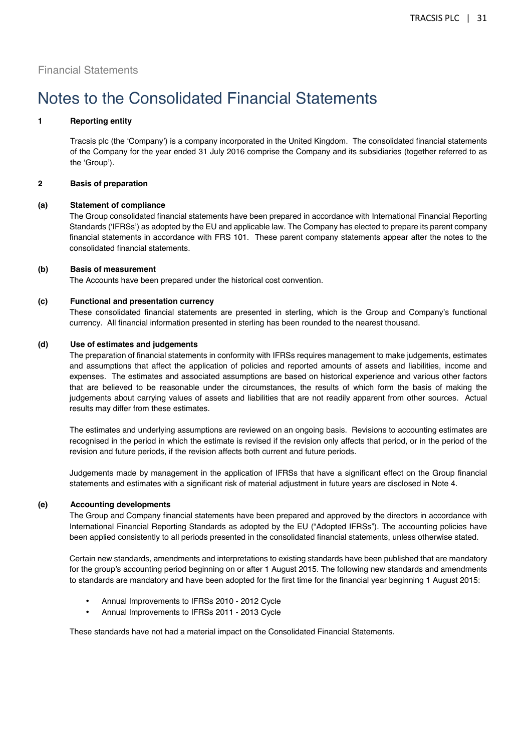Financial Statements

# Notes to the Consolidated Financial Statements

**1 Reporting entity**

Tracsis plc (the 'Company') is a company incorporated in the United Kingdom. The consolidated financial statements of the Company for the year ended 31 July 2016 comprise the Company and its subsidiaries (together referred to as the 'Group').

**2 Basis of preparation**

**(a) Statement of compliance**

The Group consolidated financial statements have been prepared in accordance with International Financial Reporting Standards ('IFRSs') as adopted by the EU and applicable law. The Company has elected to prepare its parent company financial statements in accordance with FRS 101. These parent company statements appear after the notes to the consolidated financial statements.

**(b) Basis of measurement**

The Accounts have been prepared under the historical cost convention.

**(c) Functional and presentation currency**

These consolidated financial statements are presented in sterling, which is the Group and Company's functional currency. All financial information presented in sterling has been rounded to the nearest thousand.

**(d) Use of estimates and judgements**

The preparation of financial statements in conformity with IFRSs requires management to make judgements, estimates and assumptions that affect the application of policies and reported amounts of assets and liabilities, income and expenses. The estimates and associated assumptions are based on historical experience and various other factors that are believed to be reasonable under the circumstances, the results of which form the basis of making the judgements about carrying values of assets and liabilities that are not readily apparent from other sources. Actual results may differ from these estimates.

The estimates and underlying assumptions are reviewed on an ongoing basis. Revisions to accounting estimates are recognised in the period in which the estimate is revised if the revision only affects that period, or in the period of the revision and future periods, if the revision affects both current and future periods.

Judgements made by management in the application of IFRSs that have a significant effect on the Group financial statements and estimates with a significant risk of material adjustment in future years are disclosed in Note 4.

**(e) Accounting developments**

The Group and Company financial statements have been prepared and approved by the directors in accordance with International Financial Reporting Standards as adopted by the EU ("Adopted IFRSs"). The accounting policies have been applied consistently to all periods presented in the consolidated financial statements, unless otherwise stated.

Certain new standards, amendments and interpretations to existing standards have been published that are mandatory for the group's accounting period beginning on or after 1 August 2015. The following new standards and amendments to standards are mandatory and have been adopted for the first time for the financial year beginning 1 August 2015:

- Annual Improvements to IFRSs 2010 - 2012 Cycle
- Annual Improvements to IFRSs 2011 - 2013 Cycle

These standards have not had a material impact on the Consolidated Financial Statements.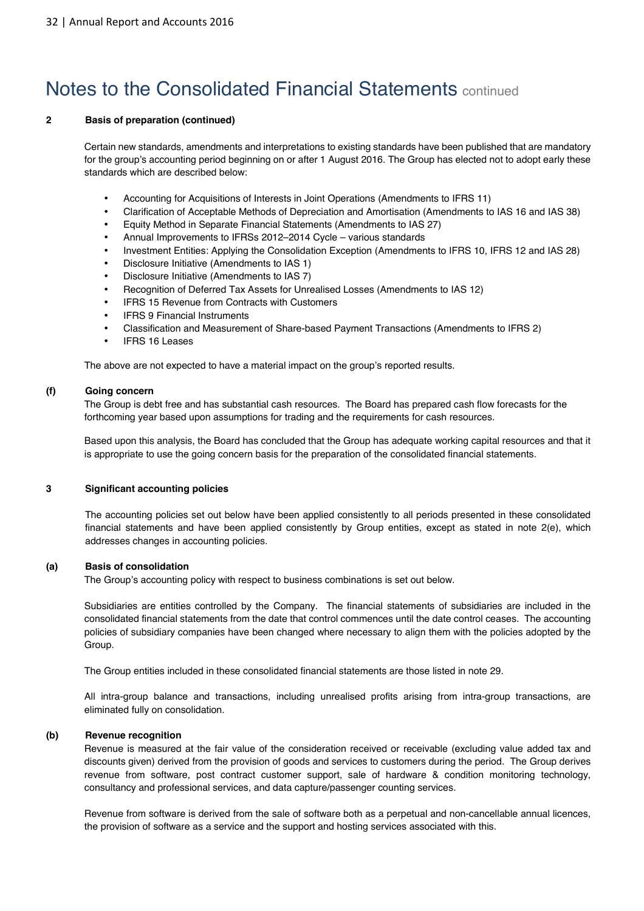# Notes to the Consolidated Financial Statements continued

**2 Basis of preparation (continued)**

Certain new standards, amendments and interpretations to existing standards have been published that are mandatory for the group's accounting period beginning on or after 1 August 2016. The Group has elected not to adopt early these standards which are described below:

- Accounting for Acquisitions of Interests in Joint Operations (Amendments to IFRS 11)
- Clarification of Acceptable Methods of Depreciation and Amortisation (Amendments to IAS 16 and IAS 38)
- Equity Method in Separate Financial Statements (Amendments to IAS 27)
- Annual Improvements to IFRSs 2012–2014 Cycle – various standards
- Investment Entities: Applying the Consolidation Exception (Amendments to IFRS 10, IFRS 12 and IAS 28)
- Disclosure Initiative (Amendments to IAS 1)
- Disclosure Initiative (Amendments to IAS 7)
- Recognition of Deferred Tax Assets for Unrealised Losses (Amendments to IAS 12)
- IFRS 15 Revenue from Contracts with Customers
- IFRS 9 Financial Instruments
- Classification and Measurement of Share-based Payment Transactions (Amendments to IFRS 2)
- IFRS 16 Leases

The above are not expected to have a material impact on the group's reported results.

**(f) Going concern**

The Group is debt free and has substantial cash resources. The Board has prepared cash flow forecasts for the forthcoming year based upon assumptions for trading and the requirements for cash resources.

Based upon this analysis, the Board has concluded that the Group has adequate working capital resources and that it is appropriate to use the going concern basis for the preparation of the consolidated financial statements.

**3 Significant accounting policies**

The accounting policies set out below have been applied consistently to all periods presented in these consolidated financial statements and have been applied consistently by Group entities, except as stated in note 2(e), which addresses changes in accounting policies.

**(a) Basis of consolidation**

The Group's accounting policy with respect to business combinations is set out below.

Subsidiaries are entities controlled by the Company. The financial statements of subsidiaries are included in the consolidated financial statements from the date that control commences until the date control ceases. The accounting policies of subsidiary companies have been changed where necessary to align them with the policies adopted by the Group.

The Group entities included in these consolidated financial statements are those listed in note 29.

All intra-group balance and transactions, including unrealised profits arising from intra-group transactions, are eliminated fully on consolidation.

**(b) Revenue recognition**

Revenue is measured at the fair value of the consideration received or receivable (excluding value added tax and discounts given) derived from the provision of goods and services to customers during the period. The Group derives revenue from software, post contract customer support, sale of hardware & condition monitoring technology, consultancy and professional services, and data capture/passenger counting services.

Revenue from software is derived from the sale of software both as a perpetual and non-cancellable annual licences, the provision of software as a service and the support and hosting services associated with this.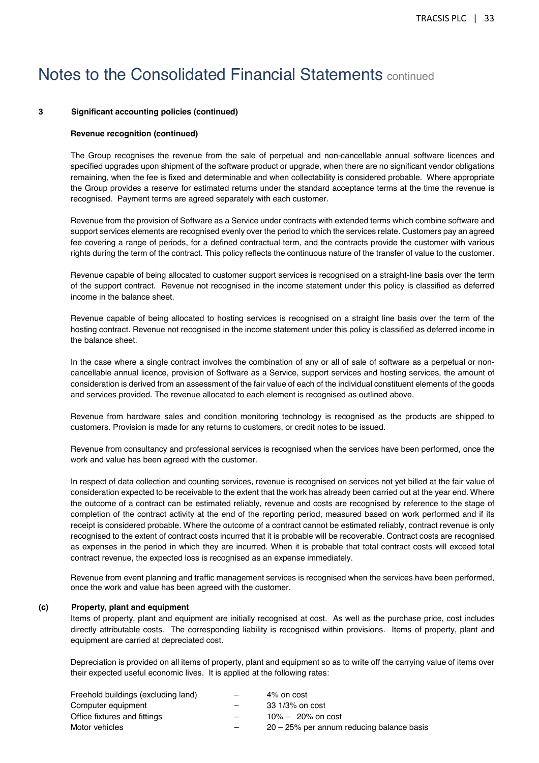# Notes to the Consolidated Financial Statements continued

**3 Significant accounting policies (continued)**

**Revenue recognition (continued)**

The Group recognises the revenue from the sale of perpetual and non-cancellable annual software licences and specified upgrades upon shipment of the software product or upgrade, when there are no significant vendor obligations remaining, when the fee is fixed and determinable and when collectability is considered probable. Where appropriate the Group provides a reserve for estimated returns under the standard acceptance terms at the time the revenue is recognised. Payment terms are agreed separately with each customer.

Revenue from the provision of Software as a Service under contracts with extended terms which combine software and support services elements are recognised evenly over the period to which the services relate. Customers pay an agreed fee covering a range of periods, for a defined contractual term, and the contracts provide the customer with various rights during the term of the contract. This policy reflects the continuous nature of the transfer of value to the customer.

Revenue capable of being allocated to customer support services is recognised on a straight-line basis over the term of the support contract. Revenue not recognised in the income statement under this policy is classified as deferred income in the balance sheet.

Revenue capable of being allocated to hosting services is recognised on a straight line basis over the term of the hosting contract. Revenue not recognised in the income statement under this policy is classified as deferred income in the balance sheet.

In the case where a single contract involves the combination of any or all of sale of software as a perpetual or non-cancellable annual licence, provision of Software as a Service, support services and hosting services, the amount of consideration is derived from an assessment of the fair value of each of the individual constituent elements of the goods and services provided. The revenue allocated to each element is recognised as outlined above.

Revenue from hardware sales and condition monitoring technology is recognised as the products are shipped to customers. Provision is made for any returns to customers, or credit notes to be issued.

Revenue from consultancy and professional services is recognised when the services have been performed, once the work and value has been agreed with the customer.

In respect of data collection and counting services, revenue is recognised on services not yet billed at the fair value of consideration expected to be receivable to the extent that the work has already been carried out at the year end. Where the outcome of a contract can be estimated reliably, revenue and costs are recognised by reference to the stage of completion of the contract activity at the end of the reporting period, measured based on work performed and if its receipt is considered probable. Where the outcome of a contract cannot be estimated reliably, contract revenue is only recognised to the extent of contract costs incurred that it is probable will be recoverable. Contract costs are recognised as expenses in the period in which they are incurred. When it is probable that total contract costs will exceed total contract revenue, the expected loss is recognised as an expense immediately.

Revenue from event planning and traffic management services is recognised when the services have been performed, once the work and value has been agreed with the customer.

**(c) Property, plant and equipment**

Items of property, plant and equipment are initially recognised at cost. As well as the purchase price, cost includes directly attributable costs. The corresponding liability is recognised within provisions. Items of property, plant and equipment are carried at depreciated cost.

Depreciation is provided on all items of property, plant and equipment so as to write off the carrying value of items over their expected useful economic lives. It is applied at the following rates:

| | | |
|---|---|---|
| Freehold buildings (excluding land) | – | 4% on cost |
| Computer equipment | – | 33 1/3% on cost |
| Office fixtures and fittings | – | 10% – 20% on cost |
| Motor vehicles | – | 20 – 25% per annum reducing balance basis |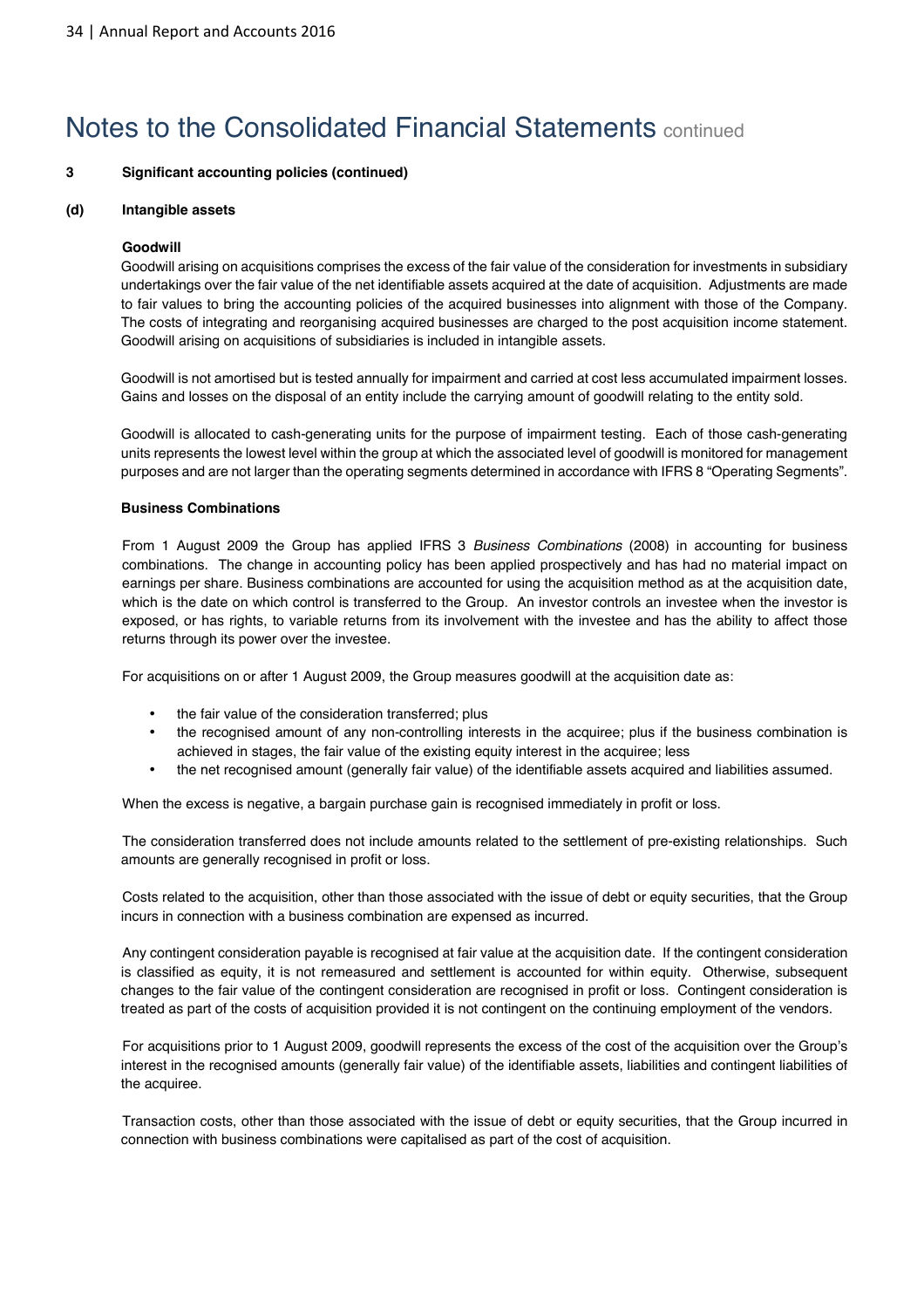# Notes to the Consolidated Financial Statements continued

**3 Significant accounting policies (continued)**

**(d) Intangible assets**

**Goodwill**

Goodwill arising on acquisitions comprises the excess of the fair value of the consideration for investments in subsidiary undertakings over the fair value of the net identifiable assets acquired at the date of acquisition. Adjustments are made to fair values to bring the accounting policies of the acquired businesses into alignment with those of the Company. The costs of integrating and reorganising acquired businesses are charged to the post acquisition income statement. Goodwill arising on acquisitions of subsidiaries is included in intangible assets.

Goodwill is not amortised but is tested annually for impairment and carried at cost less accumulated impairment losses. Gains and losses on the disposal of an entity include the carrying amount of goodwill relating to the entity sold.

Goodwill is allocated to cash-generating units for the purpose of impairment testing. Each of those cash-generating units represents the lowest level within the group at which the associated level of goodwill is monitored for management purposes and are not larger than the operating segments determined in accordance with IFRS 8 "Operating Segments".

**Business Combinations**

From 1 August 2009 the Group has applied IFRS 3 *Business Combinations* (2008) in accounting for business combinations. The change in accounting policy has been applied prospectively and has had no material impact on earnings per share. Business combinations are accounted for using the acquisition method as at the acquisition date, which is the date on which control is transferred to the Group. An investor controls an investee when the investor is exposed, or has rights, to variable returns from its involvement with the investee and has the ability to affect those returns through its power over the investee.

For acquisitions on or after 1 August 2009, the Group measures goodwill at the acquisition date as:

- the fair value of the consideration transferred; plus
- the recognised amount of any non-controlling interests in the acquiree; plus if the business combination is achieved in stages, the fair value of the existing equity interest in the acquiree; less
- the net recognised amount (generally fair value) of the identifiable assets acquired and liabilities assumed.

When the excess is negative, a bargain purchase gain is recognised immediately in profit or loss.

The consideration transferred does not include amounts related to the settlement of pre-existing relationships. Such amounts are generally recognised in profit or loss.

Costs related to the acquisition, other than those associated with the issue of debt or equity securities, that the Group incurs in connection with a business combination are expensed as incurred.

Any contingent consideration payable is recognised at fair value at the acquisition date. If the contingent consideration is classified as equity, it is not remeasured and settlement is accounted for within equity. Otherwise, subsequent changes to the fair value of the contingent consideration are recognised in profit or loss. Contingent consideration is treated as part of the costs of acquisition provided it is not contingent on the continuing employment of the vendors.

For acquisitions prior to 1 August 2009, goodwill represents the excess of the cost of the acquisition over the Group's interest in the recognised amounts (generally fair value) of the identifiable assets, liabilities and contingent liabilities of the acquiree.

Transaction costs, other than those associated with the issue of debt or equity securities, that the Group incurred in connection with business combinations were capitalised as part of the cost of acquisition.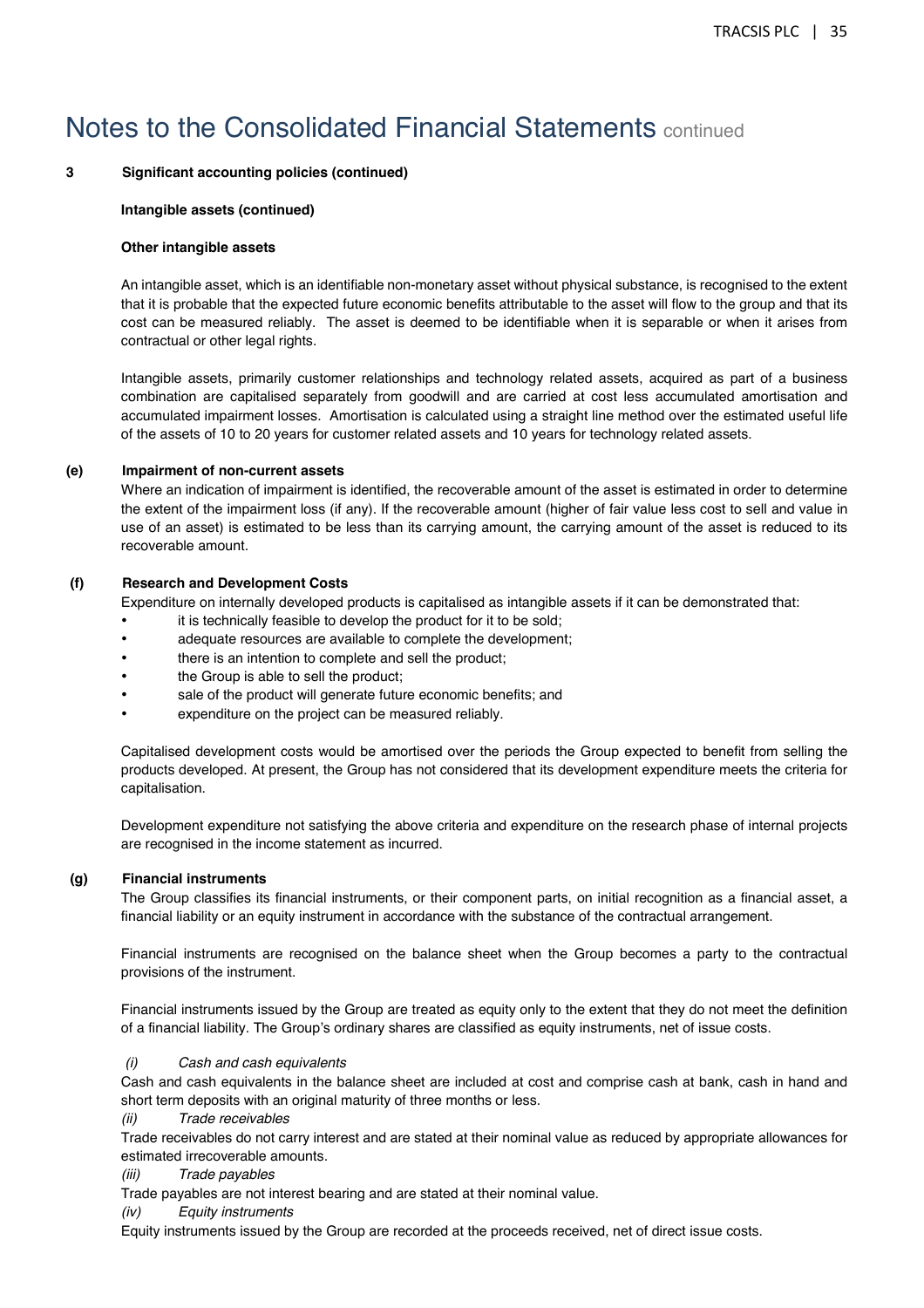# Notes to the Consolidated Financial Statements continued

**3 Significant accounting policies (continued)**

**Intangible assets (continued)**

**Other intangible assets**

An intangible asset, which is an identifiable non-monetary asset without physical substance, is recognised to the extent that it is probable that the expected future economic benefits attributable to the asset will flow to the group and that its cost can be measured reliably. The asset is deemed to be identifiable when it is separable or when it arises from contractual or other legal rights.

Intangible assets, primarily customer relationships and technology related assets, acquired as part of a business combination are capitalised separately from goodwill and are carried at cost less accumulated amortisation and accumulated impairment losses. Amortisation is calculated using a straight line method over the estimated useful life of the assets of 10 to 20 years for customer related assets and 10 years for technology related assets.

**(e) Impairment of non-current assets**

Where an indication of impairment is identified, the recoverable amount of the asset is estimated in order to determine the extent of the impairment loss (if any). If the recoverable amount (higher of fair value less cost to sell and value in use of an asset) is estimated to be less than its carrying amount, the carrying amount of the asset is reduced to its recoverable amount.

**(f) Research and Development Costs**

Expenditure on internally developed products is capitalised as intangible assets if it can be demonstrated that:

- it is technically feasible to develop the product for it to be sold;
- adequate resources are available to complete the development;
- there is an intention to complete and sell the product;
- the Group is able to sell the product;
- sale of the product will generate future economic benefits; and
- expenditure on the project can be measured reliably.

Capitalised development costs would be amortised over the periods the Group expected to benefit from selling the products developed. At present, the Group has not considered that its development expenditure meets the criteria for capitalisation.

Development expenditure not satisfying the above criteria and expenditure on the research phase of internal projects are recognised in the income statement as incurred.

**(g) Financial instruments**

The Group classifies its financial instruments, or their component parts, on initial recognition as a financial asset, a financial liability or an equity instrument in accordance with the substance of the contractual arrangement.

Financial instruments are recognised on the balance sheet when the Group becomes a party to the contractual provisions of the instrument.

Financial instruments issued by the Group are treated as equity only to the extent that they do not meet the definition of a financial liability. The Group's ordinary shares are classified as equity instruments, net of issue costs.

*(i) Cash and cash equivalents*

Cash and cash equivalents in the balance sheet are included at cost and comprise cash at bank, cash in hand and short term deposits with an original maturity of three months or less.

*(ii) Trade receivables*

Trade receivables do not carry interest and are stated at their nominal value as reduced by appropriate allowances for estimated irrecoverable amounts.

*(iii) Trade payables*

Trade payables are not interest bearing and are stated at their nominal value.

*(iv) Equity instruments*

Equity instruments issued by the Group are recorded at the proceeds received, net of direct issue costs.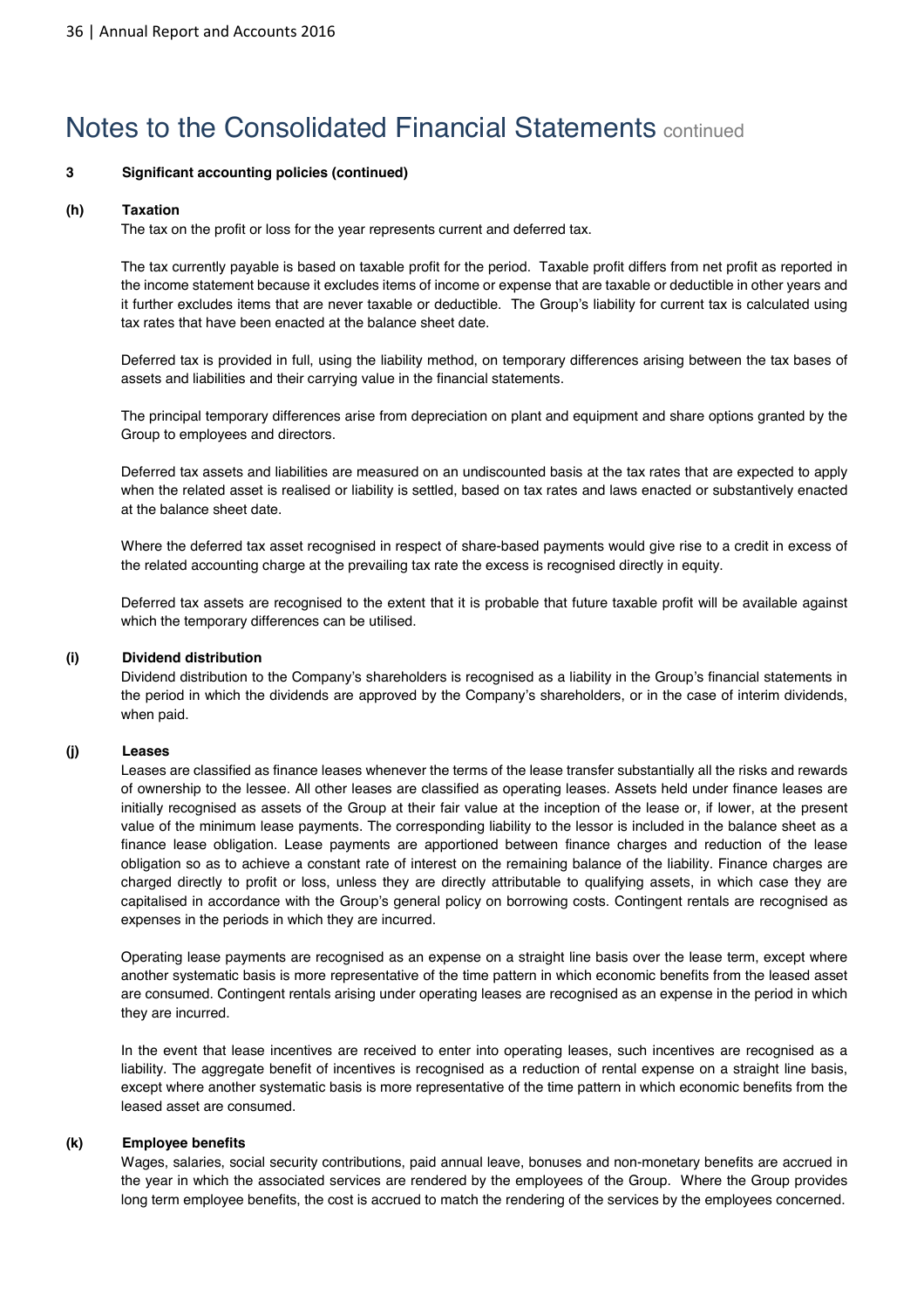# Notes to the Consolidated Financial Statements continued

**3 Significant accounting policies (continued)**

**(h) Taxation**

The tax on the profit or loss for the year represents current and deferred tax.

The tax currently payable is based on taxable profit for the period. Taxable profit differs from net profit as reported in the income statement because it excludes items of income or expense that are taxable or deductible in other years and it further excludes items that are never taxable or deductible. The Group's liability for current tax is calculated using tax rates that have been enacted at the balance sheet date.

Deferred tax is provided in full, using the liability method, on temporary differences arising between the tax bases of assets and liabilities and their carrying value in the financial statements.

The principal temporary differences arise from depreciation on plant and equipment and share options granted by the Group to employees and directors.

Deferred tax assets and liabilities are measured on an undiscounted basis at the tax rates that are expected to apply when the related asset is realised or liability is settled, based on tax rates and laws enacted or substantively enacted at the balance sheet date.

Where the deferred tax asset recognised in respect of share-based payments would give rise to a credit in excess of the related accounting charge at the prevailing tax rate the excess is recognised directly in equity.

Deferred tax assets are recognised to the extent that it is probable that future taxable profit will be available against which the temporary differences can be utilised.

**(i) Dividend distribution**

Dividend distribution to the Company's shareholders is recognised as a liability in the Group's financial statements in the period in which the dividends are approved by the Company's shareholders, or in the case of interim dividends, when paid.

**(j) Leases**

Leases are classified as finance leases whenever the terms of the lease transfer substantially all the risks and rewards of ownership to the lessee. All other leases are classified as operating leases. Assets held under finance leases are initially recognised as assets of the Group at their fair value at the inception of the lease or, if lower, at the present value of the minimum lease payments. The corresponding liability to the lessor is included in the balance sheet as a finance lease obligation. Lease payments are apportioned between finance charges and reduction of the lease obligation so as to achieve a constant rate of interest on the remaining balance of the liability. Finance charges are charged directly to profit or loss, unless they are directly attributable to qualifying assets, in which case they are capitalised in accordance with the Group's general policy on borrowing costs. Contingent rentals are recognised as expenses in the periods in which they are incurred.

Operating lease payments are recognised as an expense on a straight line basis over the lease term, except where another systematic basis is more representative of the time pattern in which economic benefits from the leased asset are consumed. Contingent rentals arising under operating leases are recognised as an expense in the period in which they are incurred.

In the event that lease incentives are received to enter into operating leases, such incentives are recognised as a liability. The aggregate benefit of incentives is recognised as a reduction of rental expense on a straight line basis, except where another systematic basis is more representative of the time pattern in which economic benefits from the leased asset are consumed.

**(k) Employee benefits**

Wages, salaries, social security contributions, paid annual leave, bonuses and non-monetary benefits are accrued in the year in which the associated services are rendered by the employees of the Group. Where the Group provides long term employee benefits, the cost is accrued to match the rendering of the services by the employees concerned.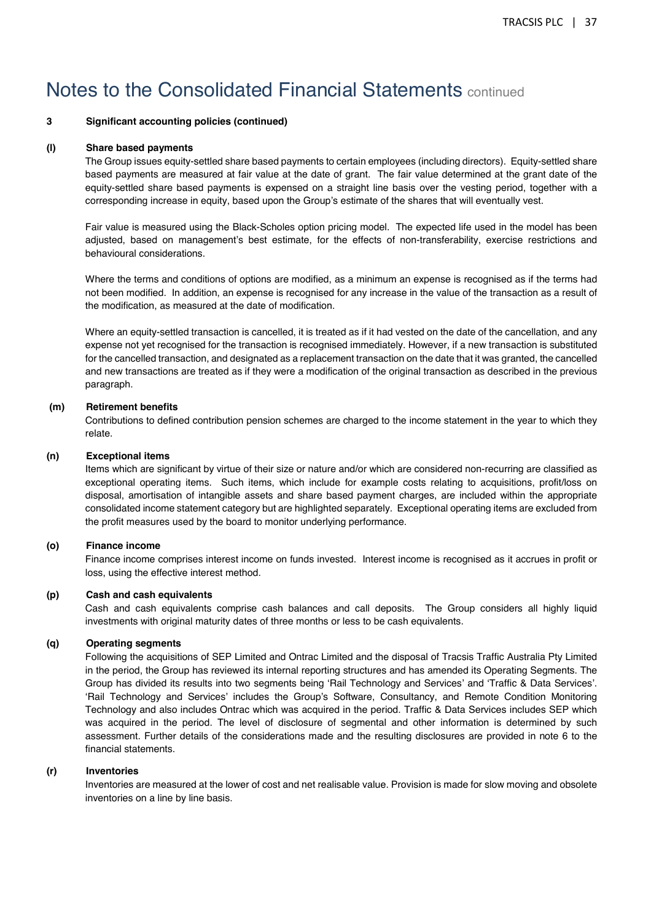# Notes to the Consolidated Financial Statements continued

**3 Significant accounting policies (continued)**

**(l) Share based payments**

The Group issues equity-settled share based payments to certain employees (including directors). Equity-settled share based payments are measured at fair value at the date of grant. The fair value determined at the grant date of the equity-settled share based payments is expensed on a straight line basis over the vesting period, together with a corresponding increase in equity, based upon the Group's estimate of the shares that will eventually vest.

Fair value is measured using the Black-Scholes option pricing model. The expected life used in the model has been adjusted, based on management's best estimate, for the effects of non-transferability, exercise restrictions and behavioural considerations.

Where the terms and conditions of options are modified, as a minimum an expense is recognised as if the terms had not been modified. In addition, an expense is recognised for any increase in the value of the transaction as a result of the modification, as measured at the date of modification.

Where an equity-settled transaction is cancelled, it is treated as if it had vested on the date of the cancellation, and any expense not yet recognised for the transaction is recognised immediately. However, if a new transaction is substituted for the cancelled transaction, and designated as a replacement transaction on the date that it was granted, the cancelled and new transactions are treated as if they were a modification of the original transaction as described in the previous paragraph.

**(m) Retirement benefits**

Contributions to defined contribution pension schemes are charged to the income statement in the year to which they relate.

**(n) Exceptional items**

Items which are significant by virtue of their size or nature and/or which are considered non-recurring are classified as exceptional operating items. Such items, which include for example costs relating to acquisitions, profit/loss on disposal, amortisation of intangible assets and share based payment charges, are included within the appropriate consolidated income statement category but are highlighted separately. Exceptional operating items are excluded from the profit measures used by the board to monitor underlying performance.

**(o) Finance income**

Finance income comprises interest income on funds invested. Interest income is recognised as it accrues in profit or loss, using the effective interest method.

**(p) Cash and cash equivalents**

Cash and cash equivalents comprise cash balances and call deposits. The Group considers all highly liquid investments with original maturity dates of three months or less to be cash equivalents.

**(q) Operating segments**

Following the acquisitions of SEP Limited and Ontrac Limited and the disposal of Tracsis Traffic Australia Pty Limited in the period, the Group has reviewed its internal reporting structures and has amended its Operating Segments. The Group has divided its results into two segments being 'Rail Technology and Services' and 'Traffic & Data Services'. 'Rail Technology and Services' includes the Group's Software, Consultancy, and Remote Condition Monitoring Technology and also includes Ontrac which was acquired in the period. Traffic & Data Services includes SEP which was acquired in the period. The level of disclosure of segmental and other information is determined by such assessment. Further details of the considerations made and the resulting disclosures are provided in note 6 to the financial statements.

**(r) Inventories**

Inventories are measured at the lower of cost and net realisable value. Provision is made for slow moving and obsolete inventories on a line by line basis.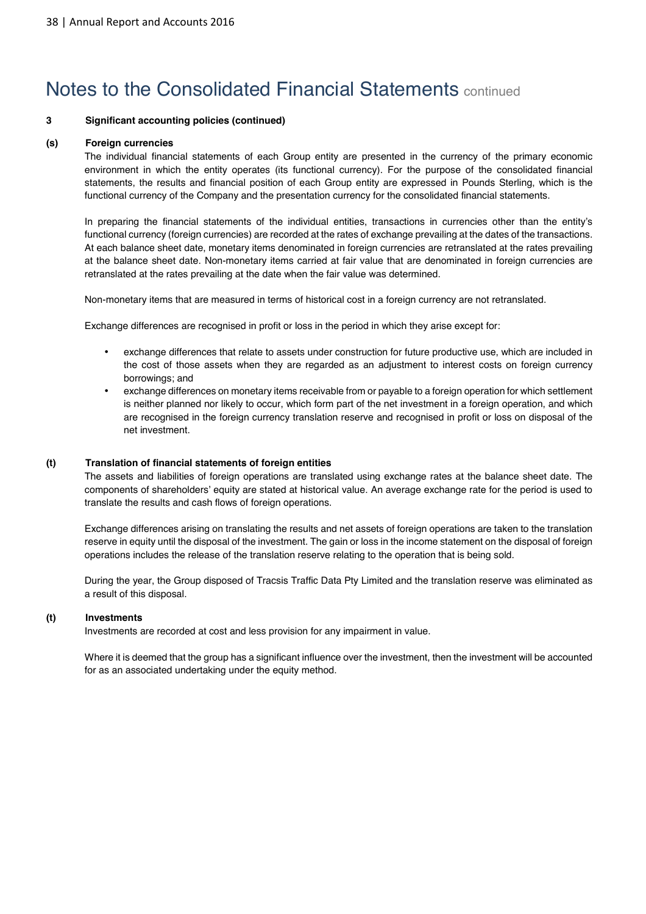# Notes to the Consolidated Financial Statements continued

**3 Significant accounting policies (continued)**

**(s) Foreign currencies**

The individual financial statements of each Group entity are presented in the currency of the primary economic environment in which the entity operates (its functional currency). For the purpose of the consolidated financial statements, the results and financial position of each Group entity are expressed in Pounds Sterling, which is the functional currency of the Company and the presentation currency for the consolidated financial statements.

In preparing the financial statements of the individual entities, transactions in currencies other than the entity's functional currency (foreign currencies) are recorded at the rates of exchange prevailing at the dates of the transactions. At each balance sheet date, monetary items denominated in foreign currencies are retranslated at the rates prevailing at the balance sheet date. Non-monetary items carried at fair value that are denominated in foreign currencies are retranslated at the rates prevailing at the date when the fair value was determined.

Non-monetary items that are measured in terms of historical cost in a foreign currency are not retranslated.

Exchange differences are recognised in profit or loss in the period in which they arise except for:

- exchange differences that relate to assets under construction for future productive use, which are included in the cost of those assets when they are regarded as an adjustment to interest costs on foreign currency borrowings; and
- exchange differences on monetary items receivable from or payable to a foreign operation for which settlement is neither planned nor likely to occur, which form part of the net investment in a foreign operation, and which are recognised in the foreign currency translation reserve and recognised in profit or loss on disposal of the net investment.

**(t) Translation of financial statements of foreign entities**

The assets and liabilities of foreign operations are translated using exchange rates at the balance sheet date. The components of shareholders' equity are stated at historical value. An average exchange rate for the period is used to translate the results and cash flows of foreign operations.

Exchange differences arising on translating the results and net assets of foreign operations are taken to the translation reserve in equity until the disposal of the investment. The gain or loss in the income statement on the disposal of foreign operations includes the release of the translation reserve relating to the operation that is being sold.

During the year, the Group disposed of Tracsis Traffic Data Pty Limited and the translation reserve was eliminated as a result of this disposal.

**(t) Investments**

Investments are recorded at cost and less provision for any impairment in value.

Where it is deemed that the group has a significant influence over the investment, then the investment will be accounted for as an associated undertaking under the equity method.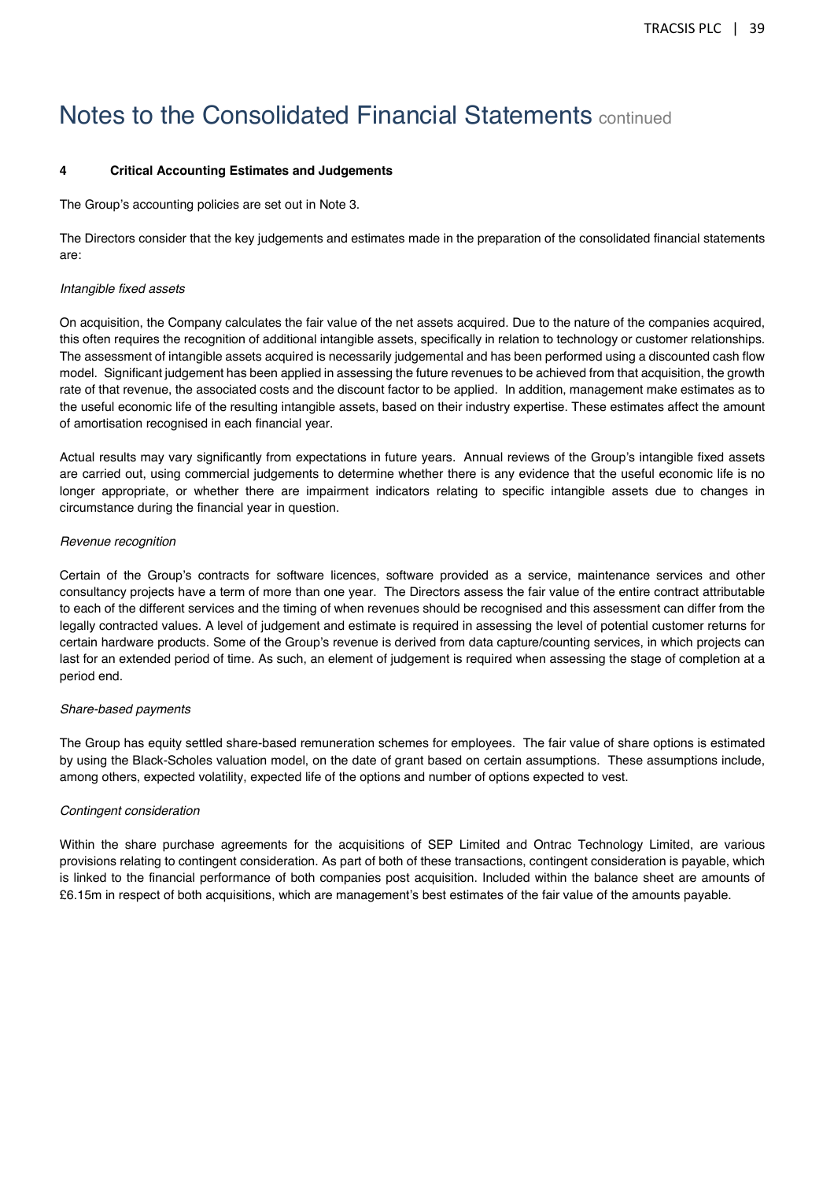# Notes to the Consolidated Financial Statements continued

**4 Critical Accounting Estimates and Judgements**

The Group's accounting policies are set out in Note 3.

The Directors consider that the key judgements and estimates made in the preparation of the consolidated financial statements are:

*Intangible fixed assets*

On acquisition, the Company calculates the fair value of the net assets acquired. Due to the nature of the companies acquired, this often requires the recognition of additional intangible assets, specifically in relation to technology or customer relationships. The assessment of intangible assets acquired is necessarily judgemental and has been performed using a discounted cash flow model. Significant judgement has been applied in assessing the future revenues to be achieved from that acquisition, the growth rate of that revenue, the associated costs and the discount factor to be applied. In addition, management make estimates as to the useful economic life of the resulting intangible assets, based on their industry expertise. These estimates affect the amount of amortisation recognised in each financial year.

Actual results may vary significantly from expectations in future years. Annual reviews of the Group's intangible fixed assets are carried out, using commercial judgements to determine whether there is any evidence that the useful economic life is no longer appropriate, or whether there are impairment indicators relating to specific intangible assets due to changes in circumstance during the financial year in question.

*Revenue recognition*

Certain of the Group's contracts for software licences, software provided as a service, maintenance services and other consultancy projects have a term of more than one year. The Directors assess the fair value of the entire contract attributable to each of the different services and the timing of when revenues should be recognised and this assessment can differ from the legally contracted values. A level of judgement and estimate is required in assessing the level of potential customer returns for certain hardware products. Some of the Group's revenue is derived from data capture/counting services, in which projects can last for an extended period of time. As such, an element of judgement is required when assessing the stage of completion at a period end.

*Share-based payments*

The Group has equity settled share-based remuneration schemes for employees. The fair value of share options is estimated by using the Black-Scholes valuation model, on the date of grant based on certain assumptions. These assumptions include, among others, expected volatility, expected life of the options and number of options expected to vest.

*Contingent consideration*

Within the share purchase agreements for the acquisitions of SEP Limited and Ontrac Technology Limited, are various provisions relating to contingent consideration. As part of both of these transactions, contingent consideration is payable, which is linked to the financial performance of both companies post acquisition. Included within the balance sheet are amounts of £6.15m in respect of both acquisitions, which are management's best estimates of the fair value of the amounts payable.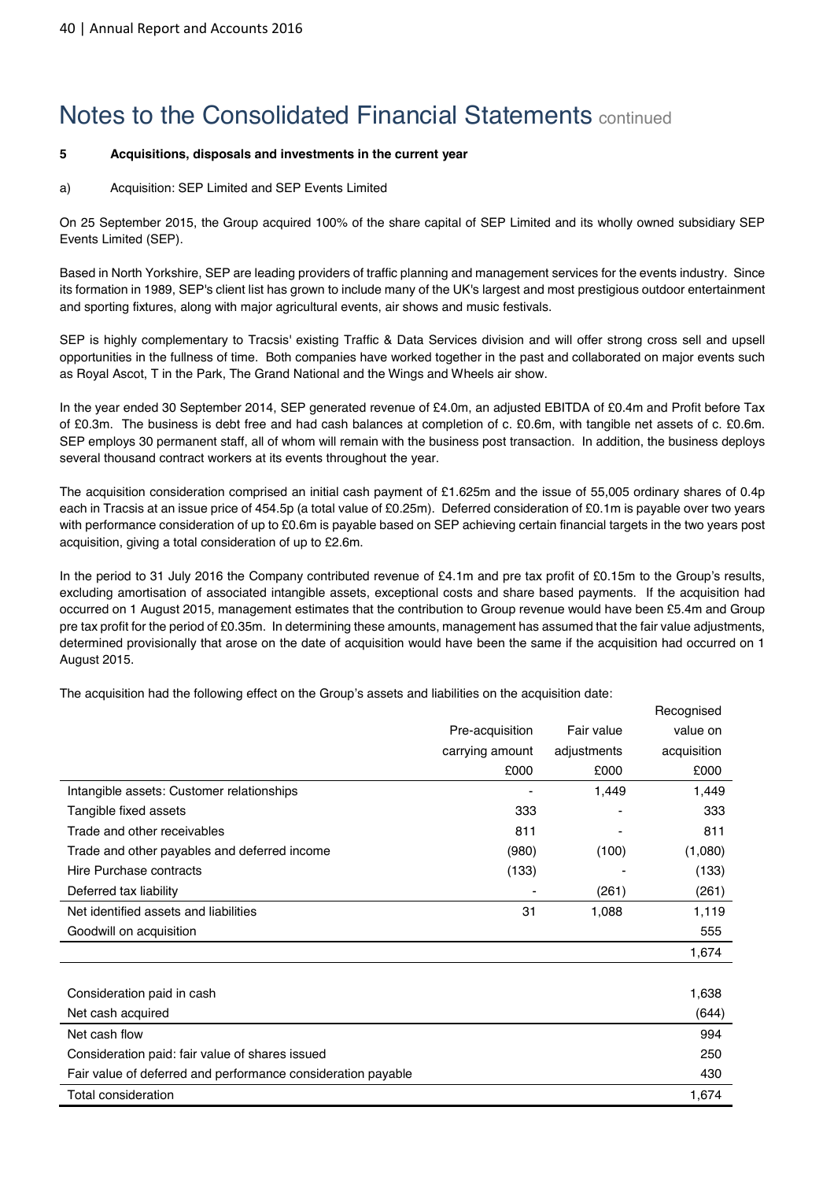# Notes to the Consolidated Financial Statements continued

**5 Acquisitions, disposals and investments in the current year**

a) Acquisition: SEP Limited and SEP Events Limited

On 25 September 2015, the Group acquired 100% of the share capital of SEP Limited and its wholly owned subsidiary SEP Events Limited (SEP).

Based in North Yorkshire, SEP are leading providers of traffic planning and management services for the events industry. Since its formation in 1989, SEP's client list has grown to include many of the UK's largest and most prestigious outdoor entertainment and sporting fixtures, along with major agricultural events, air shows and music festivals.

SEP is highly complementary to Tracsis' existing Traffic & Data Services division and will offer strong cross sell and upsell opportunities in the fullness of time. Both companies have worked together in the past and collaborated on major events such as Royal Ascot, T in the Park, The Grand National and the Wings and Wheels air show.

In the year ended 30 September 2014, SEP generated revenue of £4.0m, an adjusted EBITDA of £0.4m and Profit before Tax of £0.3m. The business is debt free and had cash balances at completion of c. £0.6m, with tangible net assets of c. £0.6m. SEP employs 30 permanent staff, all of whom will remain with the business post transaction. In addition, the business deploys several thousand contract workers at its events throughout the year.

The acquisition consideration comprised an initial cash payment of £1.625m and the issue of 55,005 ordinary shares of 0.4p each in Tracsis at an issue price of 454.5p (a total value of £0.25m). Deferred consideration of £0.1m is payable over two years with performance consideration of up to £0.6m is payable based on SEP achieving certain financial targets in the two years post acquisition, giving a total consideration of up to £2.6m.

In the period to 31 July 2016 the Company contributed revenue of £4.1m and pre tax profit of £0.15m to the Group's results, excluding amortisation of associated intangible assets, exceptional costs and share based payments. If the acquisition had occurred on 1 August 2015, management estimates that the contribution to Group revenue would have been £5.4m and Group pre tax profit for the period of £0.35m. In determining these amounts, management has assumed that the fair value adjustments, determined provisionally that arose on the date of acquisition would have been the same if the acquisition had occurred on 1 August 2015.

The acquisition had the following effect on the Group's assets and liabilities on the acquisition date:

| | Pre-acquisition carrying amount £000 | Fair value adjustments £000 | Recognised value on acquisition £000 |
|---|---|---|---|
| Intangible assets: Customer relationships | - | 1,449 | 1,449 |
| Tangible fixed assets | 333 | - | 333 |
| Trade and other receivables | 811 | - | 811 |
| Trade and other payables and deferred income | (980) | (100) | (1,080) |
| Hire Purchase contracts | (133) | | (133) |
| Deferred tax liability | - | (261) | (261) |
| Net identified assets and liabilities | 31 | 1,088 | 1,119 |
| Goodwill on acquisition | | | 555 |
| | | | 1,674 |

| | |
|---|---|
| Consideration paid in cash | 1,638 |
| Net cash acquired | (644) |
| Net cash flow | 994 |
| Consideration paid: fair value of shares issued | 250 |
| Fair value of deferred and performance consideration payable | 430 |
| Total consideration | 1,674 |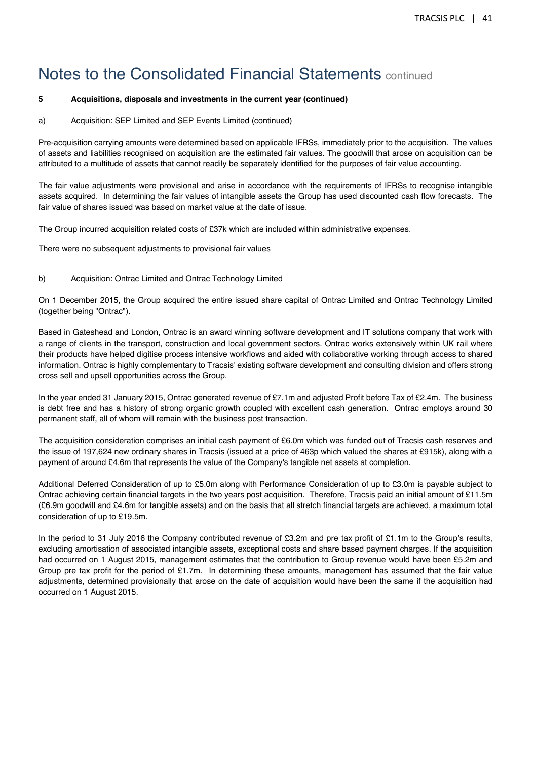# Notes to the Consolidated Financial Statements continued

**5 Acquisitions, disposals and investments in the current year (continued)**

a) Acquisition: SEP Limited and SEP Events Limited (continued)

Pre-acquisition carrying amounts were determined based on applicable IFRSs, immediately prior to the acquisition. The values of assets and liabilities recognised on acquisition are the estimated fair values. The goodwill that arose on acquisition can be attributed to a multitude of assets that cannot readily be separately identified for the purposes of fair value accounting.

The fair value adjustments were provisional and arise in accordance with the requirements of IFRSs to recognise intangible assets acquired. In determining the fair values of intangible assets the Group has used discounted cash flow forecasts. The fair value of shares issued was based on market value at the date of issue.

The Group incurred acquisition related costs of £37k which are included within administrative expenses.

There were no subsequent adjustments to provisional fair values

b) Acquisition: Ontrac Limited and Ontrac Technology Limited

On 1 December 2015, the Group acquired the entire issued share capital of Ontrac Limited and Ontrac Technology Limited (together being "Ontrac").

Based in Gateshead and London, Ontrac is an award winning software development and IT solutions company that work with a range of clients in the transport, construction and local government sectors. Ontrac works extensively within UK rail where their products have helped digitise process intensive workflows and aided with collaborative working through access to shared information. Ontrac is highly complementary to Tracsis' existing software development and consulting division and offers strong cross sell and upsell opportunities across the Group.

In the year ended 31 January 2015, Ontrac generated revenue of £7.1m and adjusted Profit before Tax of £2.4m. The business is debt free and has a history of strong organic growth coupled with excellent cash generation. Ontrac employs around 30 permanent staff, all of whom will remain with the business post transaction.

The acquisition consideration comprises an initial cash payment of £6.0m which was funded out of Tracsis cash reserves and the issue of 197,624 new ordinary shares in Tracsis (issued at a price of 463p which valued the shares at £915k), along with a payment of around £4.6m that represents the value of the Company's tangible net assets at completion.

Additional Deferred Consideration of up to £5.0m along with Performance Consideration of up to £3.0m is payable subject to Ontrac achieving certain financial targets in the two years post acquisition. Therefore, Tracsis paid an initial amount of £11.5m (£6.9m goodwill and £4.6m for tangible assets) and on the basis that all stretch financial targets are achieved, a maximum total consideration of up to £19.5m.

In the period to 31 July 2016 the Company contributed revenue of £3.2m and pre tax profit of £1.1m to the Group's results, excluding amortisation of associated intangible assets, exceptional costs and share based payment charges. If the acquisition had occurred on 1 August 2015, management estimates that the contribution to Group revenue would have been £5.2m and Group pre tax profit for the period of £1.7m. In determining these amounts, management has assumed that the fair value adjustments, determined provisionally that arose on the date of acquisition would have been the same if the acquisition had occurred on 1 August 2015.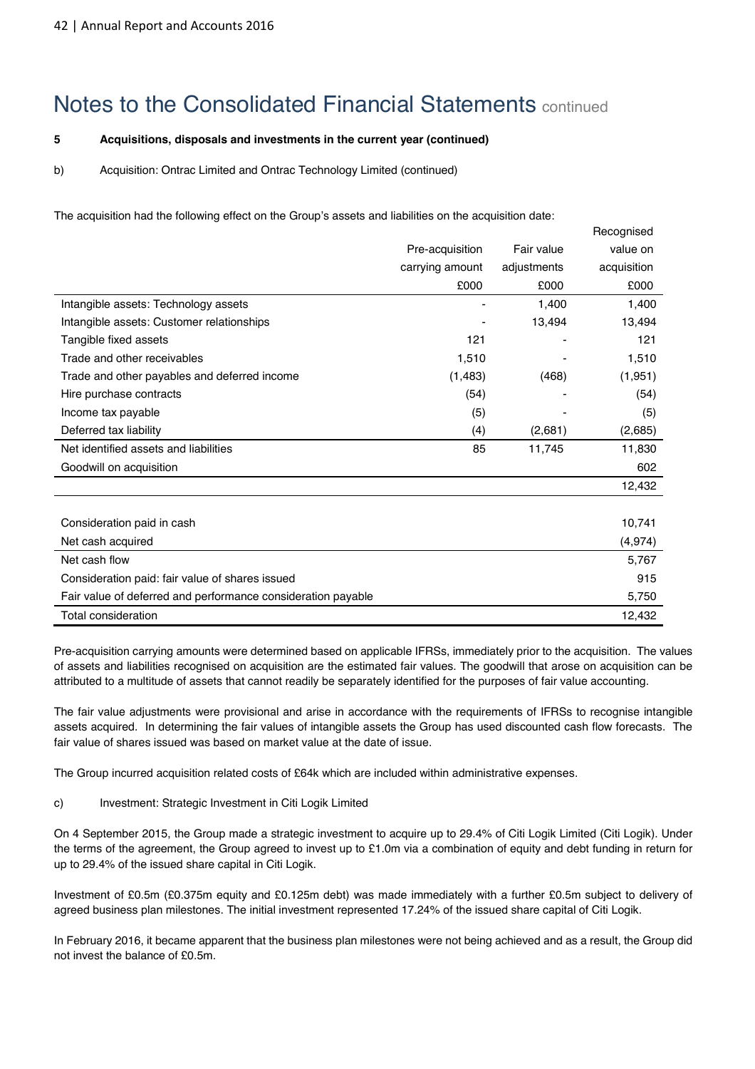# Notes to the Consolidated Financial Statements continued

**5 Acquisitions, disposals and investments in the current year (continued)**

b) Acquisition: Ontrac Limited and Ontrac Technology Limited (continued)

The acquisition had the following effect on the Group's assets and liabilities on the acquisition date:

| | Pre-acquisition carrying amount | Fair value adjustments | Recognised value on acquisition |
|---|---|---|---|
| | £000 | £000 | £000 |
| Intangible assets: Technology assets | - | 1,400 | 1,400 |
| Intangible assets: Customer relationships | - | 13,494 | 13,494 |
| Tangible fixed assets | 121 | - | 121 |
| Trade and other receivables | 1,510 | - | 1,510 |
| Trade and other payables and deferred income | (1,483) | (468) | (1,951) |
| Hire purchase contracts | (54) | - | (54) |
| Income tax payable | (5) | - | (5) |
| Deferred tax liability | (4) | (2,681) | (2,685) |
| Net identified assets and liabilities | 85 | 11,745 | 11,830 |
| Goodwill on acquisition | | | 602 |
| | | | 12,432 |

| | £000 |
|---|---|
| Consideration paid in cash | 10,741 |
| Net cash acquired | (4,974) |
| Net cash flow | 5,767 |
| Consideration paid: fair value of shares issued | 915 |
| Fair value of deferred and performance consideration payable | 5,750 |
| Total consideration | 12,432 |

Pre-acquisition carrying amounts were determined based on applicable IFRSs, immediately prior to the acquisition. The values of assets and liabilities recognised on acquisition are the estimated fair values. The goodwill that arose on acquisition can be attributed to a multitude of assets that cannot readily be separately identified for the purposes of fair value accounting.

The fair value adjustments were provisional and arise in accordance with the requirements of IFRSs to recognise intangible assets acquired. In determining the fair values of intangible assets the Group has used discounted cash flow forecasts. The fair value of shares issued was based on market value at the date of issue.

The Group incurred acquisition related costs of £64k which are included within administrative expenses.

c) Investment: Strategic Investment in Citi Logik Limited

On 4 September 2015, the Group made a strategic investment to acquire up to 29.4% of Citi Logik Limited (Citi Logik). Under the terms of the agreement, the Group agreed to invest up to £1.0m via a combination of equity and debt funding in return for up to 29.4% of the issued share capital in Citi Logik.

Investment of £0.5m (£0.375m equity and £0.125m debt) was made immediately with a further £0.5m subject to delivery of agreed business plan milestones. The initial investment represented 17.24% of the issued share capital of Citi Logik.

In February 2016, it became apparent that the business plan milestones were not being achieved and as a result, the Group did not invest the balance of £0.5m.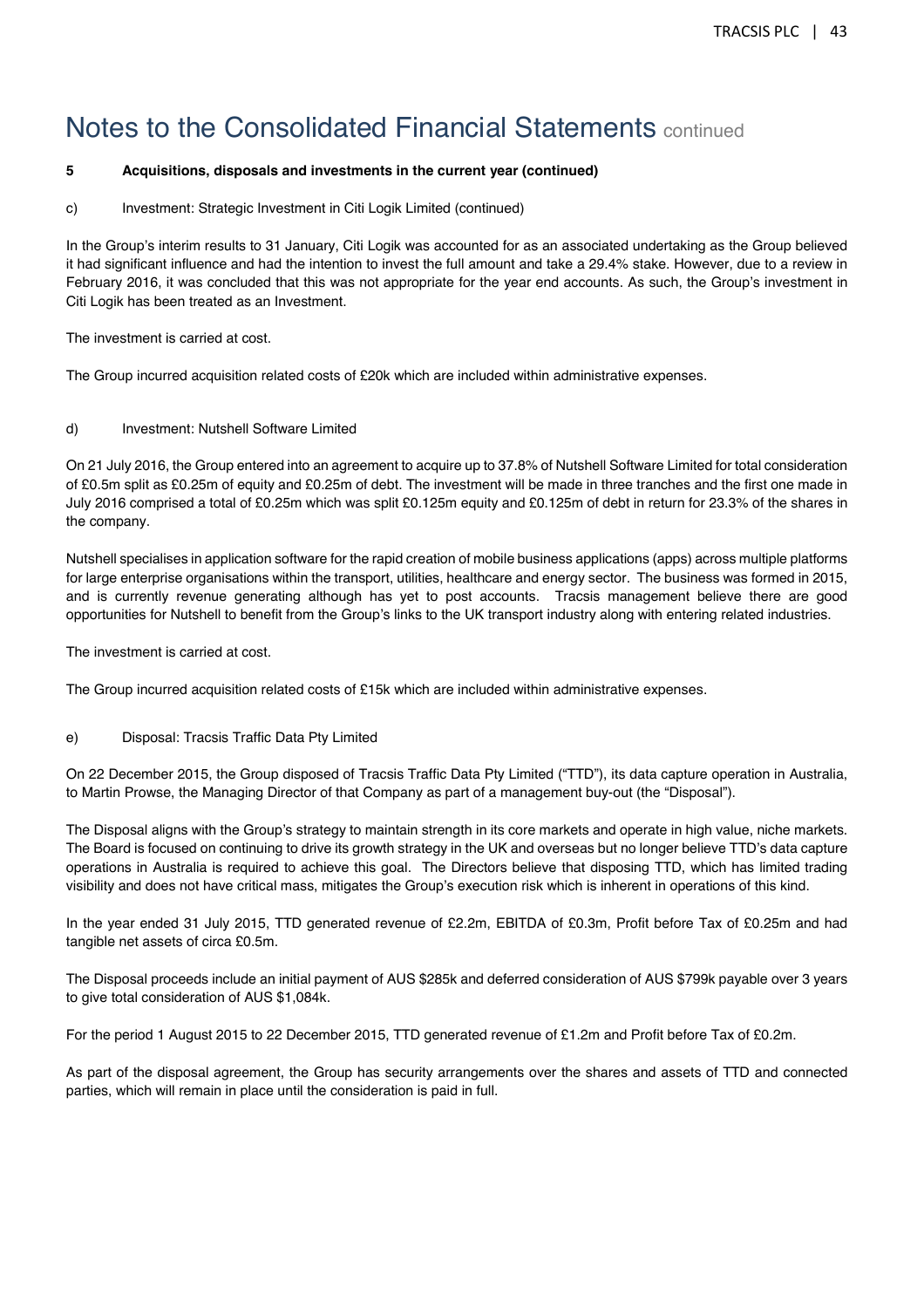# Notes to the Consolidated Financial Statements continued

**5 Acquisitions, disposals and investments in the current year (continued)**

c) Investment: Strategic Investment in Citi Logik Limited (continued)

In the Group's interim results to 31 January, Citi Logik was accounted for as an associated undertaking as the Group believed it had significant influence and had the intention to invest the full amount and take a 29.4% stake. However, due to a review in February 2016, it was concluded that this was not appropriate for the year end accounts. As such, the Group's investment in Citi Logik has been treated as an Investment.

The investment is carried at cost.

The Group incurred acquisition related costs of £20k which are included within administrative expenses.

d) Investment: Nutshell Software Limited

On 21 July 2016, the Group entered into an agreement to acquire up to 37.8% of Nutshell Software Limited for total consideration of £0.5m split as £0.25m of equity and £0.25m of debt. The investment will be made in three tranches and the first one made in July 2016 comprised a total of £0.25m which was split £0.125m equity and £0.125m of debt in return for 23.3% of the shares in the company.

Nutshell specialises in application software for the rapid creation of mobile business applications (apps) across multiple platforms for large enterprise organisations within the transport, utilities, healthcare and energy sector. The business was formed in 2015, and is currently revenue generating although has yet to post accounts. Tracsis management believe there are good opportunities for Nutshell to benefit from the Group's links to the UK transport industry along with entering related industries.

The investment is carried at cost.

The Group incurred acquisition related costs of £15k which are included within administrative expenses.

e) Disposal: Tracsis Traffic Data Pty Limited

On 22 December 2015, the Group disposed of Tracsis Traffic Data Pty Limited ("TTD"), its data capture operation in Australia, to Martin Prowse, the Managing Director of that Company as part of a management buy-out (the "Disposal").

The Disposal aligns with the Group's strategy to maintain strength in its core markets and operate in high value, niche markets. The Board is focused on continuing to drive its growth strategy in the UK and overseas but no longer believe TTD's data capture operations in Australia is required to achieve this goal. The Directors believe that disposing TTD, which has limited trading visibility and does not have critical mass, mitigates the Group's execution risk which is inherent in operations of this kind.

In the year ended 31 July 2015, TTD generated revenue of £2.2m, EBITDA of £0.3m, Profit before Tax of £0.25m and had tangible net assets of circa £0.5m.

The Disposal proceeds include an initial payment of AUS $285k and deferred consideration of AUS $799k payable over 3 years to give total consideration of AUS $1,084k.

For the period 1 August 2015 to 22 December 2015, TTD generated revenue of £1.2m and Profit before Tax of £0.2m.

As part of the disposal agreement, the Group has security arrangements over the shares and assets of TTD and connected parties, which will remain in place until the consideration is paid in full.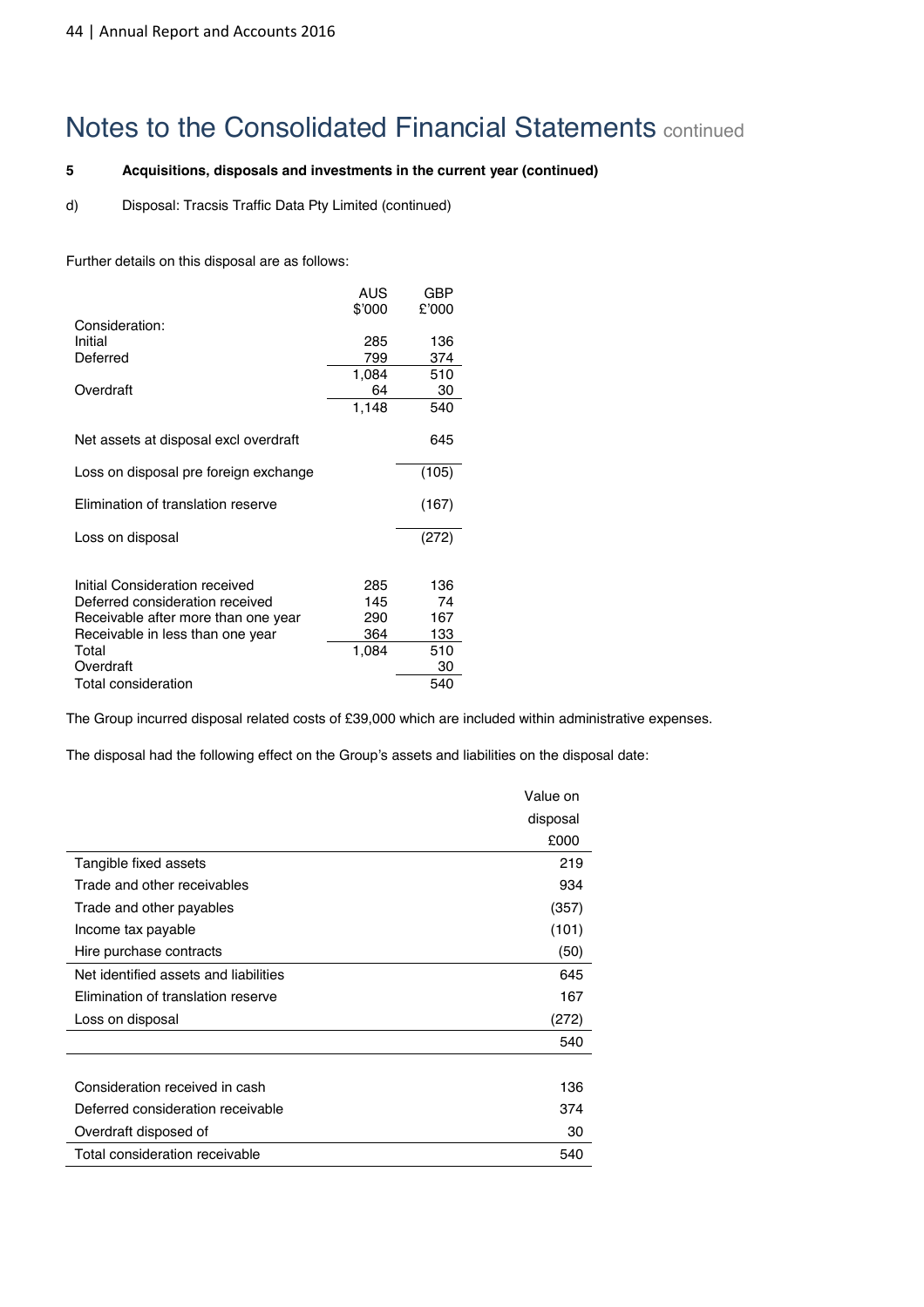# Notes to the Consolidated Financial Statements continued

### 5 Acquisitions, disposals and investments in the current year (continued)

d) Disposal: Tracsis Traffic Data Pty Limited (continued)

Further details on this disposal are as follows:

| | AUS $'000 | GBP £'000 |
|---|---|---|
| Consideration: | | |
| Initial | 285 | 136 |
| Deferred | 799 | 374 |
| | 1,084 | 510 |
| Overdraft | 64 | 30 |
| | 1,148 | 540 |
| Net assets at disposal excl overdraft | | 645 |
| Loss on disposal pre foreign exchange | | (105) |
| Elimination of translation reserve | | (167) |
| Loss on disposal | | (272) |
| | | |
| Initial Consideration received | 285 | 136 |
| Deferred consideration received | 145 | 74 |
| Receivable after more than one year | 290 | 167 |
| Receivable in less than one year | 364 | 133 |
| Total | 1,084 | 510 |
| Overdraft | | 30 |
| Total consideration | | 540 |

The Group incurred disposal related costs of £39,000 which are included within administrative expenses.

The disposal had the following effect on the Group's assets and liabilities on the disposal date:

| | Value on disposal £000 |
|---|---|
| Tangible fixed assets | 219 |
| Trade and other receivables | 934 |
| Trade and other payables | (357) |
| Income tax payable | (101) |
| Hire purchase contracts | (50) |
| Net identified assets and liabilities | 645 |
| Elimination of translation reserve | 167 |
| Loss on disposal | (272) |
| | 540 |
| | |
| Consideration received in cash | 136 |
| Deferred consideration receivable | 374 |
| Overdraft disposed of | 30 |
| Total consideration receivable | 540 |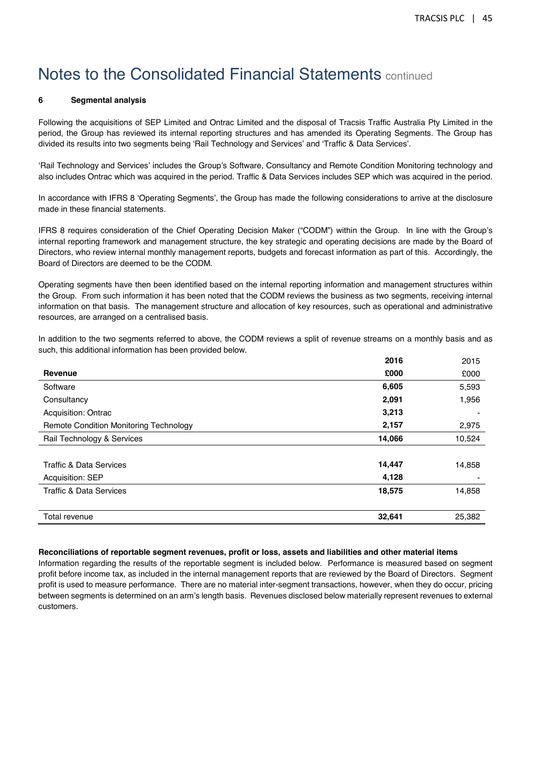# Notes to the Consolidated Financial Statements continued

## 6 Segmental analysis

Following the acquisitions of SEP Limited and Ontrac Limited and the disposal of Tracsis Traffic Australia Pty Limited in the period, the Group has reviewed its internal reporting structures and has amended its Operating Segments. The Group has divided its results into two segments being 'Rail Technology and Services' and 'Traffic & Data Services'.

'Rail Technology and Services' includes the Group's Software, Consultancy and Remote Condition Monitoring technology and also includes Ontrac which was acquired in the period. Traffic & Data Services includes SEP which was acquired in the period.

In accordance with IFRS 8 'Operating Segments', the Group has made the following considerations to arrive at the disclosure made in these financial statements.

IFRS 8 requires consideration of the Chief Operating Decision Maker ("CODM") within the Group. In line with the Group's internal reporting framework and management structure, the key strategic and operating decisions are made by the Board of Directors, who review internal monthly management reports, budgets and forecast information as part of this. Accordingly, the Board of Directors are deemed to be the CODM.

Operating segments have then been identified based on the internal reporting information and management structures within the Group. From such information it has been noted that the CODM reviews the business as two segments, receiving internal information on that basis. The management structure and allocation of key resources, such as operational and administrative resources, are arranged on a centralised basis.

In addition to the two segments referred to above, the CODM reviews a split of revenue streams on a monthly basis and as such, this additional information has been provided below.

| | **2016** | 2015 |
|---|---|---|
| **Revenue** | **£000** | £000 |
| Software | **6,605** | 5,593 |
| Consultancy | **2,091** | 1,956 |
| Acquisition: Ontrac | **3,213** | - |
| Remote Condition Monitoring Technology | **2,157** | 2,975 |
| Rail Technology & Services | **14,066** | 10,524 |
| | | |
| Traffic & Data Services | **14,447** | 14,858 |
| Acquisition: SEP | **4,128** | - |
| Traffic & Data Services | **18,575** | 14,858 |
| | | |
| Total revenue | **32,641** | 25,382 |

**Reconciliations of reportable segment revenues, profit or loss, assets and liabilities and other material items**

Information regarding the results of the reportable segment is included below. Performance is measured based on segment profit before income tax, as included in the internal management reports that are reviewed by the Board of Directors. Segment profit is used to measure performance. There are no material inter-segment transactions, however, when they do occur, pricing between segments is determined on an arm's length basis. Revenues disclosed below materially represent revenues to external customers.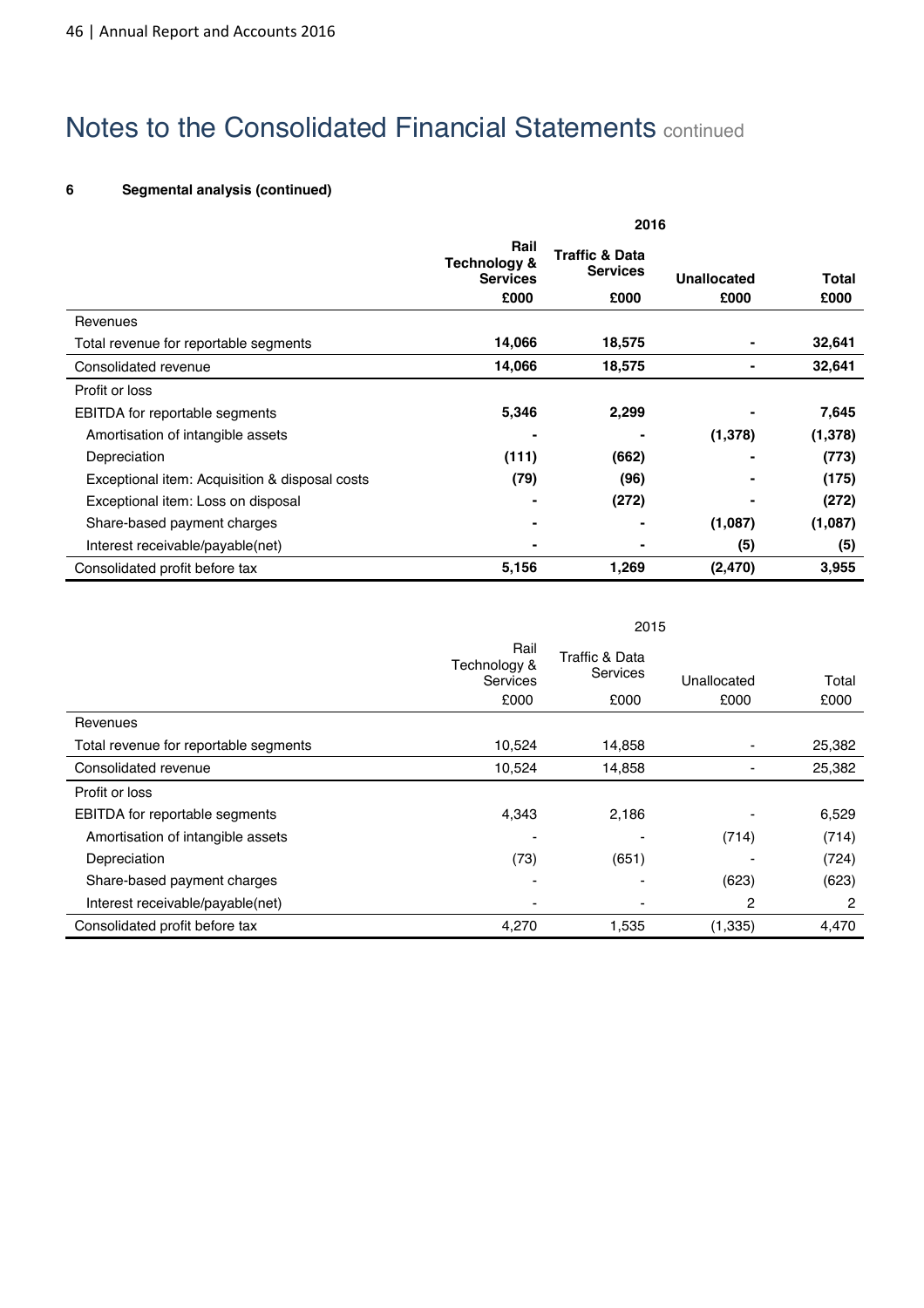# Notes to the Consolidated Financial Statements continued

**6 Segmental analysis (continued)**

| | **2016** | | | |
|---|---|---|---|---|
| | **Rail Technology & Services** | **Traffic & Data Services** | **Unallocated** | **Total** |
| | **£000** | **£000** | **£000** | **£000** |
| Revenues | | | | |
| Total revenue for reportable segments | **14,066** | **18,575** | **-** | **32,641** |
| Consolidated revenue | **14,066** | **18,575** | **-** | **32,641** |
| Profit or loss | | | | |
| EBITDA for reportable segments | **5,346** | **2,299** | **-** | **7,645** |
| Amortisation of intangible assets | **-** | **-** | **(1,378)** | **(1,378)** |
| Depreciation | **(111)** | **(662)** | **-** | **(773)** |
| Exceptional item: Acquisition & disposal costs | **(79)** | **(96)** | **-** | **(175)** |
| Exceptional item: Loss on disposal | **-** | **(272)** | **-** | **(272)** |
| Share-based payment charges | **-** | **-** | **(1,087)** | **(1,087)** |
| Interest receivable/payable(net) | **-** | **-** | **(5)** | **(5)** |
| Consolidated profit before tax | **5,156** | **1,269** | **(2,470)** | **3,955** |

| | 2015 | | | |
|---|---|---|---|---|
| | Rail Technology & Services | Traffic & Data Services | Unallocated | Total |
| | £000 | £000 | £000 | £000 |
| Revenues | | | | |
| Total revenue for reportable segments | 10,524 | 14,858 | - | 25,382 |
| Consolidated revenue | 10,524 | 14,858 | - | 25,382 |
| Profit or loss | | | | |
| EBITDA for reportable segments | 4,343 | 2,186 | - | 6,529 |
| Amortisation of intangible assets | - | - | (714) | (714) |
| Depreciation | (73) | (651) | - | (724) |
| Share-based payment charges | - | - | (623) | (623) |
| Interest receivable/payable(net) | - | - | 2 | 2 |
| Consolidated profit before tax | 4,270 | 1,535 | (1,335) | 4,470 |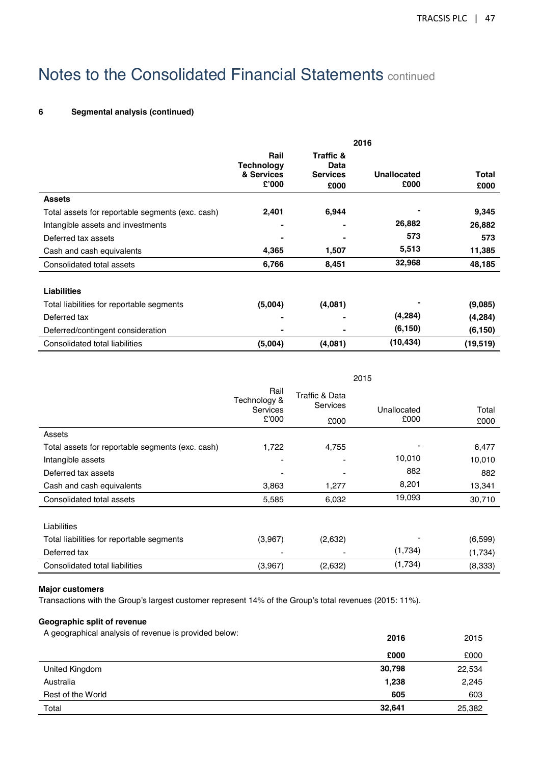# Notes to the Consolidated Financial Statements continued

**6 Segmental analysis (continued)**

| | 2016 | | | |
|---|---|---|---|---|
| | **Rail Technology & Services £'000** | **Traffic & Data Services £000** | **Unallocated £000** | **Total £000** |
| **Assets** | | | | |
| Total assets for reportable segments (exc. cash) | **2,401** | **6,944** | **-** | **9,345** |
| Intangible assets and investments | **-** | **-** | **26,882** | **26,882** |
| Deferred tax assets | **-** | **-** | **573** | **573** |
| Cash and cash equivalents | **4,365** | **1,507** | **5,513** | **11,385** |
| Consolidated total assets | **6,766** | **8,451** | **32,968** | **48,185** |
| | | | | |
| **Liabilities** | | | | |
| Total liabilities for reportable segments | **(5,004)** | **(4,081)** | **-** | **(9,085)** |
| Deferred tax | **-** | **-** | **(4,284)** | **(4,284)** |
| Deferred/contingent consideration | **-** | **-** | **(6,150)** | **(6,150)** |
| Consolidated total liabilities | **(5,004)** | **(4,081)** | **(10,434)** | **(19,519)** |

| | 2015 | | | |
|---|---|---|---|---|
| | Rail Technology & Services £'000 | Traffic & Data Services £000 | Unallocated £000 | Total £000 |
| Assets | | | | |
| Total assets for reportable segments (exc. cash) | 1,722 | 4,755 | - | 6,477 |
| Intangible assets | - | - | 10,010 | 10,010 |
| Deferred tax assets | - | - | 882 | 882 |
| Cash and cash equivalents | 3,863 | 1,277 | 8,201 | 13,341 |
| Consolidated total assets | 5,585 | 6,032 | 19,093 | 30,710 |
| | | | | |
| Liabilities | | | | |
| Total liabilities for reportable segments | (3,967) | (2,632) | - | (6,599) |
| Deferred tax | - | - | (1,734) | (1,734) |
| Consolidated total liabilities | (3,967) | (2,632) | (1,734) | (8,333) |

**Major customers**

Transactions with the Group's largest customer represent 14% of the Group's total revenues (2015: 11%).

**Geographic split of revenue**

A geographical analysis of revenue is provided below:

| | **2016** | 2015 |
|---|---|---|
| | **£000** | £000 |
| United Kingdom | **30,798** | 22,534 |
| Australia | **1,238** | 2,245 |
| Rest of the World | **605** | 603 |
| Total | **32,641** | 25,382 |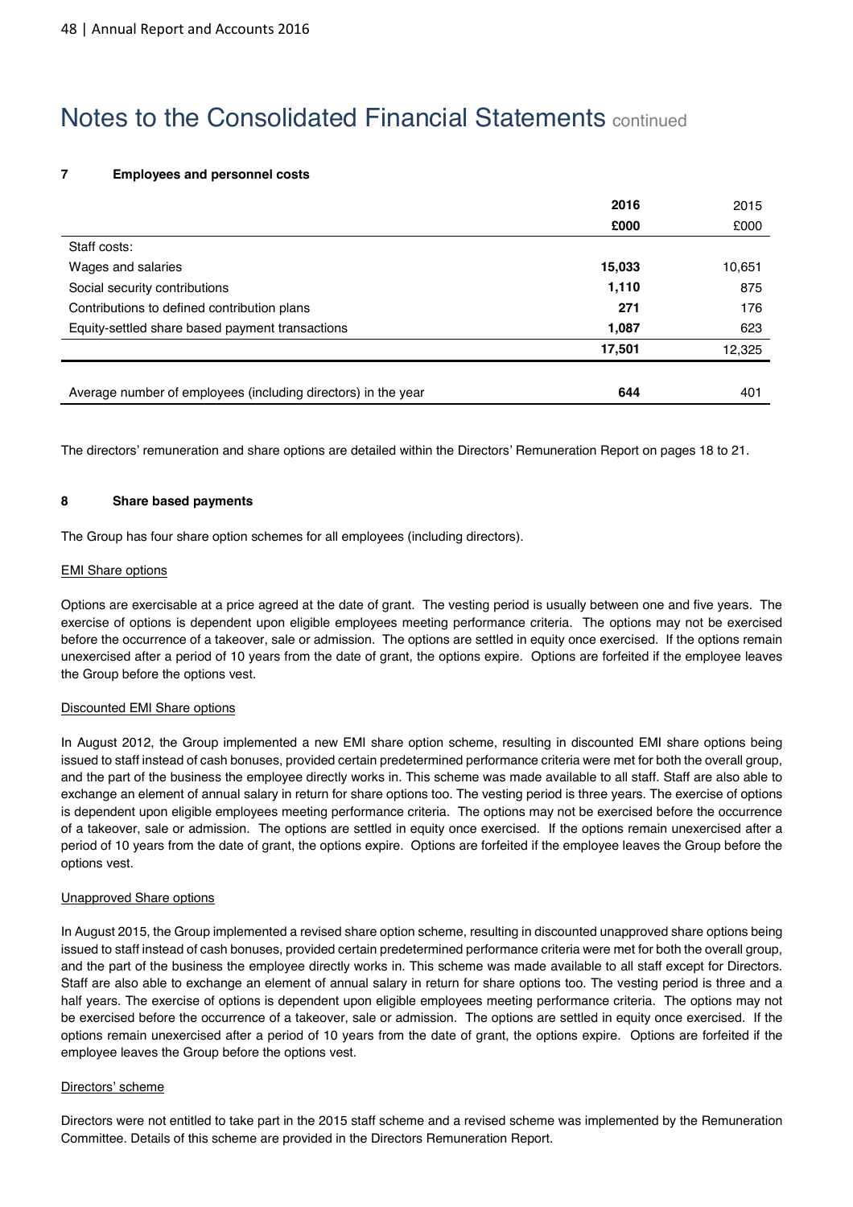# Notes to the Consolidated Financial Statements continued

### 7 Employees and personnel costs

| | **2016** | 2015 |
|---|---|---|
| | **£000** | £000 |
| Staff costs: | | |
| Wages and salaries | **15,033** | 10,651 |
| Social security contributions | **1,110** | 875 |
| Contributions to defined contribution plans | **271** | 176 |
| Equity-settled share based payment transactions | **1,087** | 623 |
| | **17,501** | 12,325 |
| Average number of employees (including directors) in the year | **644** | 401 |

The directors' remuneration and share options are detailed within the Directors' Remuneration Report on pages 18 to 21.

### 8 Share based payments

The Group has four share option schemes for all employees (including directors).

#### EMI Share options

Options are exercisable at a price agreed at the date of grant. The vesting period is usually between one and five years. The exercise of options is dependent upon eligible employees meeting performance criteria. The options may not be exercised before the occurrence of a takeover, sale or admission. The options are settled in equity once exercised. If the options remain unexercised after a period of 10 years from the date of grant, the options expire. Options are forfeited if the employee leaves the Group before the options vest.

#### Discounted EMI Share options

In August 2012, the Group implemented a new EMI share option scheme, resulting in discounted EMI share options being issued to staff instead of cash bonuses, provided certain predetermined performance criteria were met for both the overall group, and the part of the business the employee directly works in. This scheme was made available to all staff. Staff are also able to exchange an element of annual salary in return for share options too. The vesting period is three years. The exercise of options is dependent upon eligible employees meeting performance criteria. The options may not be exercised before the occurrence of a takeover, sale or admission. The options are settled in equity once exercised. If the options remain unexercised after a period of 10 years from the date of grant, the options expire. Options are forfeited if the employee leaves the Group before the options vest.

#### Unapproved Share options

In August 2015, the Group implemented a revised share option scheme, resulting in discounted unapproved share options being issued to staff instead of cash bonuses, provided certain predetermined performance criteria were met for both the overall group, and the part of the business the employee directly works in. This scheme was made available to all staff except for Directors. Staff are also able to exchange an element of annual salary in return for share options too. The vesting period is three and a half years. The exercise of options is dependent upon eligible employees meeting performance criteria. The options may not be exercised before the occurrence of a takeover, sale or admission. The options are settled in equity once exercised. If the options remain unexercised after a period of 10 years from the date of grant, the options expire. Options are forfeited if the employee leaves the Group before the options vest.

#### Directors' scheme

Directors were not entitled to take part in the 2015 staff scheme and a revised scheme was implemented by the Remuneration Committee. Details of this scheme are provided in the Directors Remuneration Report.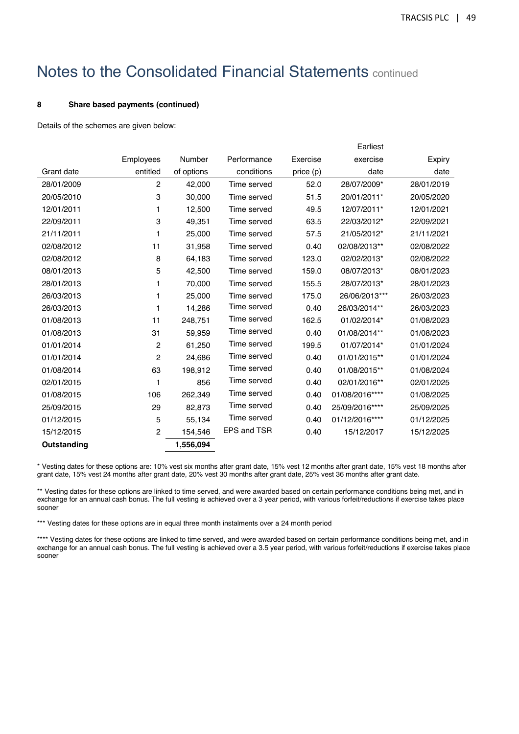# Notes to the Consolidated Financial Statements continued

**8 Share based payments (continued)**

Details of the schemes are given below:

| Grant date | Employees entitled | Number of options | Performance conditions | Exercise price (p) | Earliest exercise date | Expiry date |
|---|---|---|---|---|---|---|
| 28/01/2009 | 2 | 42,000 | Time served | 52.0 | 28/07/2009* | 28/01/2019 |
| 20/05/2010 | 3 | 30,000 | Time served | 51.5 | 20/01/2011* | 20/05/2020 |
| 12/01/2011 | 1 | 12,500 | Time served | 49.5 | 12/07/2011* | 12/01/2021 |
| 22/09/2011 | 3 | 49,351 | Time served | 63.5 | 22/03/2012* | 22/09/2021 |
| 21/11/2011 | 1 | 25,000 | Time served | 57.5 | 21/05/2012* | 21/11/2021 |
| 02/08/2012 | 11 | 31,958 | Time served | 0.40 | 02/08/2013** | 02/08/2022 |
| 02/08/2012 | 8 | 64,183 | Time served | 123.0 | 02/02/2013* | 02/08/2022 |
| 08/01/2013 | 5 | 42,500 | Time served | 159.0 | 08/07/2013* | 08/01/2023 |
| 28/01/2013 | 1 | 70,000 | Time served | 155.5 | 28/07/2013* | 28/01/2023 |
| 26/03/2013 | 1 | 25,000 | Time served | 175.0 | 26/06/2013*** | 26/03/2023 |
| 26/03/2013 | 1 | 14,286 | Time served | 0.40 | 26/03/2014** | 26/03/2023 |
| 01/08/2013 | 11 | 248,751 | Time served | 162.5 | 01/02/2014* | 01/08/2023 |
| 01/08/2013 | 31 | 59,959 | Time served | 0.40 | 01/08/2014** | 01/08/2023 |
| 01/01/2014 | 2 | 61,250 | Time served | 199.5 | 01/07/2014* | 01/01/2024 |
| 01/01/2014 | 2 | 24,686 | Time served | 0.40 | 01/01/2015** | 01/01/2024 |
| 01/08/2014 | 63 | 198,912 | Time served | 0.40 | 01/08/2015** | 01/08/2024 |
| 02/01/2015 | 1 | 856 | Time served | 0.40 | 02/01/2016** | 02/01/2025 |
| 01/08/2015 | 106 | 262,349 | Time served | 0.40 | 01/08/2016**** | 01/08/2025 |
| 25/09/2015 | 29 | 82,873 | Time served | 0.40 | 25/09/2016**** | 25/09/2025 |
| 01/12/2015 | 5 | 55,134 | Time served | 0.40 | 01/12/2016**** | 01/12/2025 |
| 15/12/2015 | 2 | 154,546 | EPS and TSR | 0.40 | 15/12/2017 | 15/12/2025 |
| **Outstanding** | | **1,556,094** | | | | |

* Vesting dates for these options are: 10% vest six months after grant date, 15% vest 12 months after grant date, 15% vest 18 months after grant date, 15% vest 24 months after grant date, 20% vest 30 months after grant date, 25% vest 36 months after grant date.

** Vesting dates for these options are linked to time served, and were awarded based on certain performance conditions being met, and in exchange for an annual cash bonus. The full vesting is achieved over a 3 year period, with various forfeit/reductions if exercise takes place sooner

*** Vesting dates for these options are in equal three month instalments over a 24 month period

**** Vesting dates for these options are linked to time served, and were awarded based on certain performance conditions being met, and in exchange for an annual cash bonus. The full vesting is achieved over a 3.5 year period, with various forfeit/reductions if exercise takes place sooner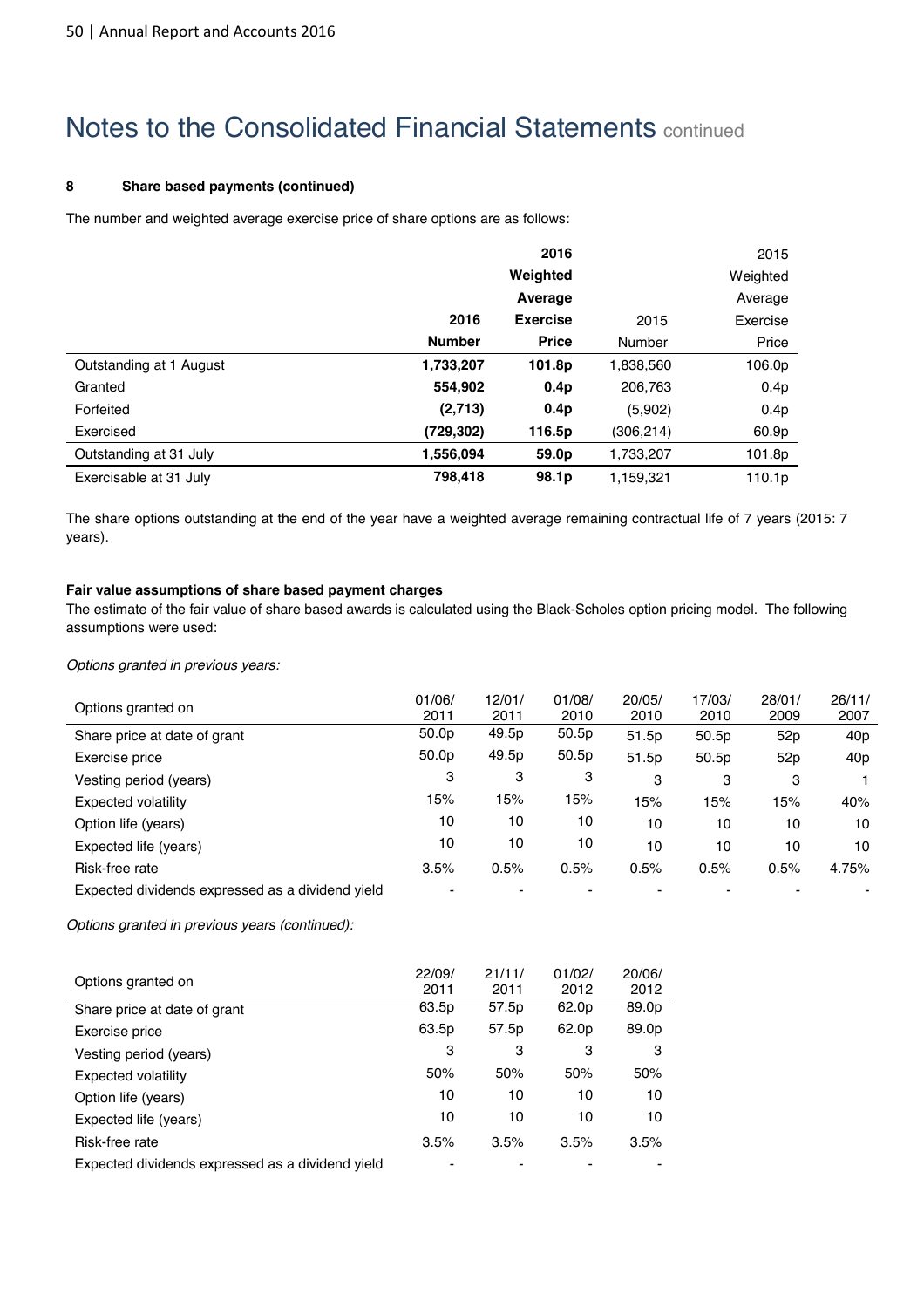# Notes to the Consolidated Financial Statements continued

### 8 Share based payments (continued)

The number and weighted average exercise price of share options are as follows:

| | **2016 Number** | **2016 Weighted Average Exercise Price** | 2015 Number | 2015 Weighted Average Exercise Price |
|---|---|---|---|---|
| Outstanding at 1 August | **1,733,207** | **101.8p** | 1,838,560 | 106.0p |
| Granted | **554,902** | **0.4p** | 206,763 | 0.4p |
| Forfeited | **(2,713)** | **0.4p** | (5,902) | 0.4p |
| Exercised | **(729,302)** | **116.5p** | (306,214) | 60.9p |
| Outstanding at 31 July | **1,556,094** | **59.0p** | 1,733,207 | 101.8p |
| Exercisable at 31 July | **798,418** | **98.1p** | 1,159,321 | 110.1p |

The share options outstanding at the end of the year have a weighted average remaining contractual life of 7 years (2015: 7 years).

**Fair value assumptions of share based payment charges**

The estimate of the fair value of share based awards is calculated using the Black-Scholes option pricing model. The following assumptions were used:

*Options granted in previous years:*

| Options granted on | 01/06/2011 | 12/01/2011 | 01/08/2010 | 20/05/2010 | 17/03/2010 | 28/01/2009 | 26/11/2007 |
|---|---|---|---|---|---|---|---|
| Share price at date of grant | 50.0p | 49.5p | 50.5p | 51.5p | 50.5p | 52p | 40p |
| Exercise price | 50.0p | 49.5p | 50.5p | 51.5p | 50.5p | 52p | 40p |
| Vesting period (years) | 3 | 3 | 3 | 3 | 3 | 3 | 1 |
| Expected volatility | 15% | 15% | 15% | 15% | 15% | 15% | 40% |
| Option life (years) | 10 | 10 | 10 | 10 | 10 | 10 | 10 |
| Expected life (years) | 10 | 10 | 10 | 10 | 10 | 10 | 10 |
| Risk-free rate | 3.5% | 0.5% | 0.5% | 0.5% | 0.5% | 0.5% | 4.75% |
| Expected dividends expressed as a dividend yield | - | - | - | - | - | - | - |

*Options granted in previous years (continued):*

| Options granted on | 22/09/2011 | 21/11/2011 | 01/02/2012 | 20/06/2012 |
|---|---|---|---|---|
| Share price at date of grant | 63.5p | 57.5p | 62.0p | 89.0p |
| Exercise price | 63.5p | 57.5p | 62.0p | 89.0p |
| Vesting period (years) | 3 | 3 | 3 | 3 |
| Expected volatility | 50% | 50% | 50% | 50% |
| Option life (years) | 10 | 10 | 10 | 10 |
| Expected life (years) | 10 | 10 | 10 | 10 |
| Risk-free rate | 3.5% | 3.5% | 3.5% | 3.5% |
| Expected dividends expressed as a dividend yield | - | - | - | - |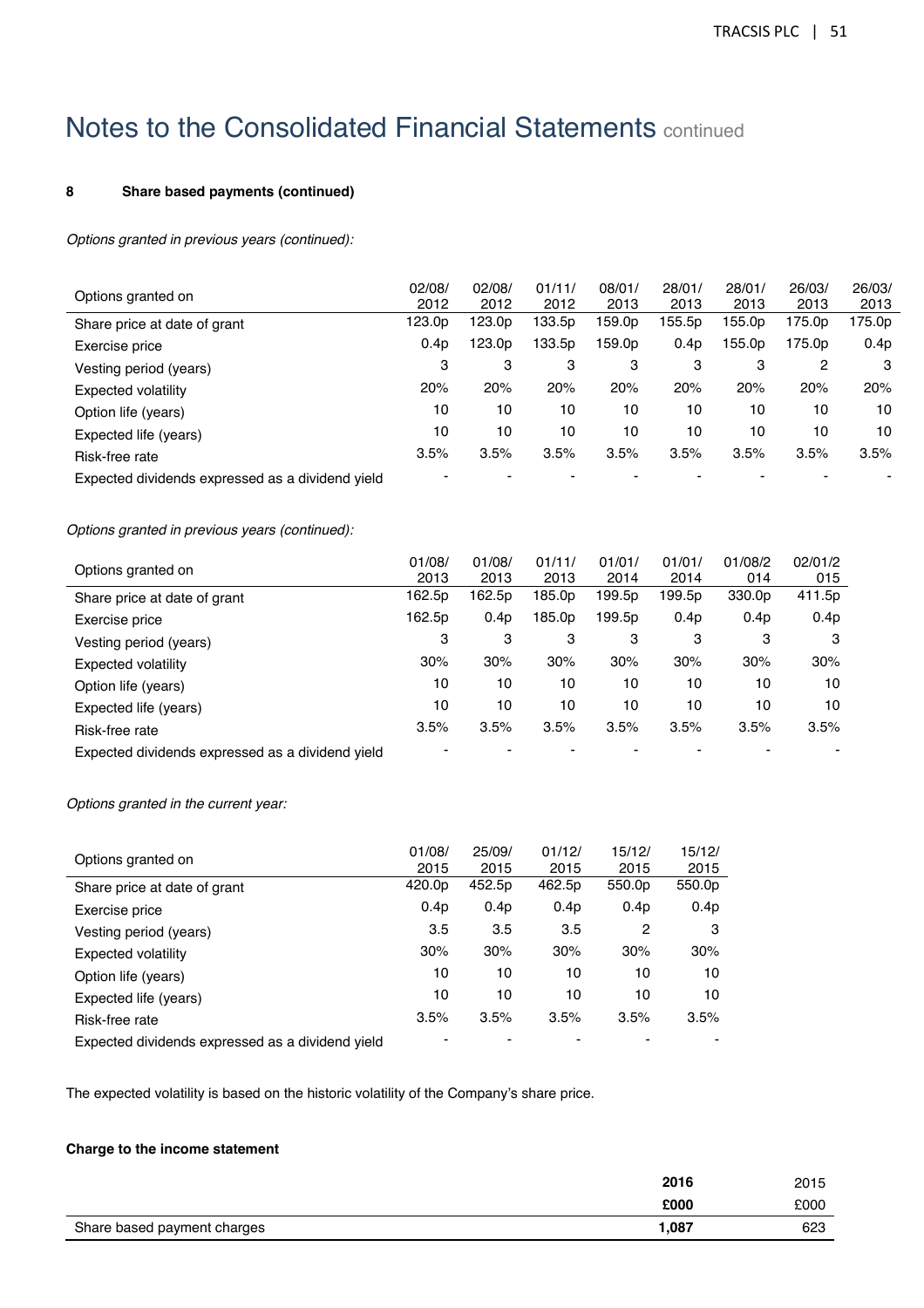# Notes to the Consolidated Financial Statements continued

**8 Share based payments (continued)**

*Options granted in previous years (continued):*

| Options granted on | 02/08/2012 | 02/08/2012 | 01/11/2012 | 08/01/2013 | 28/01/2013 | 28/01/2013 | 26/03/2013 | 26/03/2013 |
|---|---|---|---|---|---|---|---|---|
| Share price at date of grant | 123.0p | 123.0p | 133.5p | 159.0p | 155.5p | 155.0p | 175.0p | 175.0p |
| Exercise price | 0.4p | 123.0p | 133.5p | 159.0p | 0.4p | 155.0p | 175.0p | 0.4p |
| Vesting period (years) | 3 | 3 | 3 | 3 | 3 | 3 | 2 | 3 |
| Expected volatility | 20% | 20% | 20% | 20% | 20% | 20% | 20% | 20% |
| Option life (years) | 10 | 10 | 10 | 10 | 10 | 10 | 10 | 10 |
| Expected life (years) | 10 | 10 | 10 | 10 | 10 | 10 | 10 | 10 |
| Risk-free rate | 3.5% | 3.5% | 3.5% | 3.5% | 3.5% | 3.5% | 3.5% | 3.5% |
| Expected dividends expressed as a dividend yield | - | - | - | - | - | - | - | - |

*Options granted in previous years (continued):*

| Options granted on | 01/08/2013 | 01/08/2013 | 01/11/2013 | 01/01/2014 | 01/01/2014 | 01/08/2014 | 02/01/2015 |
|---|---|---|---|---|---|---|---|
| Share price at date of grant | 162.5p | 162.5p | 185.0p | 199.5p | 199.5p | 330.0p | 411.5p |
| Exercise price | 162.5p | 0.4p | 185.0p | 199.5p | 0.4p | 0.4p | 0.4p |
| Vesting period (years) | 3 | 3 | 3 | 3 | 3 | 3 | 3 |
| Expected volatility | 30% | 30% | 30% | 30% | 30% | 30% | 30% |
| Option life (years) | 10 | 10 | 10 | 10 | 10 | 10 | 10 |
| Expected life (years) | 10 | 10 | 10 | 10 | 10 | 10 | 10 |
| Risk-free rate | 3.5% | 3.5% | 3.5% | 3.5% | 3.5% | 3.5% | 3.5% |
| Expected dividends expressed as a dividend yield | - | - | - | - | - | - | - |

*Options granted in the current year:*

| Options granted on | 01/08/2015 | 25/09/2015 | 01/12/2015 | 15/12/2015 | 15/12/2015 |
|---|---|---|---|---|---|
| Share price at date of grant | 420.0p | 452.5p | 462.5p | 550.0p | 550.0p |
| Exercise price | 0.4p | 0.4p | 0.4p | 0.4p | 0.4p |
| Vesting period (years) | 3.5 | 3.5 | 3.5 | 2 | 3 |
| Expected volatility | 30% | 30% | 30% | 30% | 30% |
| Option life (years) | 10 | 10 | 10 | 10 | 10 |
| Expected life (years) | 10 | 10 | 10 | 10 | 10 |
| Risk-free rate | 3.5% | 3.5% | 3.5% | 3.5% | 3.5% |
| Expected dividends expressed as a dividend yield | - | - | - | - | - |

The expected volatility is based on the historic volatility of the Company's share price.

**Charge to the income statement**

| | **2016** | 2015 |
|---|---|---|
| | **£000** | £000 |
| Share based payment charges | **1,087** | 623 |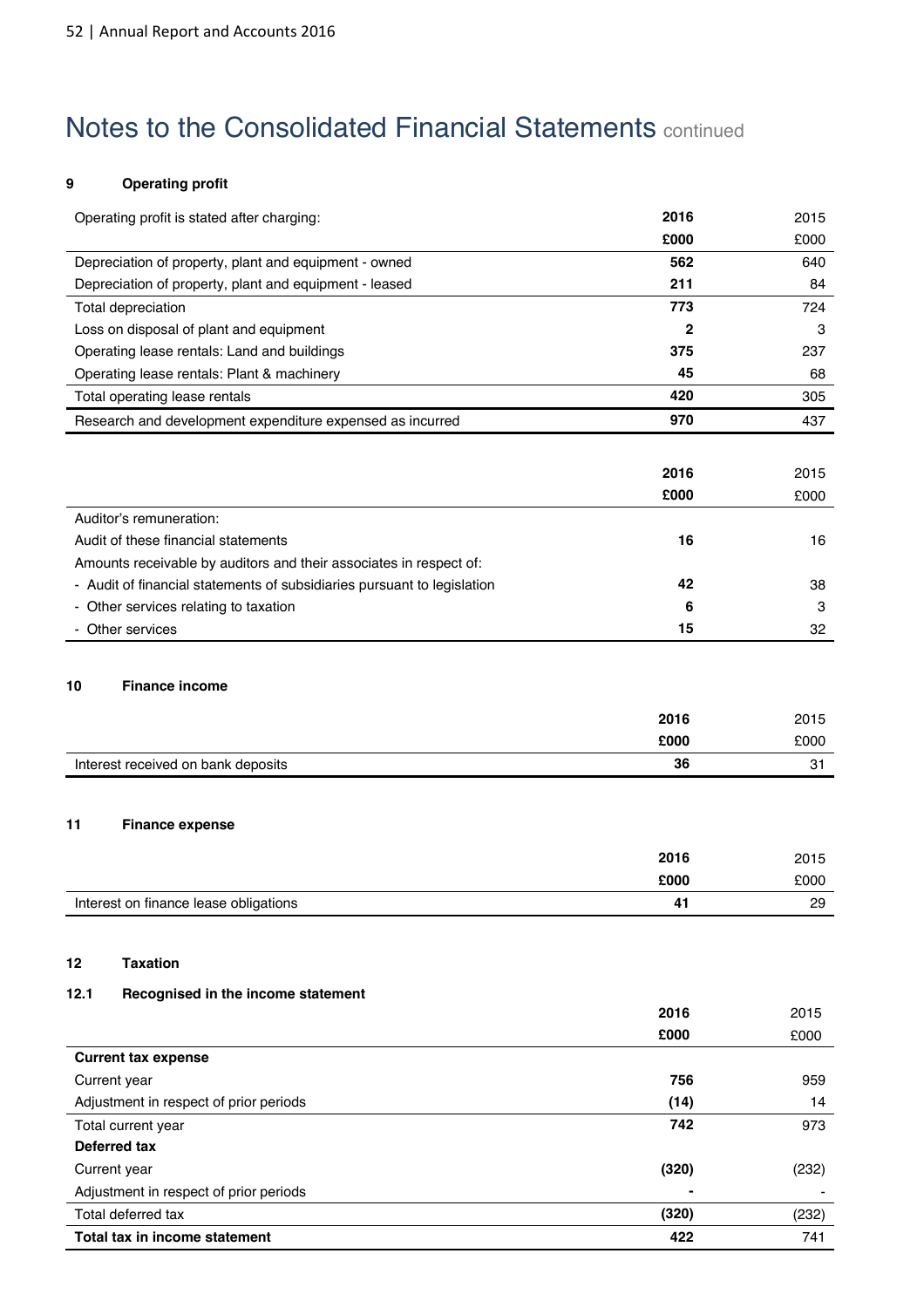# Notes to the Consolidated Financial Statements continued

### 9 Operating profit

| Operating profit is stated after charging: | **2016** | 2015 |
|---|---|---|
| | **£000** | £000 |
| Depreciation of property, plant and equipment - owned | **562** | 640 |
| Depreciation of property, plant and equipment - leased | **211** | 84 |
| Total depreciation | **773** | 724 |
| Loss on disposal of plant and equipment | **2** | 3 |
| Operating lease rentals: Land and buildings | **375** | 237 |
| Operating lease rentals: Plant & machinery | **45** | 68 |
| Total operating lease rentals | **420** | 305 |
| Research and development expenditure expensed as incurred | **970** | 437 |

| | **2016** | 2015 |
|---|---|---|
| | **£000** | £000 |
| Auditor's remuneration: | | |
| Audit of these financial statements | **16** | 16 |
| Amounts receivable by auditors and their associates in respect of: | | |
| - Audit of financial statements of subsidiaries pursuant to legislation | **42** | 38 |
| - Other services relating to taxation | **6** | 3 |
| - Other services | **15** | 32 |

### 10 Finance income

| | **2016** | 2015 |
|---|---|---|
| | **£000** | £000 |
| Interest received on bank deposits | **36** | 31 |

### 11 Finance expense

| | **2016** | 2015 |
|---|---|---|
| | **£000** | £000 |
| Interest on finance lease obligations | **41** | 29 |

### 12 Taxation

#### 12.1 Recognised in the income statement

| | **2016** | 2015 |
|---|---|---|
| | **£000** | £000 |
| **Current tax expense** | | |
| Current year | **756** | 959 |
| Adjustment in respect of prior periods | **(14)** | 14 |
| Total current year | **742** | 973 |
| **Deferred tax** | | |
| Current year | **(320)** | (232) |
| Adjustment in respect of prior periods | **-** | - |
| Total deferred tax | **(320)** | (232) |
| **Total tax in income statement** | **422** | 741 |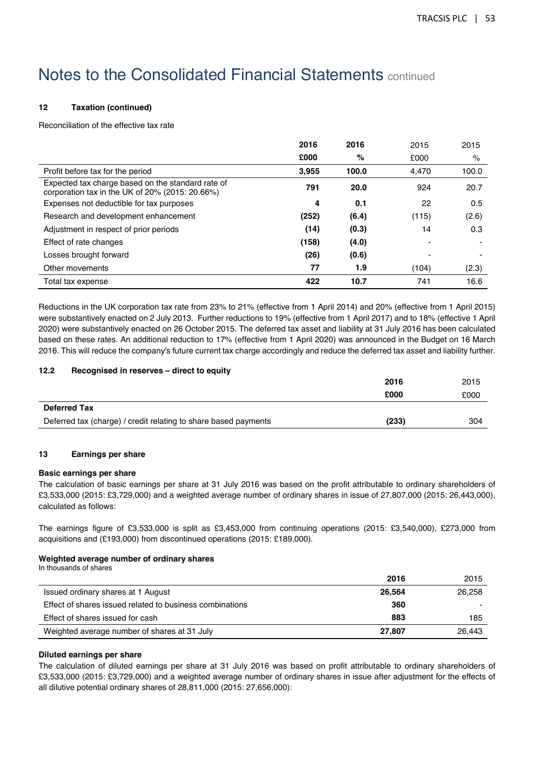# Notes to the Consolidated Financial Statements continued

#### 12 Taxation (continued)

Reconciliation of the effective tax rate

| | **2016** | **2016** | 2015 | 2015 |
|---|---|---|---|---|
| | **£000** | **%** | £000 | % |
| Profit before tax for the period | **3,955** | **100.0** | 4,470 | 100.0 |
| Expected tax charge based on the standard rate of corporation tax in the UK of 20% (2015: 20.66%) | **791** | **20.0** | 924 | 20.7 |
| Expenses not deductible for tax purposes | **4** | **0.1** | 22 | 0.5 |
| Research and development enhancement | **(252)** | **(6.4)** | (115) | (2.6) |
| Adjustment in respect of prior periods | **(14)** | **(0.3)** | 14 | 0.3 |
| Effect of rate changes | **(158)** | **(4.0)** | - | - |
| Losses brought forward | **(26)** | **(0.6)** | - | - |
| Other movements | **77** | **1.9** | (104) | (2.3) |
| Total tax expense | **422** | **10.7** | 741 | 16.6 |

Reductions in the UK corporation tax rate from 23% to 21% (effective from 1 April 2014) and 20% (effective from 1 April 2015) were substantively enacted on 2 July 2013. Further reductions to 19% (effective from 1 April 2017) and to 18% (effective 1 April 2020) were substantively enacted on 26 October 2015. The deferred tax asset and liability at 31 July 2016 has been calculated based on these rates. An additional reduction to 17% (effective from 1 April 2020) was announced in the Budget on 16 March 2016. This will reduce the company's future current tax charge accordingly and reduce the deferred tax asset and liability further.

#### 12.2 Recognised in reserves – direct to equity

| | **2016** | 2015 |
|---|---|---|
| | **£000** | £000 |
| **Deferred Tax** | | |
| Deferred tax (charge) / credit relating to share based payments | **(233)** | 304 |

#### 13 Earnings per share

**Basic earnings per share**

The calculation of basic earnings per share at 31 July 2016 was based on the profit attributable to ordinary shareholders of £3,533,000 (2015: £3,729,000) and a weighted average number of ordinary shares in issue of 27,807,000 (2015: 26,443,000), calculated as follows:

The earnings figure of £3,533,000 is split as £3,453,000 from continuing operations (2015: £3,540,000), £273,000 from acquisitions and (£193,000) from discontinued operations (2015: £189,000).

**Weighted average number of ordinary shares**

In thousands of shares

| | **2016** | 2015 |
|---|---|---|
| Issued ordinary shares at 1 August | **26,564** | 26,258 |
| Effect of shares issued related to business combinations | **360** | - |
| Effect of shares issued for cash | **883** | 185 |
| Weighted average number of shares at 31 July | **27,807** | 26,443 |

**Diluted earnings per share**

The calculation of diluted earnings per share at 31 July 2016 was based on profit attributable to ordinary shareholders of £3,533,000 (2015: £3,729,000) and a weighted average number of ordinary shares in issue after adjustment for the effects of all dilutive potential ordinary shares of 28,811,000 (2015: 27,656,000):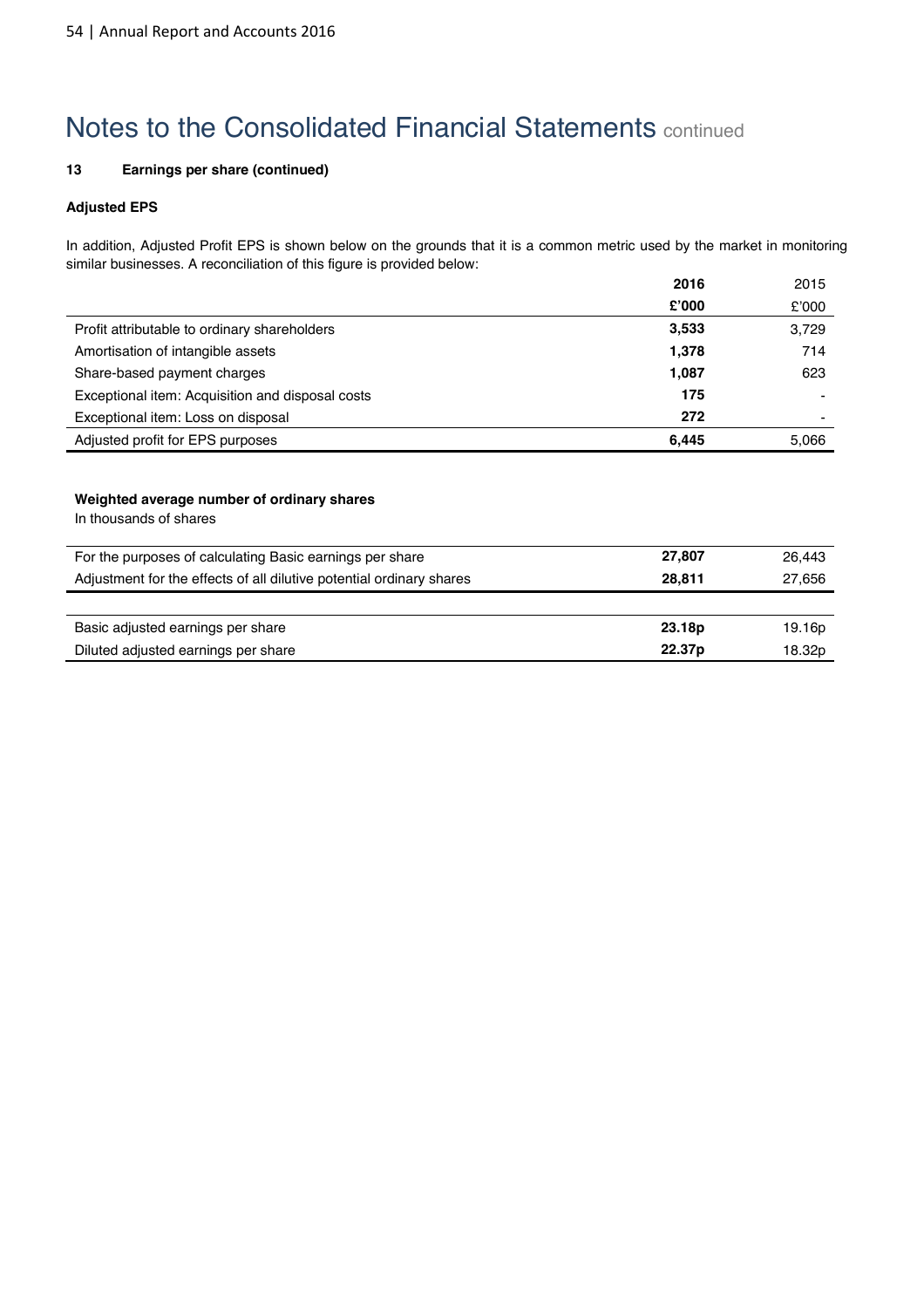# Notes to the Consolidated Financial Statements continued

**13 Earnings per share (continued)**

**Adjusted EPS**

In addition, Adjusted Profit EPS is shown below on the grounds that it is a common metric used by the market in monitoring similar businesses. A reconciliation of this figure is provided below:

| | **2016** | 2015 |
|---|---|---|
| | **£'000** | £'000 |
| Profit attributable to ordinary shareholders | **3,533** | 3,729 |
| Amortisation of intangible assets | **1,378** | 714 |
| Share-based payment charges | **1,087** | 623 |
| Exceptional item: Acquisition and disposal costs | **175** | - |
| Exceptional item: Loss on disposal | **272** | - |
| Adjusted profit for EPS purposes | **6,445** | 5,066 |

**Weighted average number of ordinary shares**

In thousands of shares

| | | |
|---|---|---|
| For the purposes of calculating Basic earnings per share | **27,807** | 26,443 |
| Adjustment for the effects of all dilutive potential ordinary shares | **28,811** | 27,656 |
| | | |
| Basic adjusted earnings per share | **23.18p** | 19.16p |
| Diluted adjusted earnings per share | **22.37p** | 18.32p |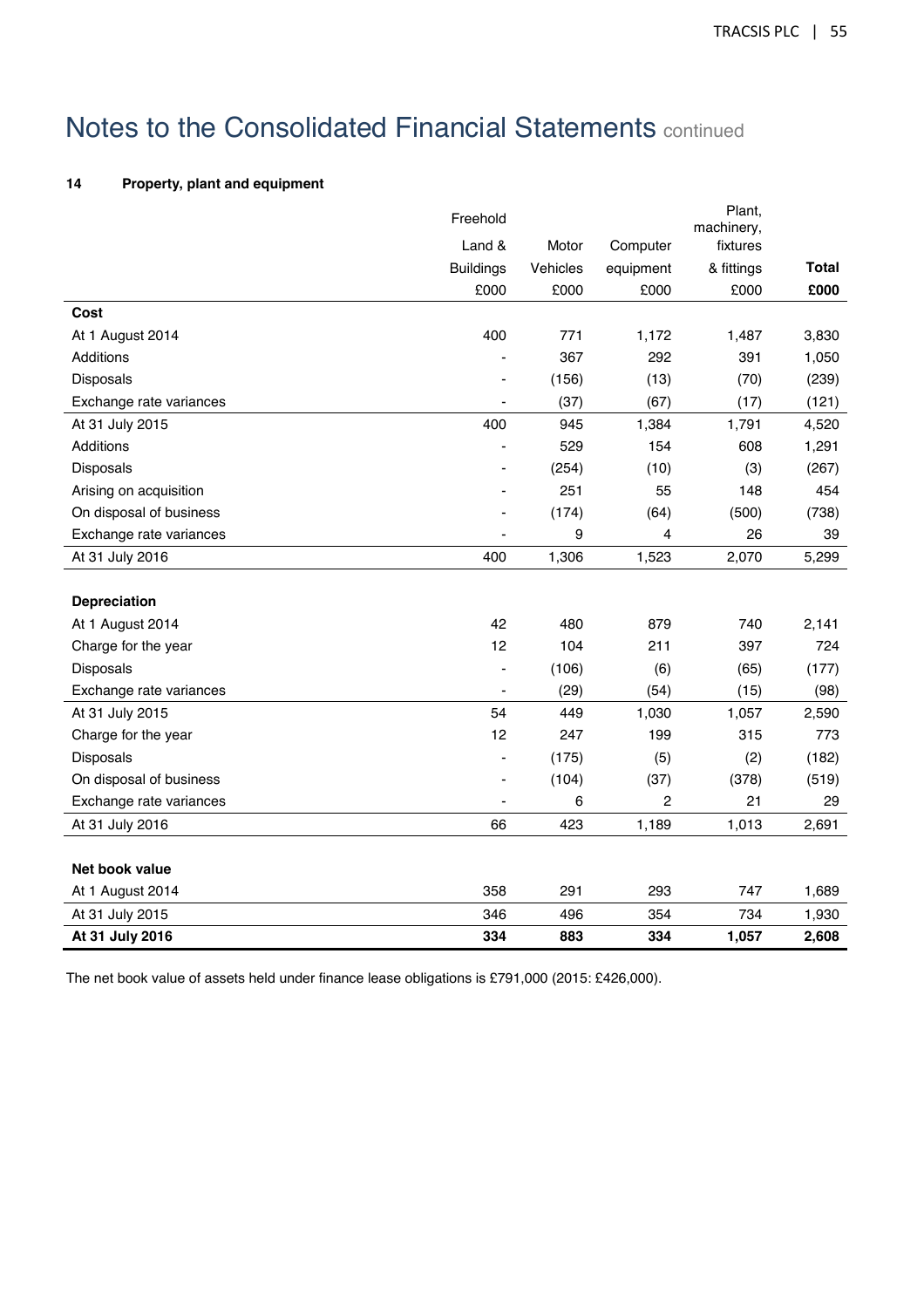# Notes to the Consolidated Financial Statements continued

### 14 Property, plant and equipment

| | Freehold Land & Buildings £000 | Motor Vehicles £000 | Computer equipment £000 | Plant, machinery, fixtures & fittings £000 | **Total £000** |
|---|---|---|---|---|---|
| **Cost** | | | | | |
| At 1 August 2014 | 400 | 771 | 1,172 | 1,487 | 3,830 |
| Additions | - | 367 | 292 | 391 | 1,050 |
| Disposals | - | (156) | (13) | (70) | (239) |
| Exchange rate variances | - | (37) | (67) | (17) | (121) |
| At 31 July 2015 | 400 | 945 | 1,384 | 1,791 | 4,520 |
| Additions | - | 529 | 154 | 608 | 1,291 |
| Disposals | - | (254) | (10) | (3) | (267) |
| Arising on acquisition | - | 251 | 55 | 148 | 454 |
| On disposal of business | - | (174) | (64) | (500) | (738) |
| Exchange rate variances | - | 9 | 4 | 26 | 39 |
| At 31 July 2016 | 400 | 1,306 | 1,523 | 2,070 | 5,299 |
| | | | | | |
| **Depreciation** | | | | | |
| At 1 August 2014 | 42 | 480 | 879 | 740 | 2,141 |
| Charge for the year | 12 | 104 | 211 | 397 | 724 |
| Disposals | - | (106) | (6) | (65) | (177) |
| Exchange rate variances | - | (29) | (54) | (15) | (98) |
| At 31 July 2015 | 54 | 449 | 1,030 | 1,057 | 2,590 |
| Charge for the year | 12 | 247 | 199 | 315 | 773 |
| Disposals | - | (175) | (5) | (2) | (182) |
| On disposal of business | - | (104) | (37) | (378) | (519) |
| Exchange rate variances | - | 6 | 2 | 21 | 29 |
| At 31 July 2016 | 66 | 423 | 1,189 | 1,013 | 2,691 |
| | | | | | |
| **Net book value** | | | | | |
| At 1 August 2014 | 358 | 291 | 293 | 747 | 1,689 |
| At 31 July 2015 | 346 | 496 | 354 | 734 | 1,930 |
| **At 31 July 2016** | **334** | **883** | **334** | **1,057** | **2,608** |

The net book value of assets held under finance lease obligations is £791,000 (2015: £426,000).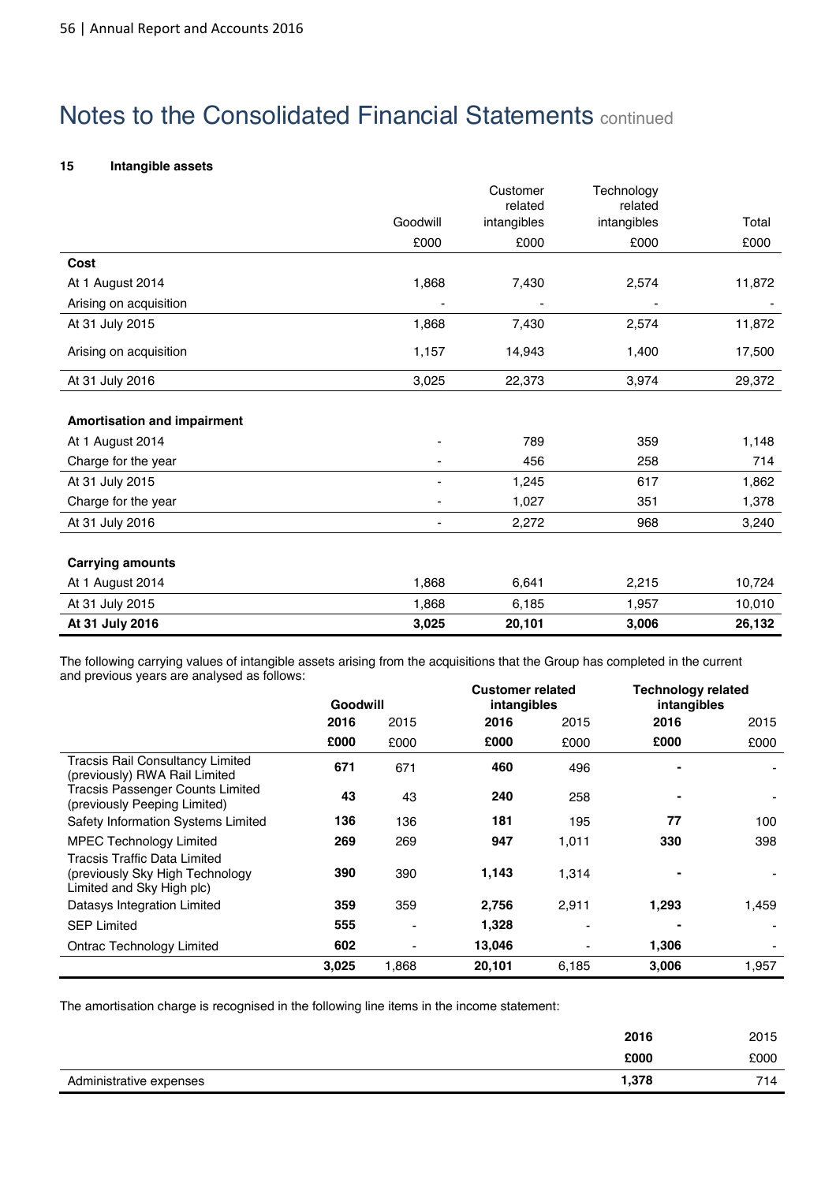# Notes to the Consolidated Financial Statements continued

## 15 Intangible assets

| | Goodwill | Customer related intangibles | Technology related intangibles | Total |
|---|---|---|---|---|
| | £000 | £000 | £000 | £000 |
| **Cost** | | | | |
| At 1 August 2014 | 1,868 | 7,430 | 2,574 | 11,872 |
| Arising on acquisition | - | - | - | - |
| At 31 July 2015 | 1,868 | 7,430 | 2,574 | 11,872 |
| Arising on acquisition | 1,157 | 14,943 | 1,400 | 17,500 |
| At 31 July 2016 | 3,025 | 22,373 | 3,974 | 29,372 |
| **Amortisation and impairment** | | | | |
| At 1 August 2014 | - | 789 | 359 | 1,148 |
| Charge for the year | - | 456 | 258 | 714 |
| At 31 July 2015 | - | 1,245 | 617 | 1,862 |
| Charge for the year | - | 1,027 | 351 | 1,378 |
| At 31 July 2016 | - | 2,272 | 968 | 3,240 |
| **Carrying amounts** | | | | |
| At 1 August 2014 | 1,868 | 6,641 | 2,215 | 10,724 |
| At 31 July 2015 | 1,868 | 6,185 | 1,957 | 10,010 |
| **At 31 July 2016** | **3,025** | **20,101** | **3,006** | **26,132** |

The following carrying values of intangible assets arising from the acquisitions that the Group has completed in the current and previous years are analysed as follows:

| | **Goodwill** | | **Customer related intangibles** | | **Technology related intangibles** | |
|---|---|---|---|---|---|---|
| | **2016** | 2015 | **2016** | 2015 | **2016** | 2015 |
| | **£000** | £000 | **£000** | £000 | **£000** | £000 |
| Tracsis Rail Consultancy Limited (previously) RWA Rail Limited | **671** | 671 | **460** | 496 | **-** | - |
| Tracsis Passenger Counts Limited (previously Peeping Limited) | **43** | 43 | **240** | 258 | **-** | - |
| Safety Information Systems Limited | **136** | 136 | **181** | 195 | **77** | 100 |
| MPEC Technology Limited | **269** | 269 | **947** | 1,011 | **330** | 398 |
| Tracsis Traffic Data Limited (previously Sky High Technology Limited and Sky High plc) | **390** | 390 | **1,143** | 1,314 | **-** | - |
| Datasys Integration Limited | **359** | 359 | **2,756** | 2,911 | **1,293** | 1,459 |
| SEP Limited | **555** | - | **1,328** | - | **-** | - |
| Ontrac Technology Limited | **602** | - | **13,046** | - | **1,306** | - |
| | **3,025** | 1,868 | **20,101** | 6,185 | **3,006** | 1,957 |

The amortisation charge is recognised in the following line items in the income statement:

| | **2016** | 2015 |
|---|---|---|
| | **£000** | £000 |
| Administrative expenses | **1,378** | 714 |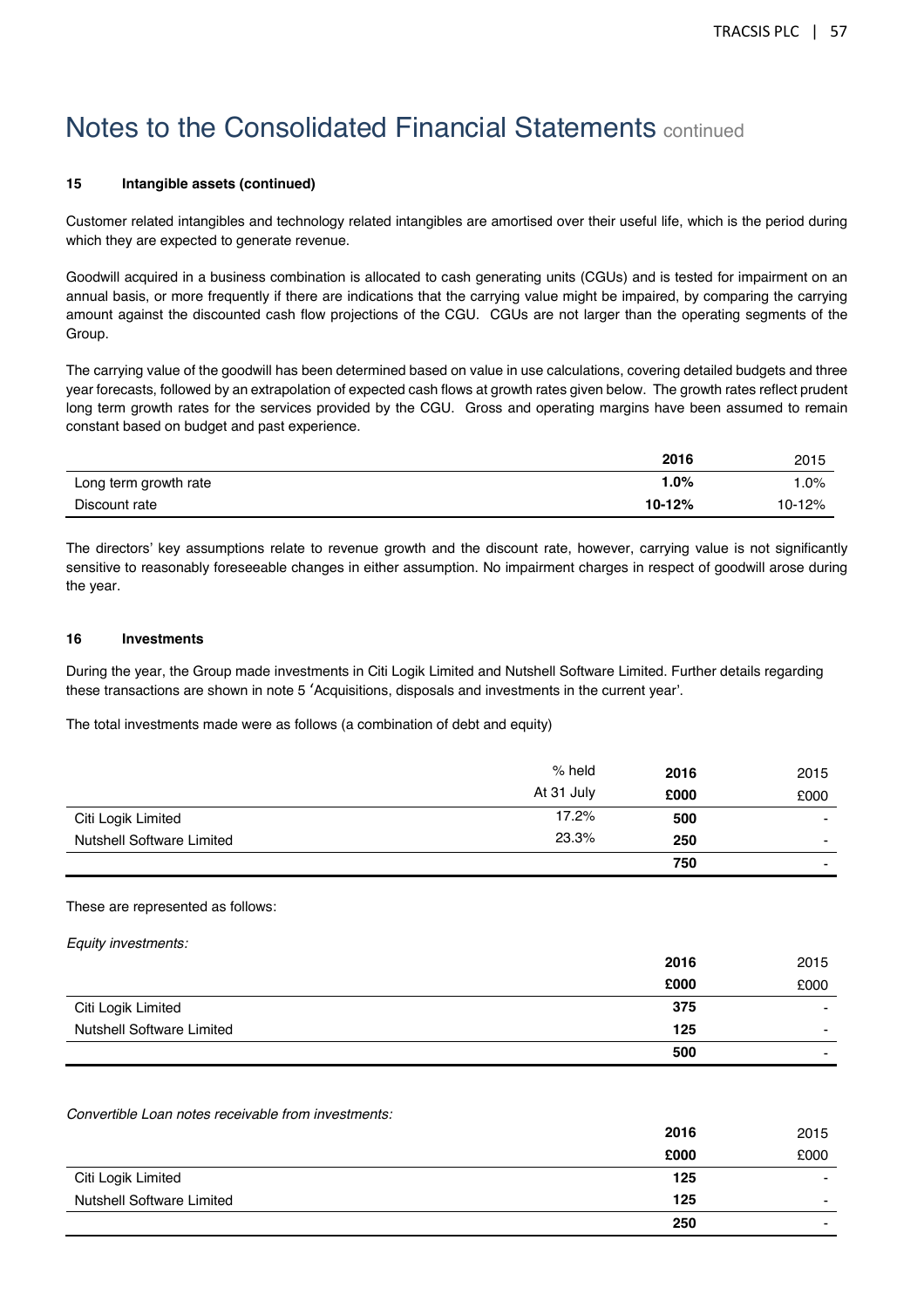# Notes to the Consolidated Financial Statements continued

### 15 Intangible assets (continued)

Customer related intangibles and technology related intangibles are amortised over their useful life, which is the period during which they are expected to generate revenue.

Goodwill acquired in a business combination is allocated to cash generating units (CGUs) and is tested for impairment on an annual basis, or more frequently if there are indications that the carrying value might be impaired, by comparing the carrying amount against the discounted cash flow projections of the CGU. CGUs are not larger than the operating segments of the Group.

The carrying value of the goodwill has been determined based on value in use calculations, covering detailed budgets and three year forecasts, followed by an extrapolation of expected cash flows at growth rates given below. The growth rates reflect prudent long term growth rates for the services provided by the CGU. Gross and operating margins have been assumed to remain constant based on budget and past experience.

| | **2016** | 2015 |
|---|---|---|
| Long term growth rate | **1.0%** | 1.0% |
| Discount rate | **10-12%** | 10-12% |

The directors' key assumptions relate to revenue growth and the discount rate, however, carrying value is not significantly sensitive to reasonably foreseeable changes in either assumption. No impairment charges in respect of goodwill arose during the year.

### 16 Investments

During the year, the Group made investments in Citi Logik Limited and Nutshell Software Limited. Further details regarding these transactions are shown in note 5 'Acquisitions, disposals and investments in the current year'.

The total investments made were as follows (a combination of debt and equity)

| | % held At 31 July | **2016 £000** | 2015 £000 |
|---|---|---|---|
| Citi Logik Limited | 17.2% | **500** | - |
| Nutshell Software Limited | 23.3% | **250** | - |
| | | **750** | - |

These are represented as follows:

*Equity investments:*

| | **2016 £000** | 2015 £000 |
|---|---|---|
| Citi Logik Limited | **375** | - |
| Nutshell Software Limited | **125** | - |
| | **500** | - |

*Convertible Loan notes receivable from investments:*

| | **2016 £000** | 2015 £000 |
|---|---|---|
| Citi Logik Limited | **125** | - |
| Nutshell Software Limited | **125** | - |
| | **250** | - |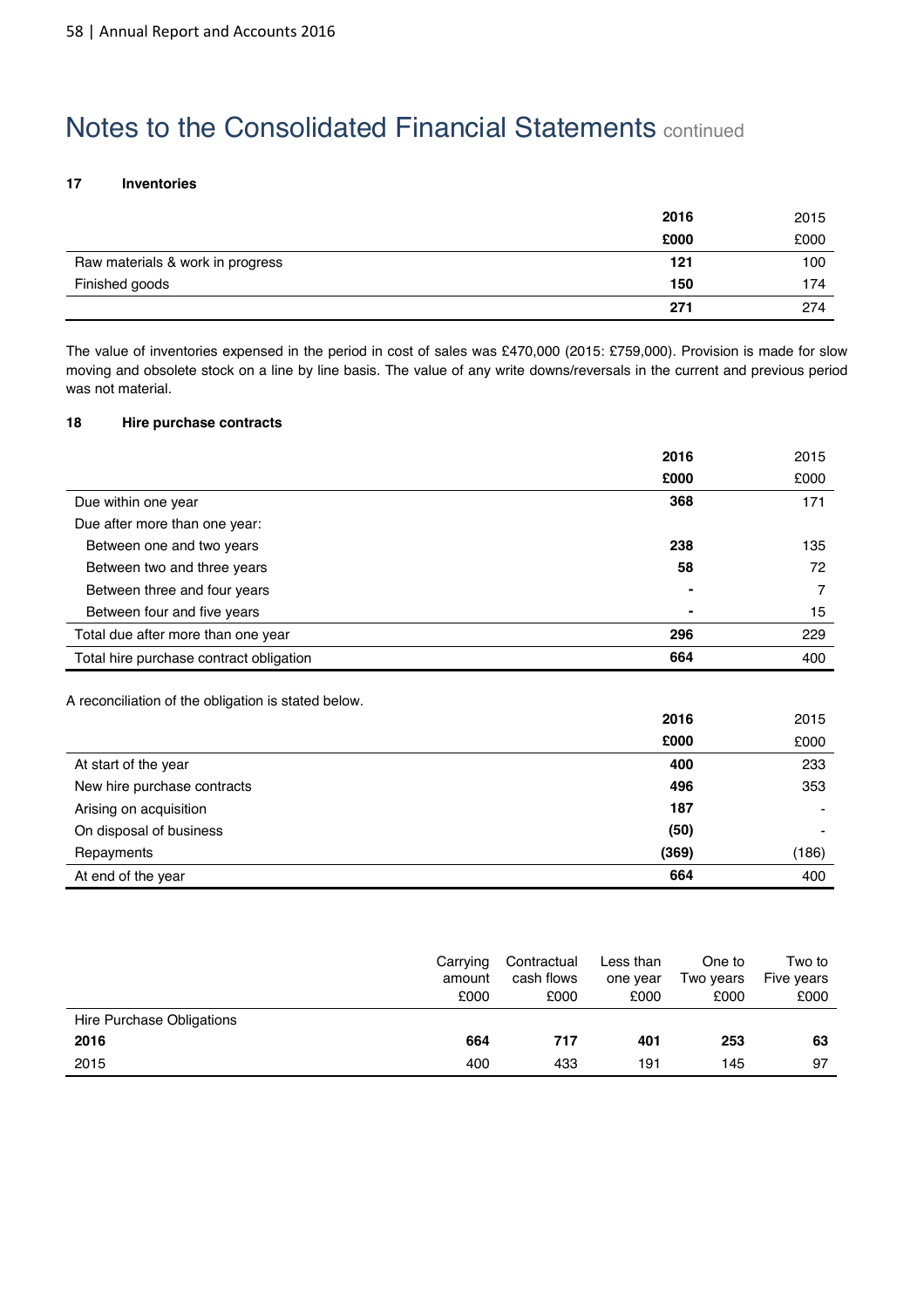# Notes to the Consolidated Financial Statements continued

### 17 Inventories

| | 2016 | 2015 |
|---|---|---|
| | £000 | £000 |
| Raw materials & work in progress | **121** | 100 |
| Finished goods | **150** | 174 |
| | **271** | 274 |

The value of inventories expensed in the period in cost of sales was £470,000 (2015: £759,000). Provision is made for slow moving and obsolete stock on a line by line basis. The value of any write downs/reversals in the current and previous period was not material.

### 18 Hire purchase contracts

| | 2016 | 2015 |
|---|---|---|
| | £000 | £000 |
| Due within one year | **368** | 171 |
| Due after more than one year: | | |
| Between one and two years | **238** | 135 |
| Between two and three years | **58** | 72 |
| Between three and four years | **-** | 7 |
| Between four and five years | **-** | 15 |
| Total due after more than one year | **296** | 229 |
| Total hire purchase contract obligation | **664** | 400 |

A reconciliation of the obligation is stated below.

| | 2016 | 2015 |
|---|---|---|
| | £000 | £000 |
| At start of the year | **400** | 233 |
| New hire purchase contracts | **496** | 353 |
| Arising on acquisition | **187** | - |
| On disposal of business | **(50)** | - |
| Repayments | **(369)** | (186) |
| At end of the year | **664** | 400 |

| | Carrying amount £000 | Contractual cash flows £000 | Less than one year £000 | One to Two years £000 | Two to Five years £000 |
|---|---|---|---|---|---|
| Hire Purchase Obligations | | | | | |
| **2016** | **664** | **717** | **401** | **253** | **63** |
| 2015 | 400 | 433 | 191 | 145 | 97 |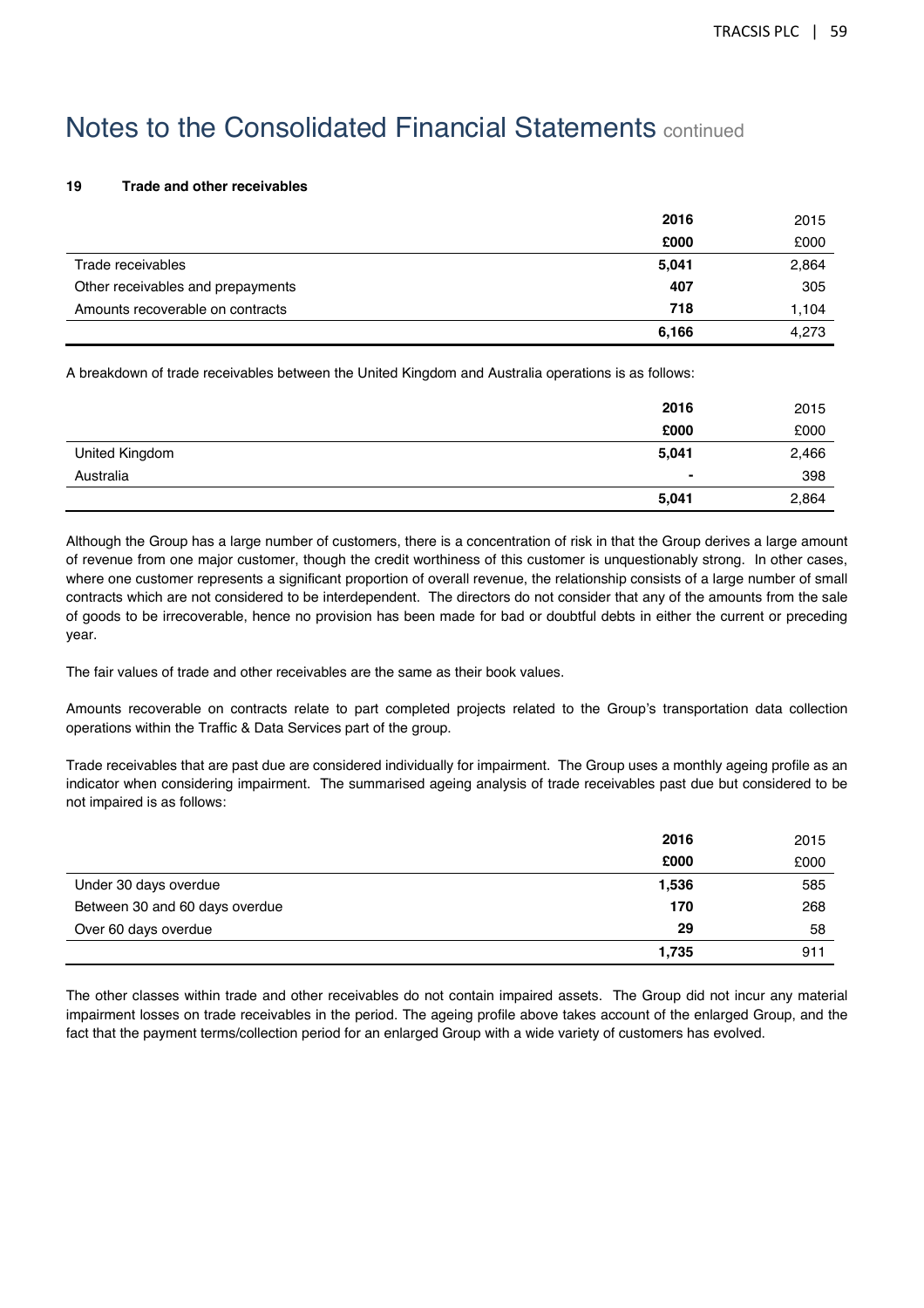# Notes to the Consolidated Financial Statements continued

**19 Trade and other receivables**

| | **2016** | 2015 |
|---|---|---|
| | **£000** | £000 |
| Trade receivables | **5,041** | 2,864 |
| Other receivables and prepayments | **407** | 305 |
| Amounts recoverable on contracts | **718** | 1,104 |
| | **6,166** | 4,273 |

A breakdown of trade receivables between the United Kingdom and Australia operations is as follows:

| | **2016** | 2015 |
|---|---|---|
| | **£000** | £000 |
| United Kingdom | **5,041** | 2,466 |
| Australia | **-** | 398 |
| | **5,041** | 2,864 |

Although the Group has a large number of customers, there is a concentration of risk in that the Group derives a large amount of revenue from one major customer, though the credit worthiness of this customer is unquestionably strong. In other cases, where one customer represents a significant proportion of overall revenue, the relationship consists of a large number of small contracts which are not considered to be interdependent. The directors do not consider that any of the amounts from the sale of goods to be irrecoverable, hence no provision has been made for bad or doubtful debts in either the current or preceding year.

The fair values of trade and other receivables are the same as their book values.

Amounts recoverable on contracts relate to part completed projects related to the Group's transportation data collection operations within the Traffic & Data Services part of the group.

Trade receivables that are past due are considered individually for impairment. The Group uses a monthly ageing profile as an indicator when considering impairment. The summarised ageing analysis of trade receivables past due but considered to be not impaired is as follows:

| | **2016** | 2015 |
|---|---|---|
| | **£000** | £000 |
| Under 30 days overdue | **1,536** | 585 |
| Between 30 and 60 days overdue | **170** | 268 |
| Over 60 days overdue | **29** | 58 |
| | **1,735** | 911 |

The other classes within trade and other receivables do not contain impaired assets. The Group did not incur any material impairment losses on trade receivables in the period. The ageing profile above takes account of the enlarged Group, and the fact that the payment terms/collection period for an enlarged Group with a wide variety of customers has evolved.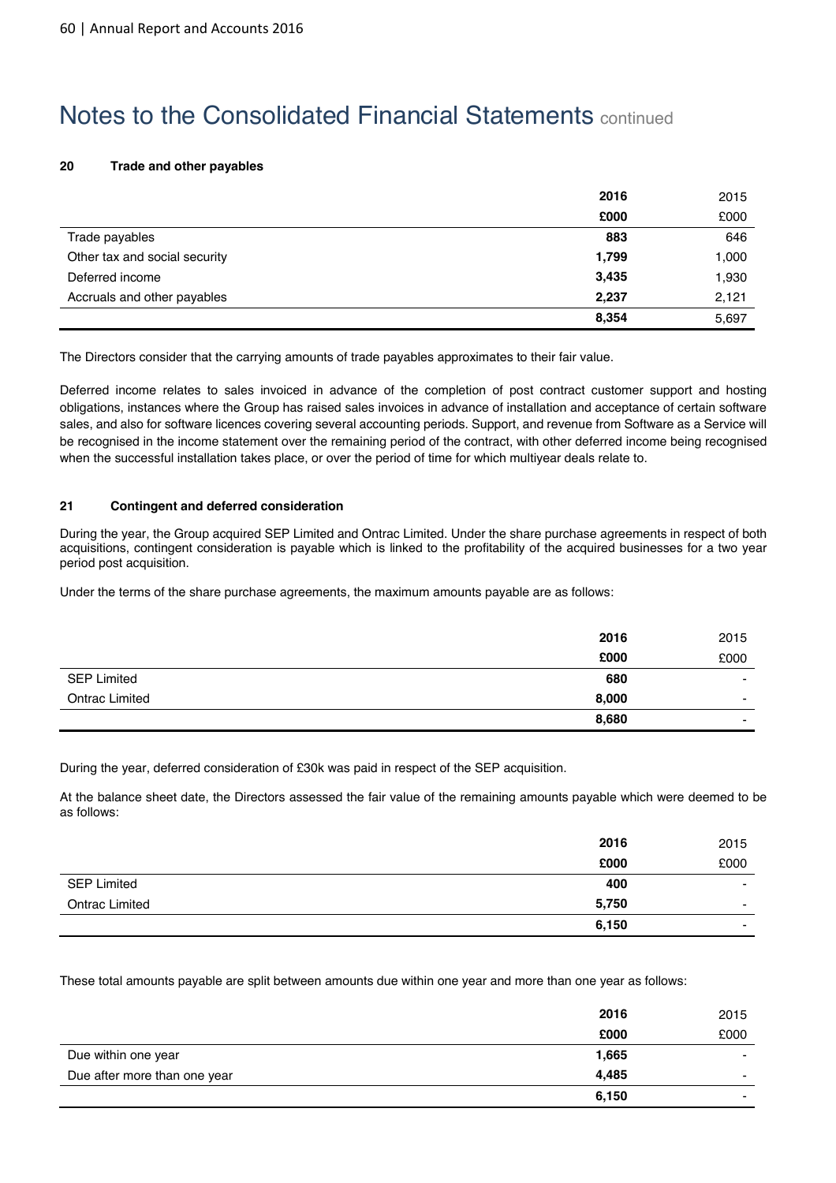# Notes to the Consolidated Financial Statements continued

## 20 Trade and other payables

| | 2016 | 2015 |
|---|---|---|
| | £000 | £000 |
| Trade payables | **883** | 646 |
| Other tax and social security | **1,799** | 1,000 |
| Deferred income | **3,435** | 1,930 |
| Accruals and other payables | **2,237** | 2,121 |
| | **8,354** | 5,697 |

The Directors consider that the carrying amounts of trade payables approximates to their fair value.

Deferred income relates to sales invoiced in advance of the completion of post contract customer support and hosting obligations, instances where the Group has raised sales invoices in advance of installation and acceptance of certain software sales, and also for software licences covering several accounting periods. Support, and revenue from Software as a Service will be recognised in the income statement over the remaining period of the contract, with other deferred income being recognised when the successful installation takes place, or over the period of time for which multiyear deals relate to.

## 21 Contingent and deferred consideration

During the year, the Group acquired SEP Limited and Ontrac Limited. Under the share purchase agreements in respect of both acquisitions, contingent consideration is payable which is linked to the profitability of the acquired businesses for a two year period post acquisition.

Under the terms of the share purchase agreements, the maximum amounts payable are as follows:

| | 2016 | 2015 |
|---|---|---|
| | £000 | £000 |
| SEP Limited | **680** | - |
| Ontrac Limited | **8,000** | - |
| | **8,680** | - |

During the year, deferred consideration of £30k was paid in respect of the SEP acquisition.

At the balance sheet date, the Directors assessed the fair value of the remaining amounts payable which were deemed to be as follows:

| | 2016 | 2015 |
|---|---|---|
| | £000 | £000 |
| SEP Limited | **400** | - |
| Ontrac Limited | **5,750** | - |
| | **6,150** | - |

These total amounts payable are split between amounts due within one year and more than one year as follows:

| | 2016 | 2015 |
|---|---|---|
| | £000 | £000 |
| Due within one year | **1,665** | - |
| Due after more than one year | **4,485** | - |
| | **6,150** | - |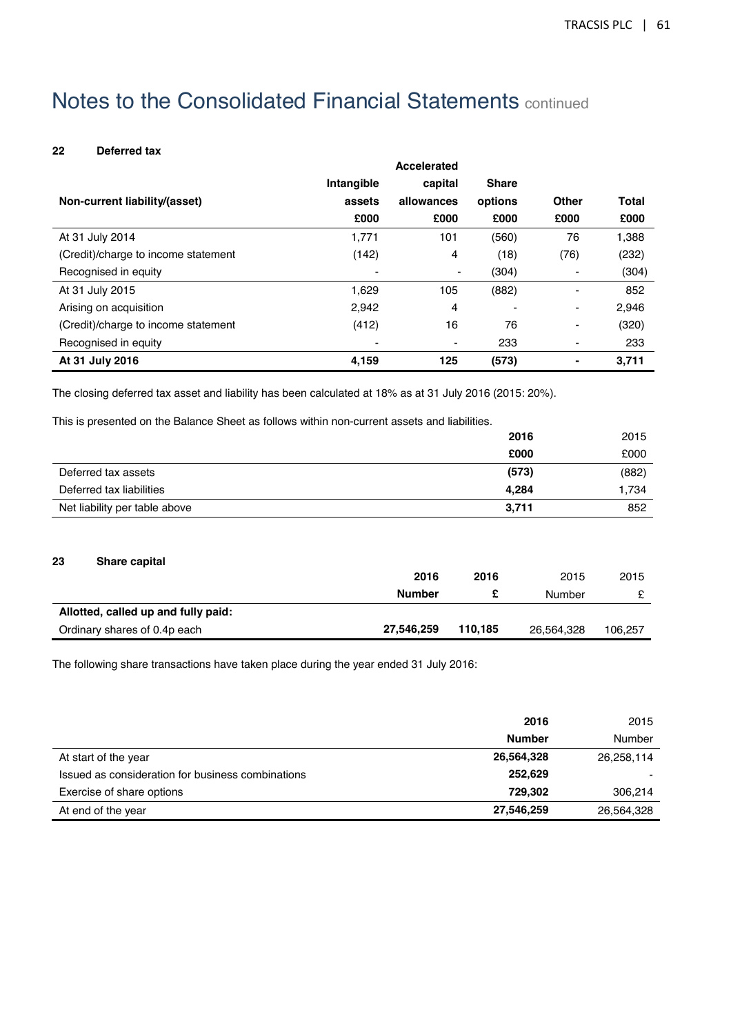# Notes to the Consolidated Financial Statements continued

## 22 Deferred tax

| Non-current liability/(asset) | Intangible assets | Accelerated capital allowances | Share options | Other | Total |
|---|---|---|---|---|---|
| | £000 | £000 | £000 | £000 | £000 |
| At 31 July 2014 | 1,771 | 101 | (560) | 76 | 1,388 |
| (Credit)/charge to income statement | (142) | 4 | (18) | (76) | (232) |
| Recognised in equity | - | - | (304) | - | (304) |
| At 31 July 2015 | 1,629 | 105 | (882) | - | 852 |
| Arising on acquisition | 2,942 | 4 | - | - | 2,946 |
| (Credit)/charge to income statement | (412) | 16 | 76 | - | (320) |
| Recognised in equity | - | - | 233 | - | 233 |
| **At 31 July 2016** | **4,159** | **125** | **(573)** | **-** | **3,711** |

The closing deferred tax asset and liability has been calculated at 18% as at 31 July 2016 (2015: 20%).

This is presented on the Balance Sheet as follows within non-current assets and liabilities.

| | **2016** | 2015 |
|---|---|---|
| | **£000** | £000 |
| Deferred tax assets | **(573)** | (882) |
| Deferred tax liabilities | **4,284** | 1,734 |
| Net liability per table above | **3,711** | 852 |

## 23 Share capital

| | **2016** | **2016** | 2015 | 2015 |
|---|---|---|---|---|
| | **Number** | **£** | Number | £ |
| **Allotted, called up and fully paid:** | | | | |
| Ordinary shares of 0.4p each | **27,546,259** | **110,185** | 26,564,328 | 106,257 |

The following share transactions have taken place during the year ended 31 July 2016:

| | **2016** | 2015 |
|---|---|---|
| | **Number** | Number |
| At start of the year | **26,564,328** | 26,258,114 |
| Issued as consideration for business combinations | **252,629** | - |
| Exercise of share options | **729,302** | 306,214 |
| At end of the year | **27,546,259** | 26,564,328 |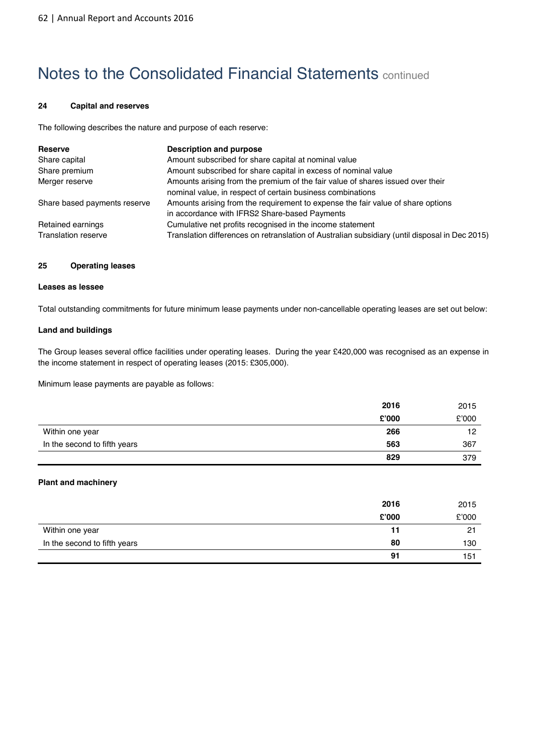# Notes to the Consolidated Financial Statements continued

### 24 Capital and reserves

The following describes the nature and purpose of each reserve:

| Reserve | Description and purpose |
|---|---|
| Share capital | Amount subscribed for share capital at nominal value |
| Share premium | Amount subscribed for share capital in excess of nominal value |
| Merger reserve | Amounts arising from the premium of the fair value of shares issued over their nominal value, in respect of certain business combinations |
| Share based payments reserve | Amounts arising from the requirement to expense the fair value of share options in accordance with IFRS2 Share-based Payments |
| Retained earnings | Cumulative net profits recognised in the income statement |
| Translation reserve | Translation differences on retranslation of Australian subsidiary (until disposal in Dec 2015) |

### 25 Operating leases

**Leases as lessee**

Total outstanding commitments for future minimum lease payments under non-cancellable operating leases are set out below:

**Land and buildings**

The Group leases several office facilities under operating leases. During the year £420,000 was recognised as an expense in the income statement in respect of operating leases (2015: £305,000).

Minimum lease payments are payable as follows:

| | **2016** | 2015 |
|---|---|---|
| | **£'000** | £'000 |
| Within one year | **266** | 12 |
| In the second to fifth years | **563** | 367 |
| | **829** | 379 |

**Plant and machinery**

| | **2016** | 2015 |
|---|---|---|
| | **£'000** | £'000 |
| Within one year | **11** | 21 |
| In the second to fifth years | **80** | 130 |
| | **91** | 151 |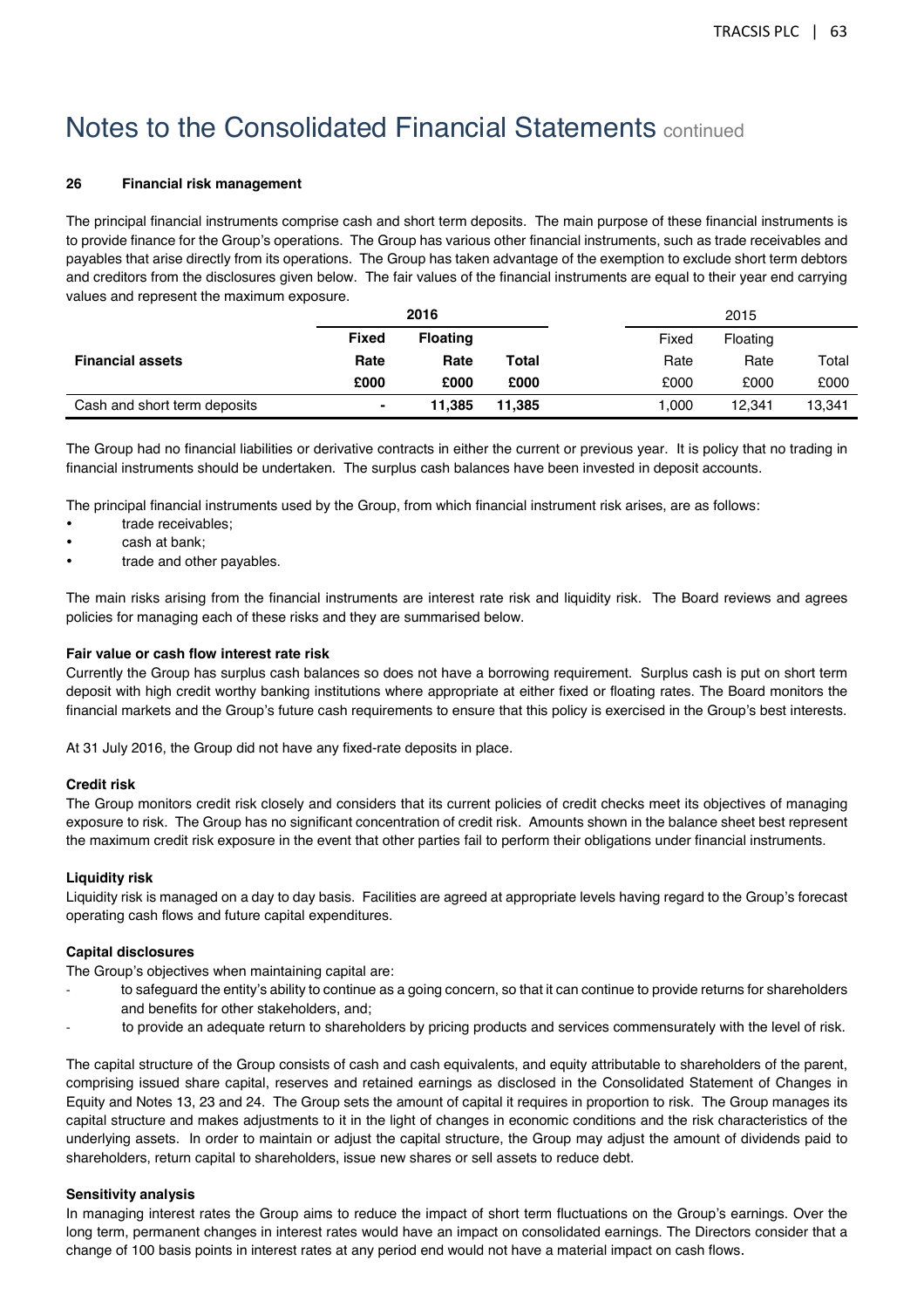# Notes to the Consolidated Financial Statements continued

### 26 Financial risk management

The principal financial instruments comprise cash and short term deposits. The main purpose of these financial instruments is to provide finance for the Group's operations. The Group has various other financial instruments, such as trade receivables and payables that arise directly from its operations. The Group has taken advantage of the exemption to exclude short term debtors and creditors from the disclosures given below. The fair values of the financial instruments are equal to their year end carrying values and represent the maximum exposure.

| | **2016** | | | 2015 | | |
|---|---|---|---|---|---|---|
| | **Fixed** | **Floating** | | Fixed | Floating | |
| **Financial assets** | **Rate** | **Rate** | **Total** | Rate | Rate | Total |
| | **£000** | **£000** | **£000** | £000 | £000 | £000 |
| Cash and short term deposits | **-** | **11,385** | **11,385** | 1,000 | 12,341 | 13,341 |

The Group had no financial liabilities or derivative contracts in either the current or previous year. It is policy that no trading in financial instruments should be undertaken. The surplus cash balances have been invested in deposit accounts.

The principal financial instruments used by the Group, from which financial instrument risk arises, are as follows:

- trade receivables;
- cash at bank;
- trade and other payables.

The main risks arising from the financial instruments are interest rate risk and liquidity risk. The Board reviews and agrees policies for managing each of these risks and they are summarised below.

**Fair value or cash flow interest rate risk**

Currently the Group has surplus cash balances so does not have a borrowing requirement. Surplus cash is put on short term deposit with high credit worthy banking institutions where appropriate at either fixed or floating rates. The Board monitors the financial markets and the Group's future cash requirements to ensure that this policy is exercised in the Group's best interests.

At 31 July 2016, the Group did not have any fixed-rate deposits in place.

**Credit risk**

The Group monitors credit risk closely and considers that its current policies of credit checks meet its objectives of managing exposure to risk. The Group has no significant concentration of credit risk. Amounts shown in the balance sheet best represent the maximum credit risk exposure in the event that other parties fail to perform their obligations under financial instruments.

**Liquidity risk**

Liquidity risk is managed on a day to day basis. Facilities are agreed at appropriate levels having regard to the Group's forecast operating cash flows and future capital expenditures.

**Capital disclosures**

The Group's objectives when maintaining capital are:

- to safeguard the entity's ability to continue as a going concern, so that it can continue to provide returns for shareholders and benefits for other stakeholders, and;
- to provide an adequate return to shareholders by pricing products and services commensurately with the level of risk.

The capital structure of the Group consists of cash and cash equivalents, and equity attributable to shareholders of the parent, comprising issued share capital, reserves and retained earnings as disclosed in the Consolidated Statement of Changes in Equity and Notes 13, 23 and 24. The Group sets the amount of capital it requires in proportion to risk. The Group manages its capital structure and makes adjustments to it in the light of changes in economic conditions and the risk characteristics of the underlying assets. In order to maintain or adjust the capital structure, the Group may adjust the amount of dividends paid to shareholders, return capital to shareholders, issue new shares or sell assets to reduce debt.

**Sensitivity analysis**

In managing interest rates the Group aims to reduce the impact of short term fluctuations on the Group's earnings. Over the long term, permanent changes in interest rates would have an impact on consolidated earnings. The Directors consider that a change of 100 basis points in interest rates at any period end would not have a material impact on cash flows.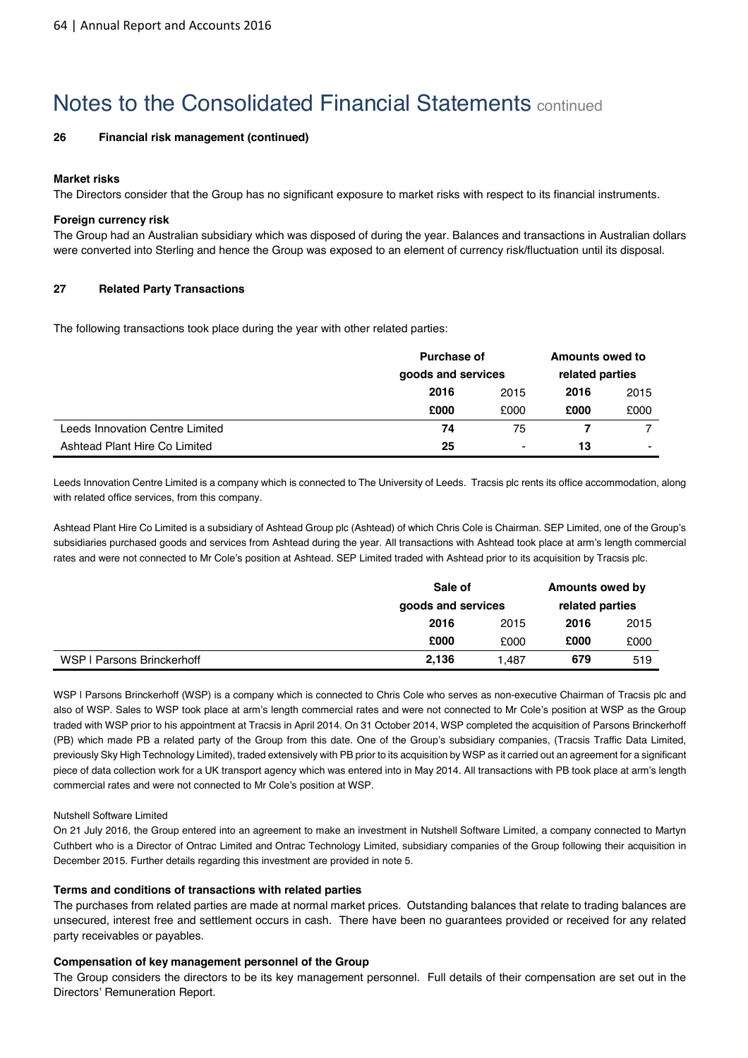# Notes to the Consolidated Financial Statements continued

## 26 Financial risk management (continued)

### Market risks

The Directors consider that the Group has no significant exposure to market risks with respect to its financial instruments.

### Foreign currency risk

The Group had an Australian subsidiary which was disposed of during the year. Balances and transactions in Australian dollars were converted into Sterling and hence the Group was exposed to an element of currency risk/fluctuation until its disposal.

## 27 Related Party Transactions

The following transactions took place during the year with other related parties:

| | Purchase of goods and services | | Amounts owed to related parties | |
|---|---|---|---|---|
| | **2016** | 2015 | **2016** | 2015 |
| | **£000** | £000 | **£000** | £000 |
| Leeds Innovation Centre Limited | **74** | 75 | **7** | 7 |
| Ashtead Plant Hire Co Limited | **25** | - | **13** | - |

Leeds Innovation Centre Limited is a company which is connected to The University of Leeds. Tracsis plc rents its office accommodation, along with related office services, from this company.

Ashtead Plant Hire Co Limited is a subsidiary of Ashtead Group plc (Ashtead) of which Chris Cole is Chairman. SEP Limited, one of the Group's subsidiaries purchased goods and services from Ashtead during the year. All transactions with Ashtead took place at arm's length commercial rates and were not connected to Mr Cole's position at Ashtead. SEP Limited traded with Ashtead prior to its acquisition by Tracsis plc.

| | Sale of goods and services | | Amounts owed by related parties | |
|---|---|---|---|---|
| | **2016** | 2015 | **2016** | 2015 |
| | **£000** | £000 | **£000** | £000 |
| WSP I Parsons Brinckerhoff | **2,136** | 1,487 | **679** | 519 |

WSP I Parsons Brinckerhoff (WSP) is a company which is connected to Chris Cole who serves as non-executive Chairman of Tracsis plc and also of WSP. Sales to WSP took place at arm's length commercial rates and were not connected to Mr Cole's position at WSP as the Group traded with WSP prior to his appointment at Tracsis in April 2014. On 31 October 2014, WSP completed the acquisition of Parsons Brinckerhoff (PB) which made PB a related party of the Group from this date. One of the Group's subsidiary companies, (Tracsis Traffic Data Limited, previously Sky High Technology Limited), traded extensively with PB prior to its acquisition by WSP as it carried out an agreement for a significant piece of data collection work for a UK transport agency which was entered into in May 2014. All transactions with PB took place at arm's length commercial rates and were not connected to Mr Cole's position at WSP.

Nutshell Software Limited

On 21 July 2016, the Group entered into an agreement to make an investment in Nutshell Software Limited, a company connected to Martyn Cuthbert who is a Director of Ontrac Limited and Ontrac Technology Limited, subsidiary companies of the Group following their acquisition in December 2015. Further details regarding this investment are provided in note 5.

### Terms and conditions of transactions with related parties

The purchases from related parties are made at normal market prices. Outstanding balances that relate to trading balances are unsecured, interest free and settlement occurs in cash. There have been no guarantees provided or received for any related party receivables or payables.

### Compensation of key management personnel of the Group

The Group considers the directors to be its key management personnel. Full details of their compensation are set out in the Directors' Remuneration Report.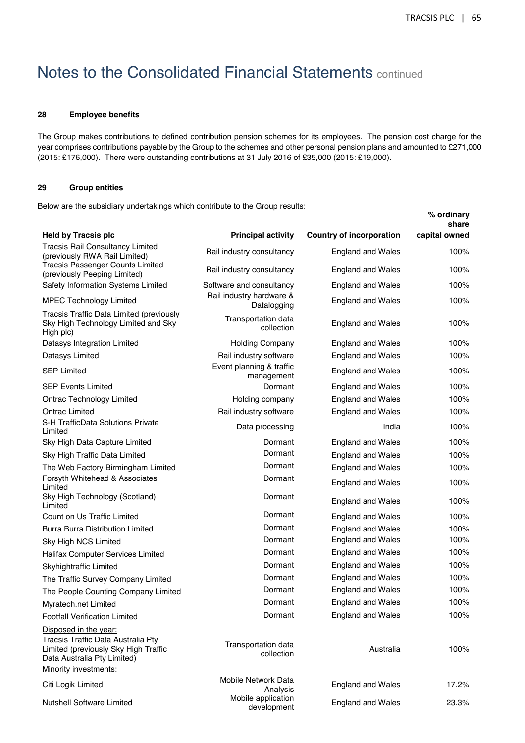# Notes to the Consolidated Financial Statements continued

### 28 Employee benefits

The Group makes contributions to defined contribution pension schemes for its employees. The pension cost charge for the year comprises contributions payable by the Group to the schemes and other personal pension plans and amounted to £271,000 (2015: £176,000). There were outstanding contributions at 31 July 2016 of £35,000 (2015: £19,000).

### 29 Group entities

Below are the subsidiary undertakings which contribute to the Group results:

| Held by Tracsis plc | Principal activity | Country of incorporation | % ordinary share capital owned |
|---|---|---|---|
| Tracsis Rail Consultancy Limited (previously RWA Rail Limited) | Rail industry consultancy | England and Wales | 100% |
| Tracsis Passenger Counts Limited (previously Peeping Limited) | Rail industry consultancy | England and Wales | 100% |
| Safety Information Systems Limited | Software and consultancy | England and Wales | 100% |
| MPEC Technology Limited | Rail industry hardware & Datalogging | England and Wales | 100% |
| Tracsis Traffic Data Limited (previously Sky High Technology Limited and Sky High plc) | Transportation data collection | England and Wales | 100% |
| Datasys Integration Limited | Holding Company | England and Wales | 100% |
| Datasys Limited | Rail industry software | England and Wales | 100% |
| SEP Limited | Event planning & traffic management | England and Wales | 100% |
| SEP Events Limited | Dormant | England and Wales | 100% |
| Ontrac Technology Limited | Holding company | England and Wales | 100% |
| Ontrac Limited | Rail industry software | England and Wales | 100% |
| S-H TrafficData Solutions Private Limited | Data processing | India | 100% |
| Sky High Data Capture Limited | Dormant | England and Wales | 100% |
| Sky High Traffic Data Limited | Dormant | England and Wales | 100% |
| The Web Factory Birmingham Limited | Dormant | England and Wales | 100% |
| Forsyth Whitehead & Associates Limited | Dormant | England and Wales | 100% |
| Sky High Technology (Scotland) Limited | Dormant | England and Wales | 100% |
| Count on Us Traffic Limited | Dormant | England and Wales | 100% |
| Burra Burra Distribution Limited | Dormant | England and Wales | 100% |
| Sky High NCS Limited | Dormant | England and Wales | 100% |
| Halifax Computer Services Limited | Dormant | England and Wales | 100% |
| Skyhightraffic Limited | Dormant | England and Wales | 100% |
| The Traffic Survey Company Limited | Dormant | England and Wales | 100% |
| The People Counting Company Limited | Dormant | England and Wales | 100% |
| Myratech.net Limited | Dormant | England and Wales | 100% |
| Footfall Verification Limited | Dormant | England and Wales | 100% |
| Disposed in the year: | | | |
| Tracsis Traffic Data Australia Pty Limited (previously Sky High Traffic Data Australia Pty Limited) | Transportation data collection | Australia | 100% |
| Minority investments: | | | |
| Citi Logik Limited | Mobile Network Data Analysis | England and Wales | 17.2% |
| Nutshell Software Limited | Mobile application development | England and Wales | 23.3% |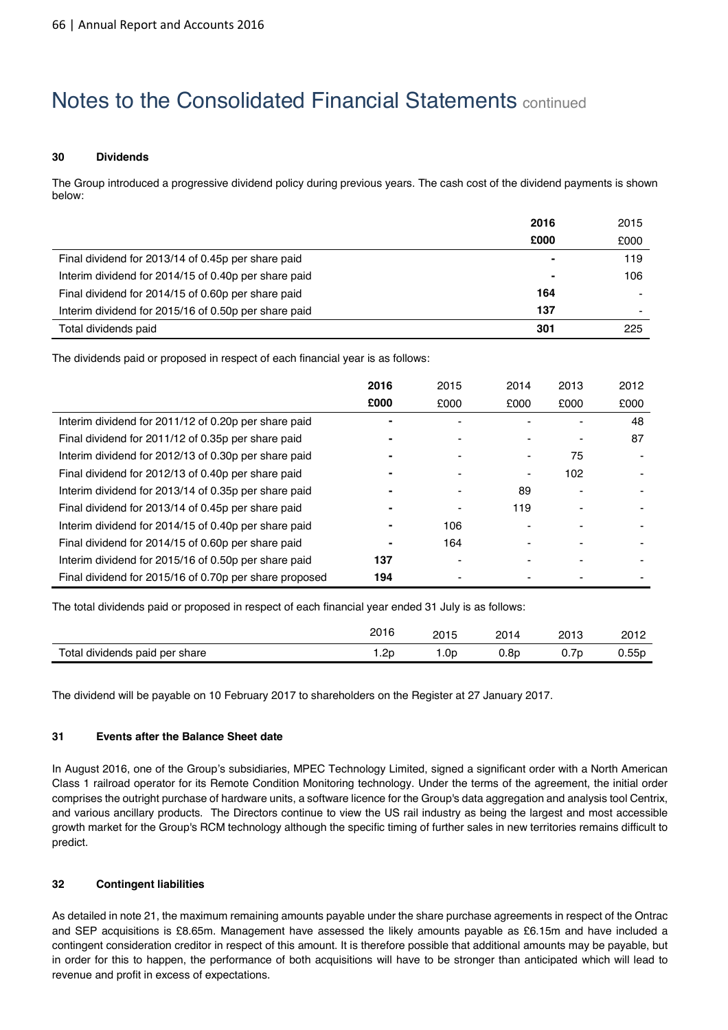# Notes to the Consolidated Financial Statements continued

### 30 Dividends

The Group introduced a progressive dividend policy during previous years. The cash cost of the dividend payments is shown below:

| | **2016** | 2015 |
|---|---|---|
| | **£000** | £000 |
| Final dividend for 2013/14 of 0.45p per share paid | **-** | 119 |
| Interim dividend for 2014/15 of 0.40p per share paid | **-** | 106 |
| Final dividend for 2014/15 of 0.60p per share paid | **164** | - |
| Interim dividend for 2015/16 of 0.50p per share paid | **137** | - |
| Total dividends paid | **301** | 225 |

The dividends paid or proposed in respect of each financial year is as follows:

| | **2016** | 2015 | 2014 | 2013 | 2012 |
|---|---|---|---|---|---|
| | **£000** | £000 | £000 | £000 | £000 |
| Interim dividend for 2011/12 of 0.20p per share paid | **-** | - | - | - | 48 |
| Final dividend for 2011/12 of 0.35p per share paid | **-** | - | - | - | 87 |
| Interim dividend for 2012/13 of 0.30p per share paid | **-** | - | - | 75 | - |
| Final dividend for 2012/13 of 0.40p per share paid | **-** | - | - | 102 | - |
| Interim dividend for 2013/14 of 0.35p per share paid | **-** | - | 89 | - | - |
| Final dividend for 2013/14 of 0.45p per share paid | **-** | - | 119 | - | - |
| Interim dividend for 2014/15 of 0.40p per share paid | **-** | 106 | - | - | - |
| Final dividend for 2014/15 of 0.60p per share paid | **-** | 164 | - | - | - |
| Interim dividend for 2015/16 of 0.50p per share paid | **137** | - | - | - | - |
| Final dividend for 2015/16 of 0.70p per share proposed | **194** | - | - | - | - |

The total dividends paid or proposed in respect of each financial year ended 31 July is as follows:

| | 2016 | 2015 | 2014 | 2013 | 2012 |
|---|---|---|---|---|---|
| Total dividends paid per share | 1.2p | 1.0p | 0.8p | 0.7p | 0.55p |

The dividend will be payable on 10 February 2017 to shareholders on the Register at 27 January 2017.

### 31 Events after the Balance Sheet date

In August 2016, one of the Group's subsidiaries, MPEC Technology Limited, signed a significant order with a North American Class 1 railroad operator for its Remote Condition Monitoring technology. Under the terms of the agreement, the initial order comprises the outright purchase of hardware units, a software licence for the Group's data aggregation and analysis tool Centrix, and various ancillary products. The Directors continue to view the US rail industry as being the largest and most accessible growth market for the Group's RCM technology although the specific timing of further sales in new territories remains difficult to predict.

### 32 Contingent liabilities

As detailed in note 21, the maximum remaining amounts payable under the share purchase agreements in respect of the Ontrac and SEP acquisitions is £8.65m. Management have assessed the likely amounts payable as £6.15m and have included a contingent consideration creditor in respect of this amount. It is therefore possible that additional amounts may be payable, but in order for this to happen, the performance of both acquisitions will have to be stronger than anticipated which will lead to revenue and profit in excess of expectations.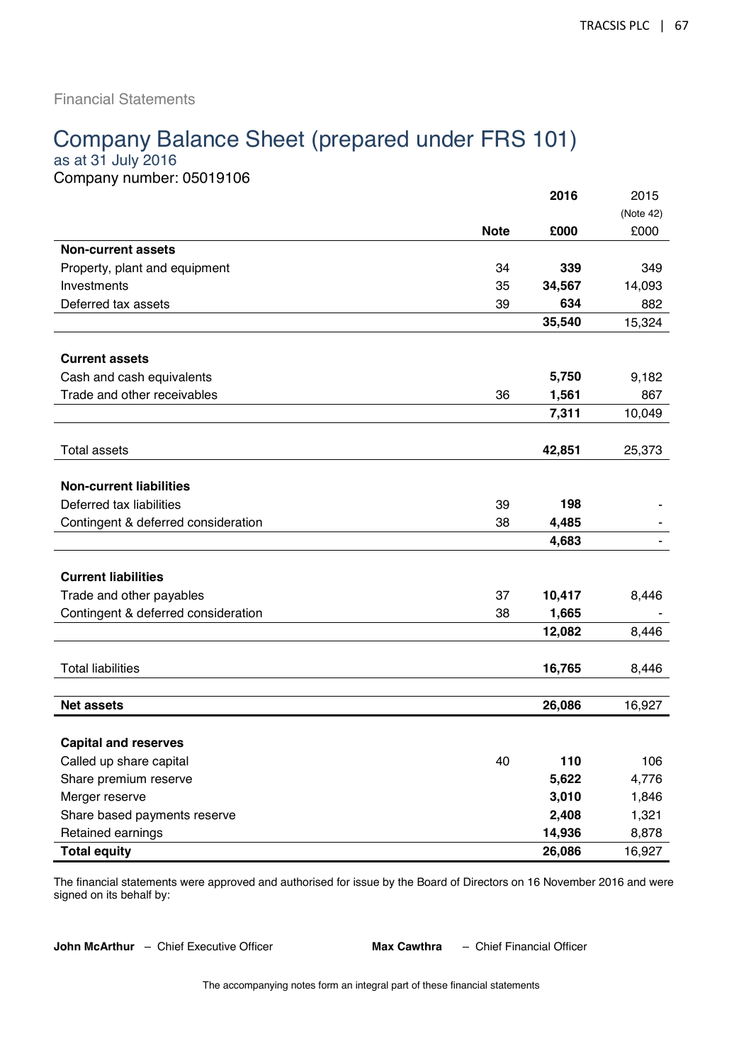Financial Statements

# Company Balance Sheet (prepared under FRS 101)

as at 31 July 2016

Company number: 05019106

| | Note | 2016 £000 | 2015 (Note 42) £000 |
|---|---|---|---|
| **Non-current assets** | | | |
| Property, plant and equipment | 34 | **339** | 349 |
| Investments | 35 | **34,567** | 14,093 |
| Deferred tax assets | 39 | **634** | 882 |
| | | **35,540** | 15,324 |
| **Current assets** | | | |
| Cash and cash equivalents | | **5,750** | 9,182 |
| Trade and other receivables | 36 | **1,561** | 867 |
| | | **7,311** | 10,049 |
| Total assets | | **42,851** | 25,373 |
| **Non-current liabilities** | | | |
| Deferred tax liabilities | 39 | **198** | - |
| Contingent & deferred consideration | 38 | **4,485** | - |
| | | **4,683** | - |
| **Current liabilities** | | | |
| Trade and other payables | 37 | **10,417** | 8,446 |
| Contingent & deferred consideration | 38 | **1,665** | - |
| | | **12,082** | 8,446 |
| Total liabilities | | **16,765** | 8,446 |
| **Net assets** | | **26,086** | 16,927 |
| **Capital and reserves** | | | |
| Called up share capital | 40 | **110** | 106 |
| Share premium reserve | | **5,622** | 4,776 |
| Merger reserve | | **3,010** | 1,846 |
| Share based payments reserve | | **2,408** | 1,321 |
| Retained earnings | | **14,936** | 8,878 |
| **Total equity** | | **26,086** | 16,927 |

The financial statements were approved and authorised for issue by the Board of Directors on 16 November 2016 and were signed on its behalf by:

**John McArthur** – Chief Executive Officer

**Max Cawthra** – Chief Financial Officer

The accompanying notes form an integral part of these financial statements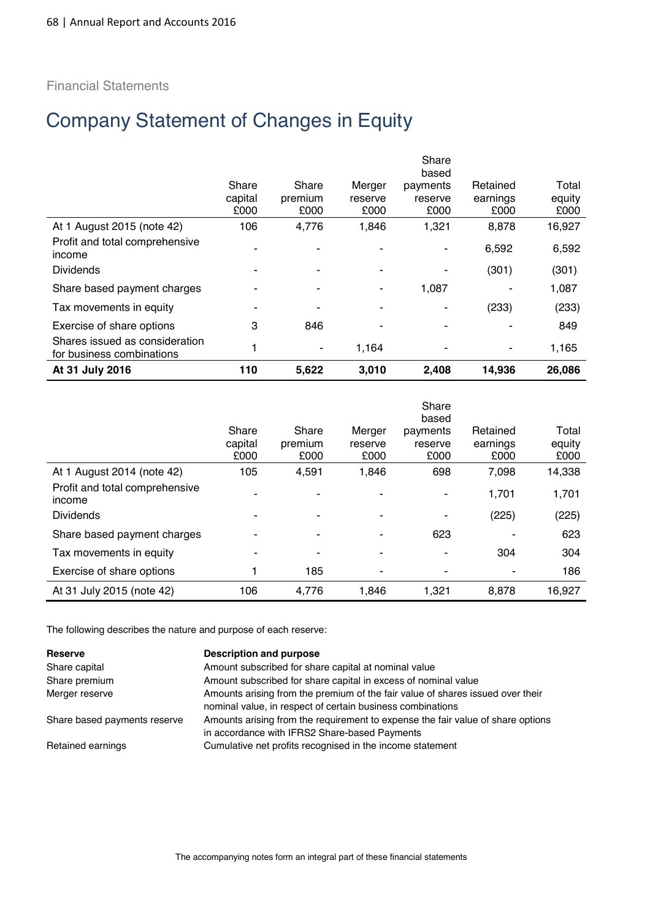Financial Statements

# Company Statement of Changes in Equity

| | Share capital £000 | Share premium £000 | Merger reserve £000 | Share based payments reserve £000 | Retained earnings £000 | Total equity £000 |
|---|---|---|---|---|---|---|
| At 1 August 2015 (note 42) | 106 | 4,776 | 1,846 | 1,321 | 8,878 | 16,927 |
| Profit and total comprehensive income | - | - | - | - | 6,592 | 6,592 |
| Dividends | - | - | - | - | (301) | (301) |
| Share based payment charges | - | - | - | 1,087 | - | 1,087 |
| Tax movements in equity | - | - | - | - | (233) | (233) |
| Exercise of share options | 3 | 846 | - | - | - | 849 |
| Shares issued as consideration for business combinations | 1 | - | 1,164 | - | - | 1,165 |
| **At 31 July 2016** | **110** | **5,622** | **3,010** | **2,408** | **14,936** | **26,086** |

| | Share capital £000 | Share premium £000 | Merger reserve £000 | Share based payments reserve £000 | Retained earnings £000 | Total equity £000 |
|---|---|---|---|---|---|---|
| At 1 August 2014 (note 42) | 105 | 4,591 | 1,846 | 698 | 7,098 | 14,338 |
| Profit and total comprehensive income | - | - | - | - | 1,701 | 1,701 |
| Dividends | - | - | - | - | (225) | (225) |
| Share based payment charges | - | - | - | 623 | - | 623 |
| Tax movements in equity | - | - | - | - | 304 | 304 |
| Exercise of share options | 1 | 185 | - | - | - | 186 |
| At 31 July 2015 (note 42) | 106 | 4,776 | 1,846 | 1,321 | 8,878 | 16,927 |

The following describes the nature and purpose of each reserve:

| **Reserve** | **Description and purpose** |
|---|---|
| Share capital | Amount subscribed for share capital at nominal value |
| Share premium | Amount subscribed for share capital in excess of nominal value |
| Merger reserve | Amounts arising from the premium of the fair value of shares issued over their nominal value, in respect of certain business combinations |
| Share based payments reserve | Amounts arising from the requirement to expense the fair value of share options in accordance with IFRS2 Share-based Payments |
| Retained earnings | Cumulative net profits recognised in the income statement |

The accompanying notes form an integral part of these financial statements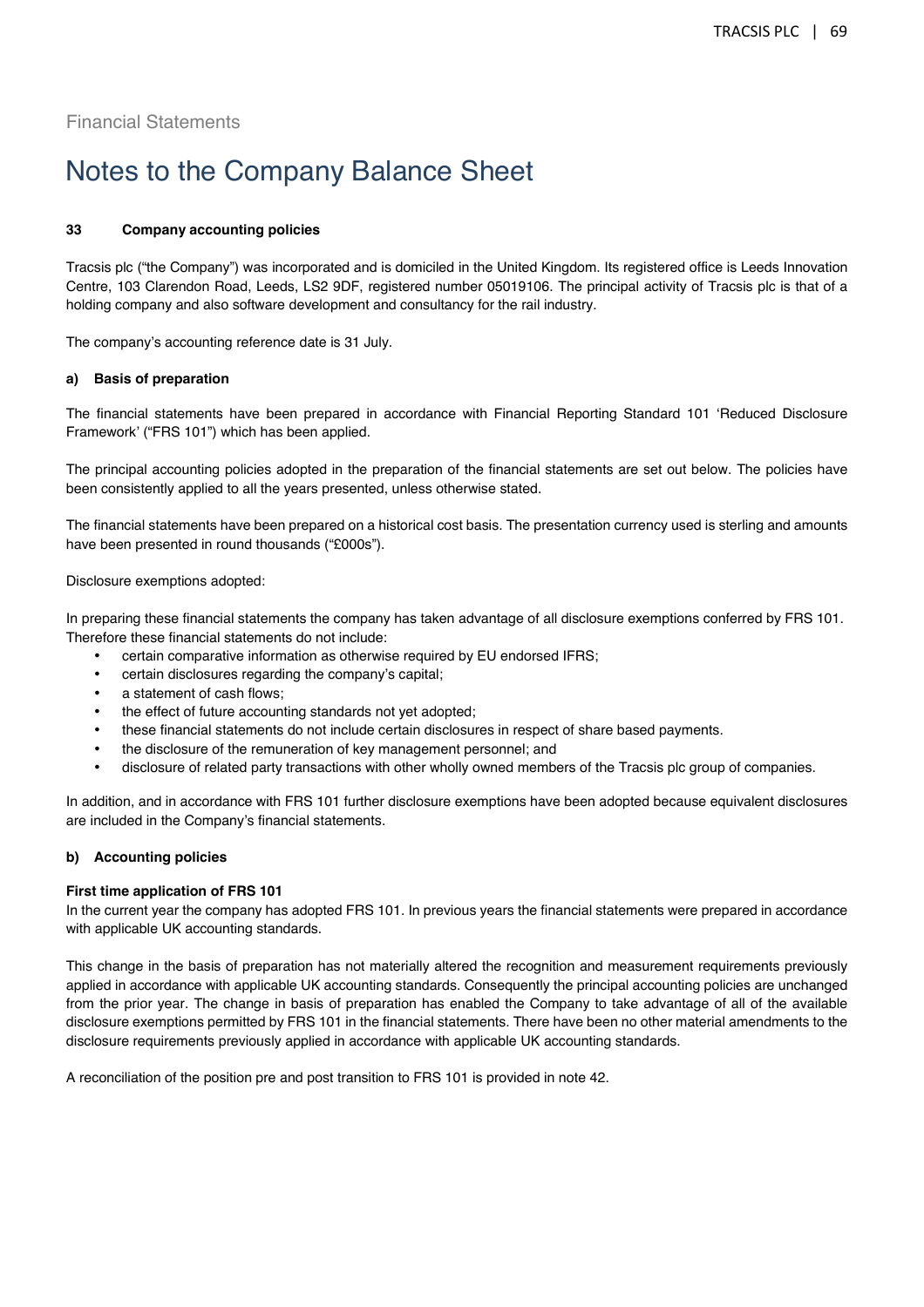Financial Statements

# Notes to the Company Balance Sheet

### 33 Company accounting policies

Tracsis plc ("the Company") was incorporated and is domiciled in the United Kingdom. Its registered office is Leeds Innovation Centre, 103 Clarendon Road, Leeds, LS2 9DF, registered number 05019106. The principal activity of Tracsis plc is that of a holding company and also software development and consultancy for the rail industry.

The company's accounting reference date is 31 July.

#### a) Basis of preparation

The financial statements have been prepared in accordance with Financial Reporting Standard 101 'Reduced Disclosure Framework' ("FRS 101") which has been applied.

The principal accounting policies adopted in the preparation of the financial statements are set out below. The policies have been consistently applied to all the years presented, unless otherwise stated.

The financial statements have been prepared on a historical cost basis. The presentation currency used is sterling and amounts have been presented in round thousands ("£000s").

Disclosure exemptions adopted:

In preparing these financial statements the company has taken advantage of all disclosure exemptions conferred by FRS 101. Therefore these financial statements do not include:

- certain comparative information as otherwise required by EU endorsed IFRS;
- certain disclosures regarding the company's capital;
- a statement of cash flows;
- the effect of future accounting standards not yet adopted;
- these financial statements do not include certain disclosures in respect of share based payments.
- the disclosure of the remuneration of key management personnel; and
- disclosure of related party transactions with other wholly owned members of the Tracsis plc group of companies.

In addition, and in accordance with FRS 101 further disclosure exemptions have been adopted because equivalent disclosures are included in the Company's financial statements.

#### b) Accounting policies

**First time application of FRS 101**

In the current year the company has adopted FRS 101. In previous years the financial statements were prepared in accordance with applicable UK accounting standards.

This change in the basis of preparation has not materially altered the recognition and measurement requirements previously applied in accordance with applicable UK accounting standards. Consequently the principal accounting policies are unchanged from the prior year. The change in basis of preparation has enabled the Company to take advantage of all of the available disclosure exemptions permitted by FRS 101 in the financial statements. There have been no other material amendments to the disclosure requirements previously applied in accordance with applicable UK accounting standards.

A reconciliation of the position pre and post transition to FRS 101 is provided in note 42.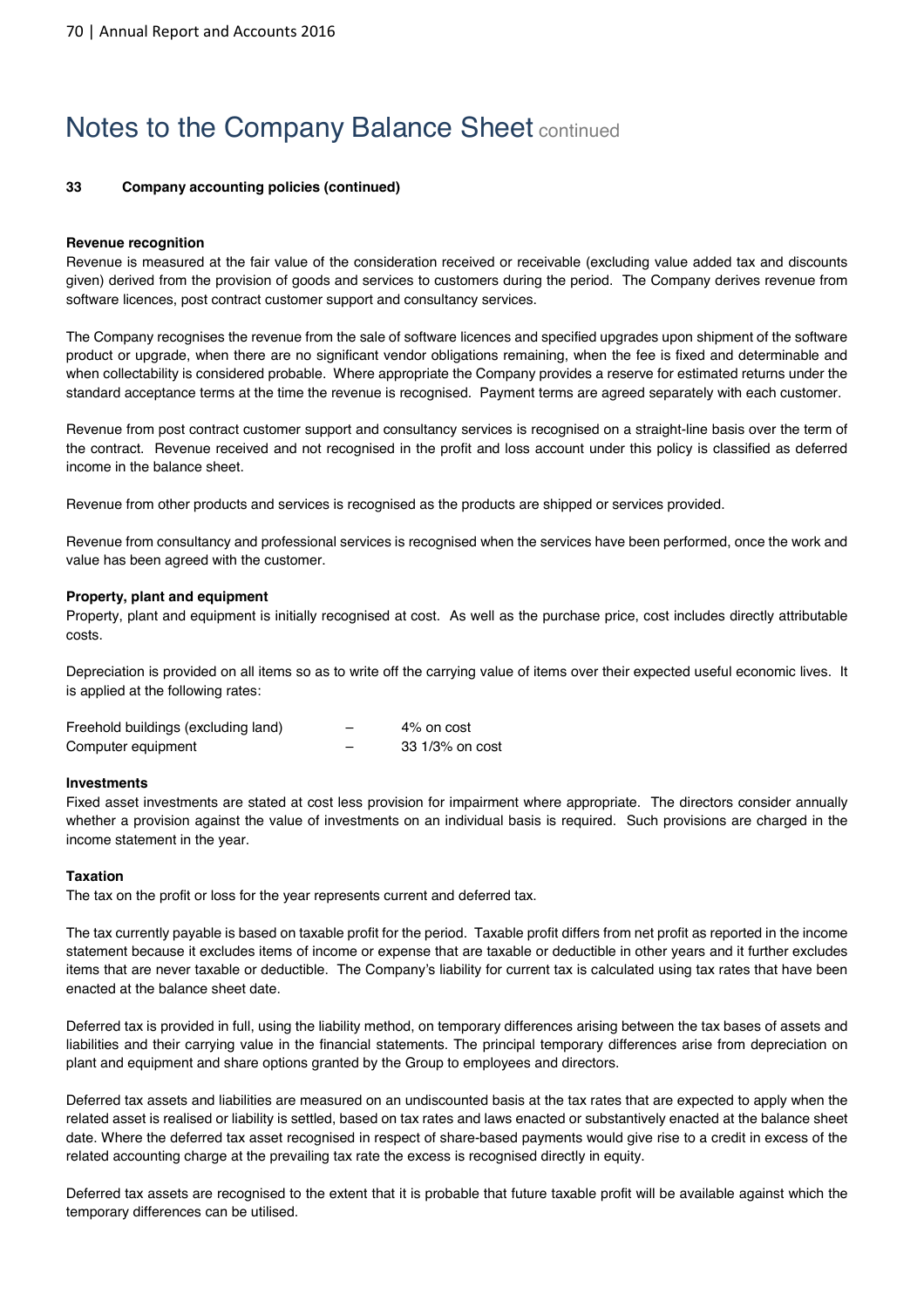# Notes to the Company Balance Sheet continued

**33 Company accounting policies (continued)**

**Revenue recognition**

Revenue is measured at the fair value of the consideration received or receivable (excluding value added tax and discounts given) derived from the provision of goods and services to customers during the period. The Company derives revenue from software licences, post contract customer support and consultancy services.

The Company recognises the revenue from the sale of software licences and specified upgrades upon shipment of the software product or upgrade, when there are no significant vendor obligations remaining, when the fee is fixed and determinable and when collectability is considered probable. Where appropriate the Company provides a reserve for estimated returns under the standard acceptance terms at the time the revenue is recognised. Payment terms are agreed separately with each customer.

Revenue from post contract customer support and consultancy services is recognised on a straight-line basis over the term of the contract. Revenue received and not recognised in the profit and loss account under this policy is classified as deferred income in the balance sheet.

Revenue from other products and services is recognised as the products are shipped or services provided.

Revenue from consultancy and professional services is recognised when the services have been performed, once the work and value has been agreed with the customer.

**Property, plant and equipment**

Property, plant and equipment is initially recognised at cost. As well as the purchase price, cost includes directly attributable costs.

Depreciation is provided on all items so as to write off the carrying value of items over their expected useful economic lives. It is applied at the following rates:

| | | |
|---|---|---|
| Freehold buildings (excluding land) | – | 4% on cost |
| Computer equipment | – | 33 1/3% on cost |

**Investments**

Fixed asset investments are stated at cost less provision for impairment where appropriate. The directors consider annually whether a provision against the value of investments on an individual basis is required. Such provisions are charged in the income statement in the year.

**Taxation**

The tax on the profit or loss for the year represents current and deferred tax.

The tax currently payable is based on taxable profit for the period. Taxable profit differs from net profit as reported in the income statement because it excludes items of income or expense that are taxable or deductible in other years and it further excludes items that are never taxable or deductible. The Company's liability for current tax is calculated using tax rates that have been enacted at the balance sheet date.

Deferred tax is provided in full, using the liability method, on temporary differences arising between the tax bases of assets and liabilities and their carrying value in the financial statements. The principal temporary differences arise from depreciation on plant and equipment and share options granted by the Group to employees and directors.

Deferred tax assets and liabilities are measured on an undiscounted basis at the tax rates that are expected to apply when the related asset is realised or liability is settled, based on tax rates and laws enacted or substantively enacted at the balance sheet date. Where the deferred tax asset recognised in respect of share-based payments would give rise to a credit in excess of the related accounting charge at the prevailing tax rate the excess is recognised directly in equity.

Deferred tax assets are recognised to the extent that it is probable that future taxable profit will be available against which the temporary differences can be utilised.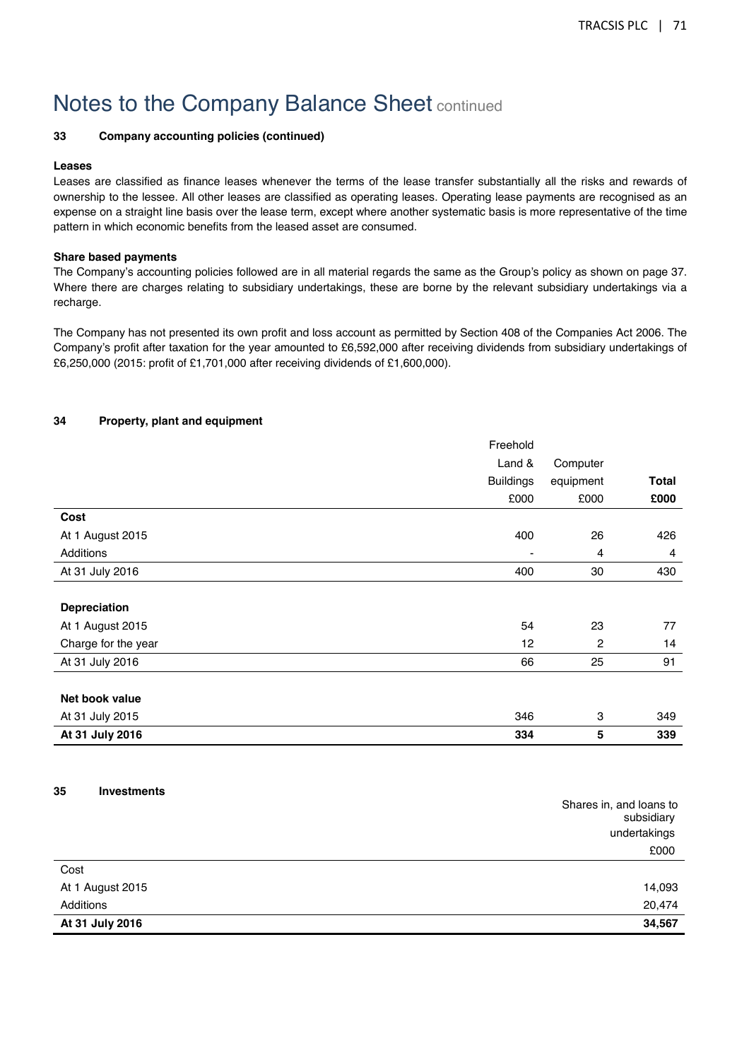# Notes to the Company Balance Sheet continued

## 33 Company accounting policies (continued)

**Leases**

Leases are classified as finance leases whenever the terms of the lease transfer substantially all the risks and rewards of ownership to the lessee. All other leases are classified as operating leases. Operating lease payments are recognised as an expense on a straight line basis over the lease term, except where another systematic basis is more representative of the time pattern in which economic benefits from the leased asset are consumed.

**Share based payments**

The Company's accounting policies followed are in all material regards the same as the Group's policy as shown on page 37. Where there are charges relating to subsidiary undertakings, these are borne by the relevant subsidiary undertakings via a recharge.

The Company has not presented its own profit and loss account as permitted by Section 408 of the Companies Act 2006. The Company's profit after taxation for the year amounted to £6,592,000 after receiving dividends from subsidiary undertakings of £6,250,000 (2015: profit of £1,701,000 after receiving dividends of £1,600,000).

## 34 Property, plant and equipment

| | Freehold Land & Buildings £000 | Computer equipment £000 | **Total £000** |
|---|---|---|---|
| **Cost** | | | |
| At 1 August 2015 | 400 | 26 | 426 |
| Additions | - | 4 | 4 |
| At 31 July 2016 | 400 | 30 | 430 |
| | | | |
| **Depreciation** | | | |
| At 1 August 2015 | 54 | 23 | 77 |
| Charge for the year | 12 | 2 | 14 |
| At 31 July 2016 | 66 | 25 | 91 |
| | | | |
| **Net book value** | | | |
| At 31 July 2015 | 346 | 3 | 349 |
| **At 31 July 2016** | **334** | **5** | **339** |

## 35 Investments

| | Shares in, and loans to subsidiary undertakings £000 |
|---|---|
| Cost | |
| At 1 August 2015 | 14,093 |
| Additions | 20,474 |
| **At 31 July 2016** | **34,567** |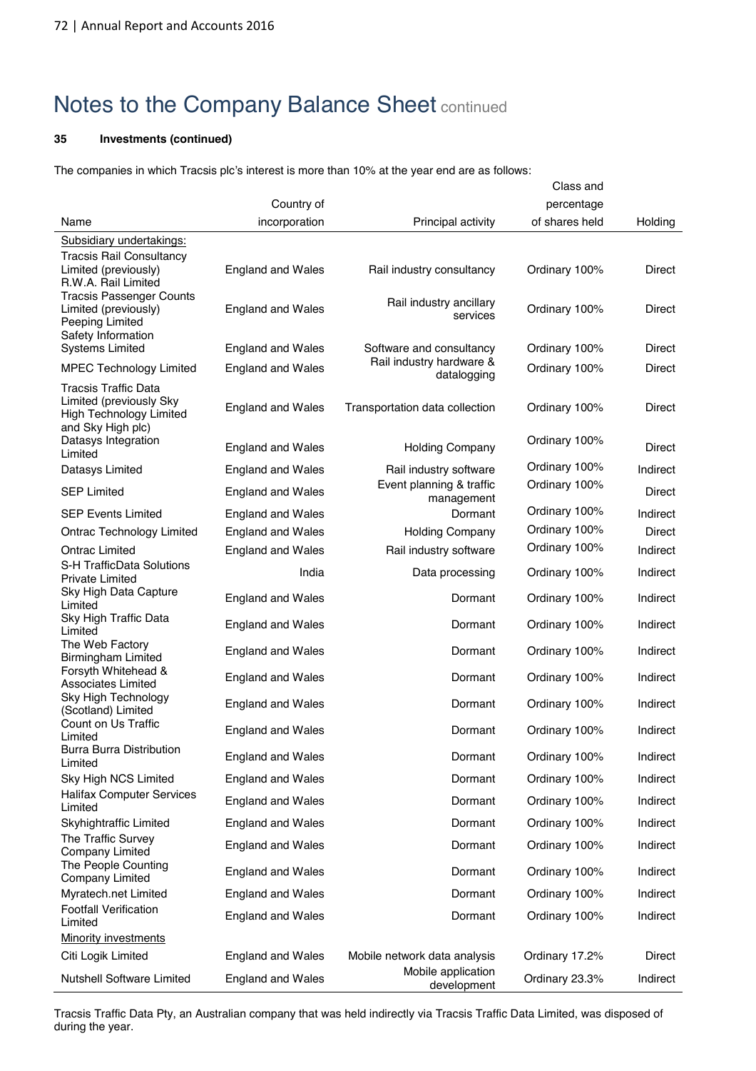# Notes to the Company Balance Sheet continued

**35 Investments (continued)**

The companies in which Tracsis plc's interest is more than 10% at the year end are as follows:

| Name | Country of incorporation | Principal activity | Class and percentage of shares held | Holding |
|---|---|---|---|---|
| Subsidiary undertakings: | | | | |
| Tracsis Rail Consultancy Limited (previously) R.W.A. Rail Limited | England and Wales | Rail industry consultancy | Ordinary 100% | Direct |
| Tracsis Passenger Counts Limited (previously) Peeping Limited | England and Wales | Rail industry ancillary services | Ordinary 100% | Direct |
| Safety Information Systems Limited | England and Wales | Software and consultancy | Ordinary 100% | Direct |
| MPEC Technology Limited | England and Wales | Rail industry hardware & datalogging | Ordinary 100% | Direct |
| Tracsis Traffic Data Limited (previously Sky High Technology Limited and Sky High plc) | England and Wales | Transportation data collection | Ordinary 100% | Direct |
| Datasys Integration Limited | England and Wales | Holding Company | Ordinary 100% | Direct |
| Datasys Limited | England and Wales | Rail industry software | Ordinary 100% | Indirect |
| SEP Limited | England and Wales | Event planning & traffic management | Ordinary 100% | Direct |
| SEP Events Limited | England and Wales | Dormant | Ordinary 100% | Indirect |
| Ontrac Technology Limited | England and Wales | Holding Company | Ordinary 100% | Direct |
| Ontrac Limited | England and Wales | Rail industry software | Ordinary 100% | Indirect |
| S-H TrafficData Solutions Private Limited | India | Data processing | Ordinary 100% | Indirect |
| Sky High Data Capture Limited | England and Wales | Dormant | Ordinary 100% | Indirect |
| Sky High Traffic Data Limited | England and Wales | Dormant | Ordinary 100% | Indirect |
| The Web Factory Birmingham Limited | England and Wales | Dormant | Ordinary 100% | Indirect |
| Forsyth Whitehead & Associates Limited | England and Wales | Dormant | Ordinary 100% | Indirect |
| Sky High Technology (Scotland) Limited | England and Wales | Dormant | Ordinary 100% | Indirect |
| Count on Us Traffic Limited | England and Wales | Dormant | Ordinary 100% | Indirect |
| Burra Burra Distribution Limited | England and Wales | Dormant | Ordinary 100% | Indirect |
| Sky High NCS Limited | England and Wales | Dormant | Ordinary 100% | Indirect |
| Halifax Computer Services Limited | England and Wales | Dormant | Ordinary 100% | Indirect |
| Skyhightraffic Limited | England and Wales | Dormant | Ordinary 100% | Indirect |
| The Traffic Survey Company Limited | England and Wales | Dormant | Ordinary 100% | Indirect |
| The People Counting Company Limited | England and Wales | Dormant | Ordinary 100% | Indirect |
| Myratech.net Limited | England and Wales | Dormant | Ordinary 100% | Indirect |
| Footfall Verification Limited | England and Wales | Dormant | Ordinary 100% | Indirect |
| Minority investments | | | | |
| Citi Logik Limited | England and Wales | Mobile network data analysis | Ordinary 17.2% | Direct |
| Nutshell Software Limited | England and Wales | Mobile application development | Ordinary 23.3% | Indirect |

Tracsis Traffic Data Pty, an Australian company that was held indirectly via Tracsis Traffic Data Limited, was disposed of during the year.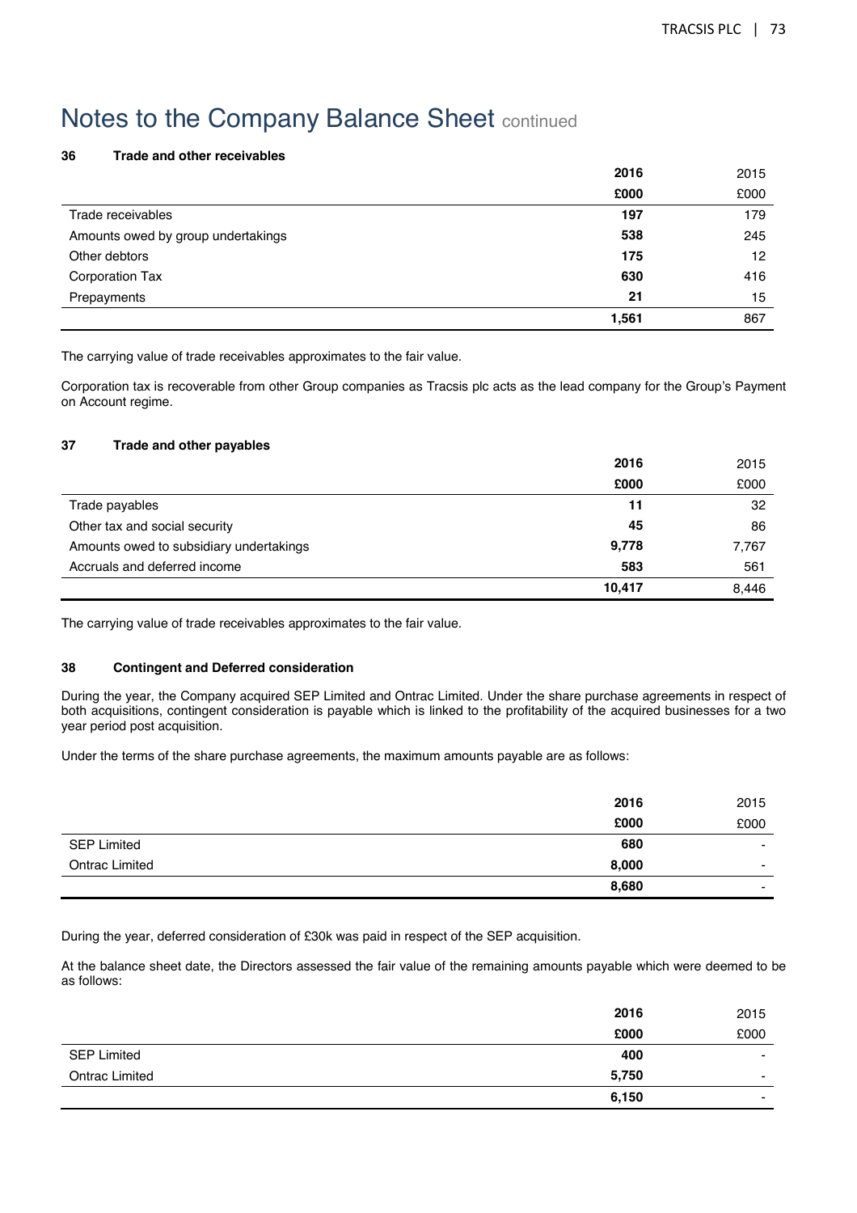# Notes to the Company Balance Sheet continued

### 36 Trade and other receivables

| | 2016 | 2015 |
|---|---|---|
| | £000 | £000 |
| Trade receivables | 197 | 179 |
| Amounts owed by group undertakings | 538 | 245 |
| Other debtors | 175 | 12 |
| Corporation Tax | 630 | 416 |
| Prepayments | 21 | 15 |
| | 1,561 | 867 |

The carrying value of trade receivables approximates to the fair value.

Corporation tax is recoverable from other Group companies as Tracsis plc acts as the lead company for the Group's Payment on Account regime.

### 37 Trade and other payables

| | 2016 | 2015 |
|---|---|---|
| | £000 | £000 |
| Trade payables | 11 | 32 |
| Other tax and social security | 45 | 86 |
| Amounts owed to subsidiary undertakings | 9,778 | 7,767 |
| Accruals and deferred income | 583 | 561 |
| | 10,417 | 8,446 |

The carrying value of trade receivables approximates to the fair value.

### 38 Contingent and Deferred consideration

During the year, the Company acquired SEP Limited and Ontrac Limited. Under the share purchase agreements in respect of both acquisitions, contingent consideration is payable which is linked to the profitability of the acquired businesses for a two year period post acquisition.

Under the terms of the share purchase agreements, the maximum amounts payable are as follows:

| | 2016 | 2015 |
|---|---|---|
| | £000 | £000 |
| SEP Limited | 680 | - |
| Ontrac Limited | 8,000 | - |
| | 8,680 | - |

During the year, deferred consideration of £30k was paid in respect of the SEP acquisition.

At the balance sheet date, the Directors assessed the fair value of the remaining amounts payable which were deemed to be as follows:

| | 2016 | 2015 |
|---|---|---|
| | £000 | £000 |
| SEP Limited | 400 | - |
| Ontrac Limited | 5,750 | - |
| | 6,150 | - |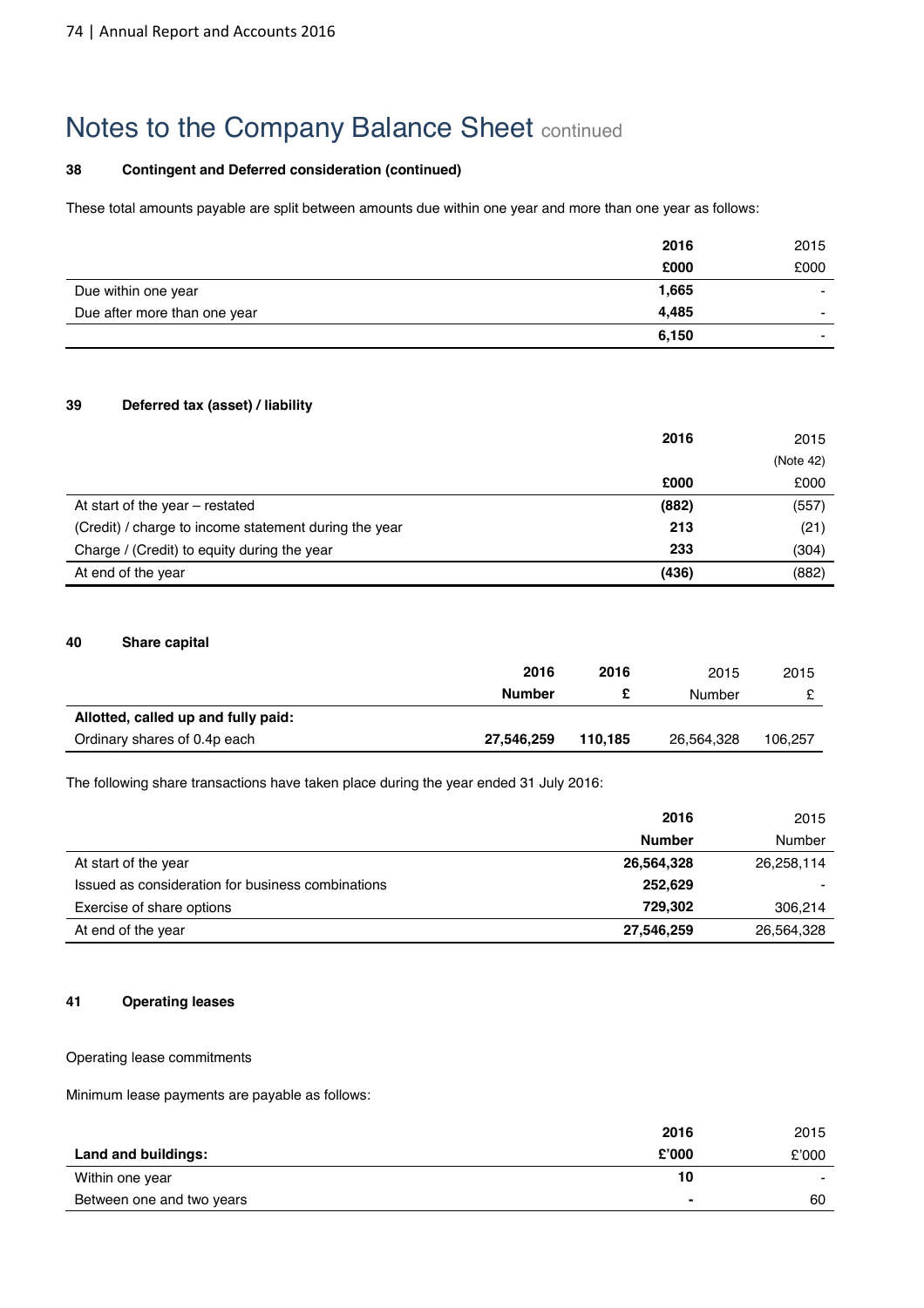# Notes to the Company Balance Sheet continued

**38 Contingent and Deferred consideration (continued)**

These total amounts payable are split between amounts due within one year and more than one year as follows:

| | **2016** | 2015 |
|---|---|---|
| | **£000** | £000 |
| Due within one year | **1,665** | - |
| Due after more than one year | **4,485** | - |
| | **6,150** | - |

**39 Deferred tax (asset) / liability**

| | **2016** | 2015 |
|---|---|---|
| | | (Note 42) |
| | **£000** | £000 |
| At start of the year – restated | **(882)** | (557) |
| (Credit) / charge to income statement during the year | **213** | (21) |
| Charge / (Credit) to equity during the year | **233** | (304) |
| At end of the year | **(436)** | (882) |

**40 Share capital**

| | **2016** | **2016** | 2015 | 2015 |
|---|---|---|---|---|
| | **Number** | **£** | Number | £ |
| **Allotted, called up and fully paid:** | | | | |
| Ordinary shares of 0.4p each | **27,546,259** | **110,185** | 26,564,328 | 106,257 |

The following share transactions have taken place during the year ended 31 July 2016:

| | **2016** | 2015 |
|---|---|---|
| | **Number** | Number |
| At start of the year | **26,564,328** | 26,258,114 |
| Issued as consideration for business combinations | **252,629** | - |
| Exercise of share options | **729,302** | 306,214 |
| At end of the year | **27,546,259** | 26,564,328 |

**41 Operating leases**

Operating lease commitments

Minimum lease payments are payable as follows:

| | **2016** | 2015 |
|---|---|---|
| **Land and buildings:** | **£'000** | £'000 |
| Within one year | **10** | - |
| Between one and two years | **-** | 60 |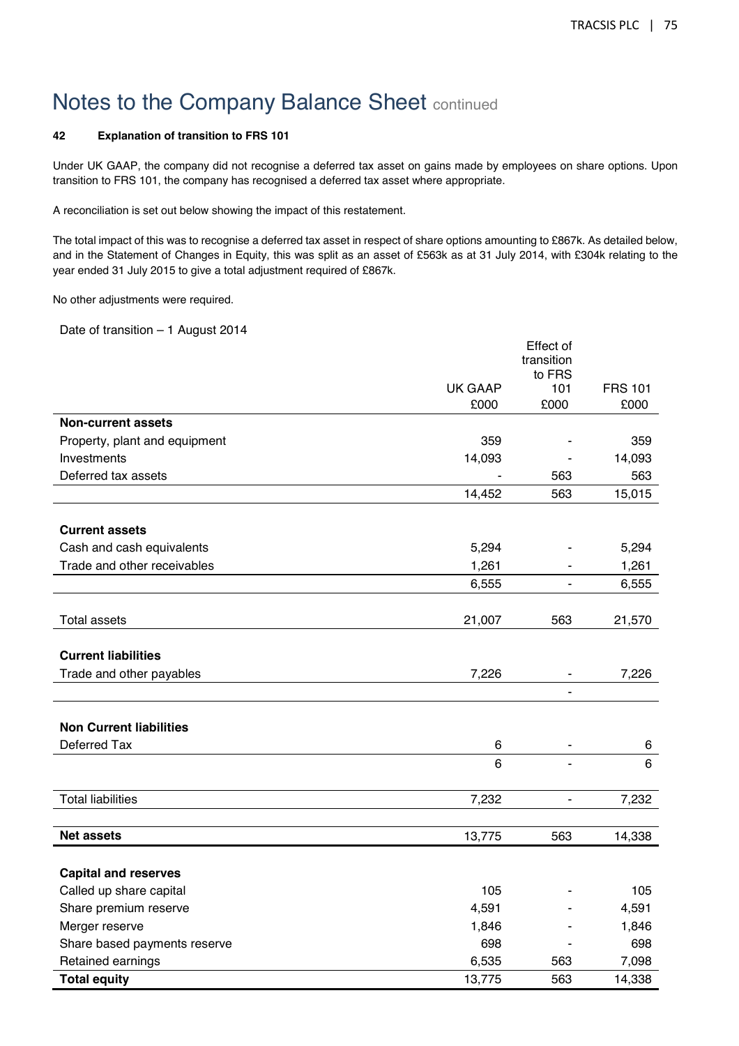# Notes to the Company Balance Sheet continued

**42 Explanation of transition to FRS 101**

Under UK GAAP, the company did not recognise a deferred tax asset on gains made by employees on share options. Upon transition to FRS 101, the company has recognised a deferred tax asset where appropriate.

A reconciliation is set out below showing the impact of this restatement.

The total impact of this was to recognise a deferred tax asset in respect of share options amounting to £867k. As detailed below, and in the Statement of Changes in Equity, this was split as an asset of £563k as at 31 July 2014, with £304k relating to the year ended 31 July 2015 to give a total adjustment required of £867k.

No other adjustments were required.

Date of transition – 1 August 2014

| | UK GAAP | Effect of transition to FRS 101 | FRS 101 |
|---|---|---|---|
| | £000 | £000 | £000 |
| **Non-current assets** | | | |
| Property, plant and equipment | 359 | - | 359 |
| Investments | 14,093 | - | 14,093 |
| Deferred tax assets | - | 563 | 563 |
| | 14,452 | 563 | 15,015 |
| **Current assets** | | | |
| Cash and cash equivalents | 5,294 | - | 5,294 |
| Trade and other receivables | 1,261 | - | 1,261 |
| | 6,555 | - | 6,555 |
| Total assets | 21,007 | 563 | 21,570 |
| **Current liabilities** | | | |
| Trade and other payables | 7,226 | - | 7,226 |
| | | - | |
| **Non Current liabilities** | | | |
| Deferred Tax | 6 | - | 6 |
| | 6 | - | 6 |
| Total liabilities | 7,232 | - | 7,232 |
| **Net assets** | 13,775 | 563 | 14,338 |
| **Capital and reserves** | | | |
| Called up share capital | 105 | - | 105 |
| Share premium reserve | 4,591 | - | 4,591 |
| Merger reserve | 1,846 | - | 1,846 |
| Share based payments reserve | 698 | - | 698 |
| Retained earnings | 6,535 | 563 | 7,098 |
| **Total equity** | 13,775 | 563 | 14,338 |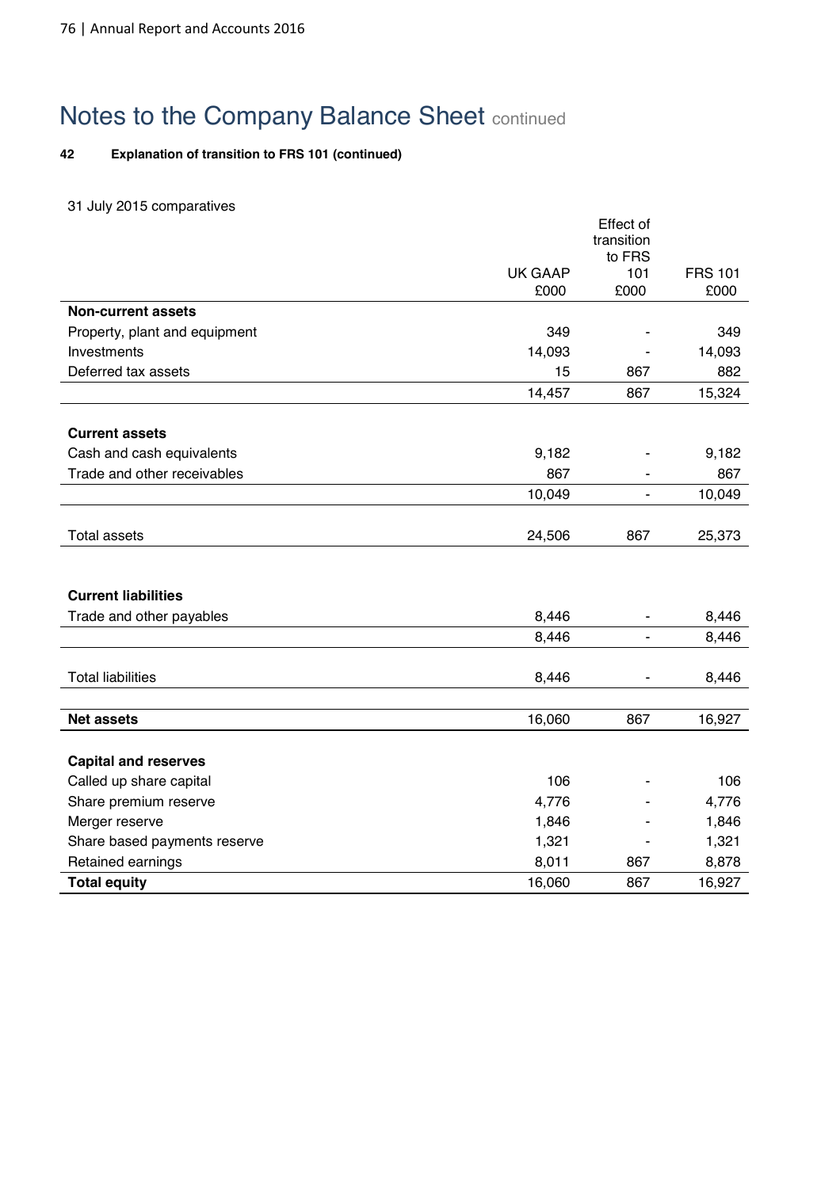# Notes to the Company Balance Sheet continued

**42 Explanation of transition to FRS 101 (continued)**

31 July 2015 comparatives

| | UK GAAP £000 | Effect of transition to FRS 101 £000 | FRS 101 £000 |
|---|---|---|---|
| **Non-current assets** | | | |
| Property, plant and equipment | 349 | - | 349 |
| Investments | 14,093 | - | 14,093 |
| Deferred tax assets | 15 | 867 | 882 |
| | 14,457 | 867 | 15,324 |
| **Current assets** | | | |
| Cash and cash equivalents | 9,182 | - | 9,182 |
| Trade and other receivables | 867 | - | 867 |
| | 10,049 | - | 10,049 |
| Total assets | 24,506 | 867 | 25,373 |
| **Current liabilities** | | | |
| Trade and other payables | 8,446 | - | 8,446 |
| | 8,446 | - | 8,446 |
| Total liabilities | 8,446 | - | 8,446 |
| **Net assets** | 16,060 | 867 | 16,927 |
| **Capital and reserves** | | | |
| Called up share capital | 106 | - | 106 |
| Share premium reserve | 4,776 | - | 4,776 |
| Merger reserve | 1,846 | - | 1,846 |
| Share based payments reserve | 1,321 | - | 1,321 |
| Retained earnings | 8,011 | 867 | 8,878 |
| **Total equity** | 16,060 | 867 | 16,927 |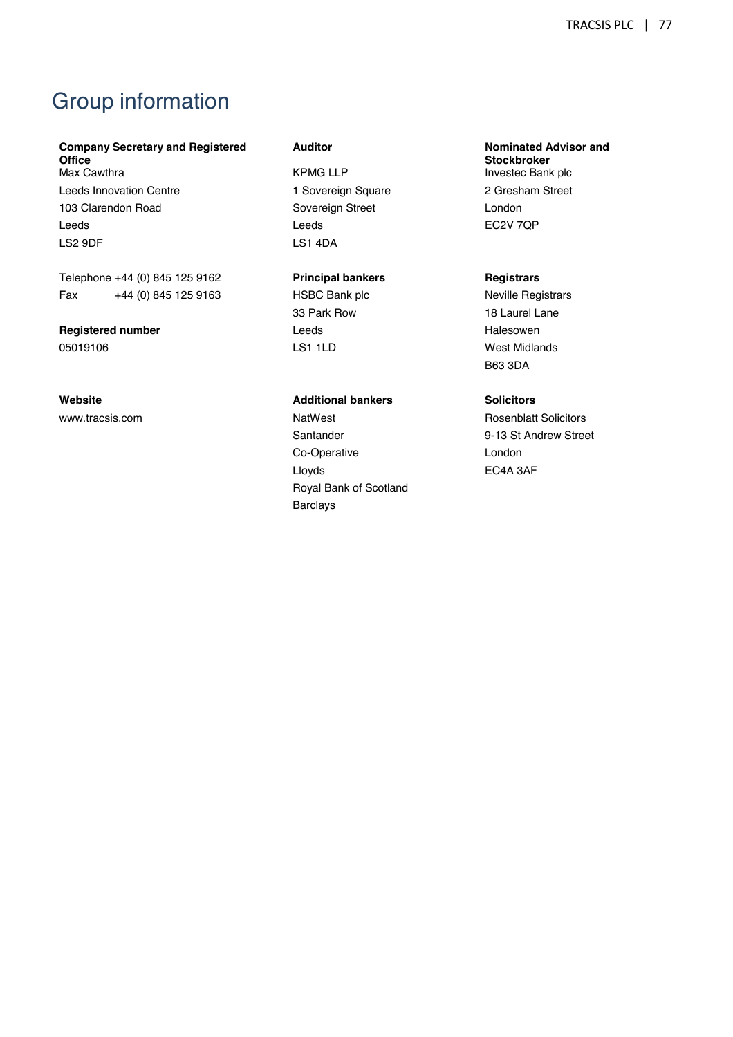# Group information

**Company Secretary and Registered Office**
Max Cawthra
Leeds Innovation Centre
103 Clarendon Road
Leeds
LS2 9DF

Telephone +44 (0) 845 125 9162
Fax +44 (0) 845 125 9163

**Registered number**
05019106

**Website**
www.tracsis.com

**Auditor**
KPMG LLP
1 Sovereign Square
Sovereign Street
Leeds
LS1 4DA

**Principal bankers**
HSBC Bank plc
33 Park Row
Leeds
LS1 1LD

**Additional bankers**
NatWest
Santander
Co-Operative
Lloyds
Royal Bank of Scotland
Barclays

**Nominated Advisor and Stockbroker**
Investec Bank plc
2 Gresham Street
London
EC2V 7QP

**Registrars**
Neville Registrars
18 Laurel Lane
Halesowen
West Midlands
B63 3DA

**Solicitors**
Rosenblatt Solicitors
9-13 St Andrew Street
London
EC4A 3AF